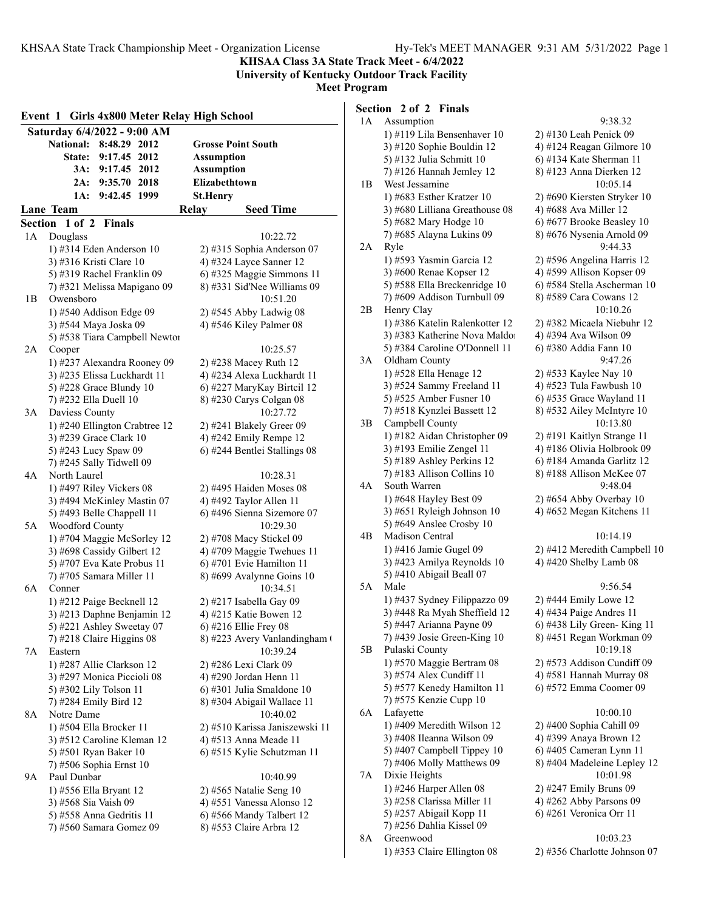**KHSAA Class 3A State Track Meet - 6/4/2022**
**University of Kentucky Outdoor Track Facility**
**Meet Program**

## Event 1 Girls 4x800 Meter Relay High School

**Saturday 6/4/2022 - 9:00 AM**

| | | | |
|---|---|---|---|
| National: | 8:48.29 | 2012 | Grosse Point South |
| State: | 9:17.45 | 2012 | Assumption |
| 3A: | 9:17.45 | 2012 | Assumption |
| 2A: | 9:35.70 | 2018 | Elizabethtown |
| 1A: | 9:42.45 | 1999 | St.Henry |

**Lane Team — Relay — Seed Time**

### Section 1 of 2 Finals

**1A Douglass** — 10:22.72
1) #314 Eden Anderson 10
2) #315 Sophia Anderson 07
3) #316 Kristi Clare 10
4) #324 Layce Sanner 12
5) #319 Rachel Franklin 09
6) #325 Maggie Simmons 11
7) #321 Melissa Mapigano 09
8) #331 Sid'Nee Williams 09

**1B Owensboro** — 10:51.20
1) #540 Addison Edge 09
2) #545 Abby Ladwig 08
3) #544 Maya Joska 09
4) #546 Kiley Palmer 08
5) #538 Tiara Campbell Newtor

**2A Cooper** — 10:25.57
1) #237 Alexandra Rooney 09
2) #238 Macey Ruth 12
3) #235 Elissa Luckhardt 11
4) #234 Alexa Luckhardt 11
5) #228 Grace Blundy 10
6) #227 MaryKay Birtcil 12
7) #232 Ella Duell 10
8) #230 Carys Colgan 08

**3A Daviess County** — 10:27.72
1) #240 Ellington Crabtree 12
2) #241 Blakely Greer 09
3) #239 Grace Clark 10
4) #242 Emily Rempe 12
5) #243 Lucy Spaw 09
6) #244 Bentlei Stallings 08
7) #245 Sally Tidwell 09

**4A North Laurel** — 10:28.31
1) #497 Riley Vickers 08
2) #495 Haiden Moses 08
3) #494 McKinley Mastin 07
4) #492 Taylor Allen 11
5) #493 Belle Chappell 11
6) #496 Sienna Sizemore 07

**5A Woodford County** — 10:29.30
1) #704 Maggie McSorley 12
2) #708 Macy Stickel 09
3) #698 Cassidy Gilbert 12
4) #709 Maggie Twehues 11
5) #707 Eva Kate Probus 11
6) #701 Evie Hamilton 11
7) #705 Samara Miller 11
8) #699 Avalynne Goins 10

**6A Conner** — 10:34.51
1) #212 Paige Becknell 12
2) #217 Isabella Gay 09
3) #213 Daphne Benjamin 12
4) #215 Katie Bowen 12
5) #221 Ashley Sweetay 07
6) #216 Ellie Frey 08
7) #218 Claire Higgins 08
8) #223 Avery Vanlandingham (

**7A Eastern** — 10:39.24
1) #287 Allie Clarkson 12
2) #286 Lexi Clark 09
3) #297 Monica Piccioli 08
4) #290 Jordan Henn 11
5) #302 Lily Tolson 11
6) #301 Julia Smaldone 10
7) #284 Emily Bird 12
8) #304 Abigail Wallace 11

**8A Notre Dame** — 10:40.02
1) #504 Ella Brocker 11
2) #510 Karissa Janiszewski 11
3) #512 Caroline Kleman 12
4) #513 Anna Meade 11
5) #501 Ryan Baker 10
6) #515 Kylie Schutzman 11
7) #506 Sophia Ernst 10

**9A Paul Dunbar** — 10:40.99
1) #556 Ella Bryant 12
2) #565 Natalie Seng 10
3) #568 Sia Vaish 09
4) #551 Vanessa Alonso 12
5) #558 Anna Gedritis 11
6) #566 Mandy Talbert 12
7) #560 Samara Gomez 09
8) #553 Claire Arbra 12

### Section 2 of 2 Finals

**1A Assumption** — 9:38.32
1) #119 Lila Bensenhaver 10
2) #130 Leah Penick 09
3) #120 Sophie Bouldin 12
4) #124 Reagan Gilmore 10
5) #132 Julia Schmitt 10
6) #134 Kate Sherman 11
7) #126 Hannah Jemley 12
8) #123 Anna Dierken 12

**1B West Jessamine** — 10:05.14
1) #683 Esther Kratzer 10
2) #690 Kiersten Stryker 10
3) #680 Lilliana Greathouse 08
4) #688 Ava Miller 12
5) #682 Mary Hodge 10
6) #677 Brooke Beasley 10
7) #685 Alayna Lukins 09
8) #676 Nysenia Arnold 09

**2A Ryle** — 9:44.33
1) #593 Yasmin Garcia 12
2) #596 Angelina Harris 12
3) #600 Renae Kopser 12
4) #599 Allison Kopser 09
5) #588 Ella Breckenridge 10
6) #584 Stella Ascherman 10
7) #609 Addison Turnbull 09
8) #589 Cara Cowans 12

**2B Henry Clay** — 10:10.26
1) #386 Katelin Ralenkotter 12
2) #382 Micaela Niebuhr 12
3) #383 Katherine Nova Maldo
4) #394 Ava Wilson 09
5) #384 Caroline O'Donnell 11
6) #380 Addia Fann 10

**3A Oldham County** — 9:47.26
1) #528 Ella Henage 12
2) #533 Kaylee Nay 10
3) #524 Sammy Freeland 11
4) #523 Tula Fawbush 10
5) #525 Amber Fusner 10
6) #535 Grace Wayland 11
7) #518 Kynzlei Bassett 12
8) #532 Ailey McIntyre 10

**3B Campbell County** — 10:13.80
1) #182 Aidan Christopher 09
2) #191 Kaitlyn Strange 11
3) #193 Emilie Zengel 11
4) #186 Olivia Holbrook 09
5) #189 Ashley Perkins 12
6) #184 Amanda Garlitz 12
7) #183 Allison Collins 10
8) #188 Allison McKee 07

**4A South Warren** — 9:48.04
1) #648 Hayley Best 09
2) #654 Abby Overbay 10
3) #651 Ryleigh Johnson 10
4) #652 Megan Kitchens 11
5) #649 Anslee Crosby 10

**4B Madison Central** — 10:14.19
1) #416 Jamie Gugel 09
2) #412 Meredith Campbell 10
3) #423 Amilya Reynolds 10
4) #420 Shelby Lamb 08
5) #410 Abigail Beall 07

**5A Male** — 9:56.54
1) #437 Sydney Filippazzo 09
2) #444 Emily Lowe 12
3) #448 Ra Myah Sheffield 12
4) #434 Paige Andres 11
5) #447 Arianna Payne 09
6) #438 Lily Green- King 11
7) #439 Josie Green-King 10
8) #451 Regan Workman 09

**5B Pulaski County** — 10:19.18
1) #570 Maggie Bertram 08
2) #573 Addison Cundiff 09
3) #574 Alex Cundiff 11
4) #581 Hannah Murray 08
5) #577 Kenedy Hamilton 11
6) #572 Emma Coomer 09
7) #575 Kenzie Cupp 10

**6A Lafayette** — 10:00.10
1) #409 Meredith Wilson 12
2) #400 Sophia Cahill 09
3) #408 Ileanna Wilson 09
4) #399 Anaya Brown 12
5) #407 Campbell Tippey 10
6) #405 Cameran Lynn 11
7) #406 Molly Matthews 09
8) #404 Madeleine Lepley 12

**7A Dixie Heights** — 10:01.98
1) #246 Harper Allen 08
2) #247 Emily Bruns 09
3) #258 Clarissa Miller 11
4) #262 Abby Parsons 09
5) #257 Abigail Kopp 11
6) #261 Veronica Orr 11
7) #256 Dahlia Kissel 09

**8A Greenwood** — 10:03.23
1) #353 Claire Ellington 08
2) #356 Charlotte Johnson 07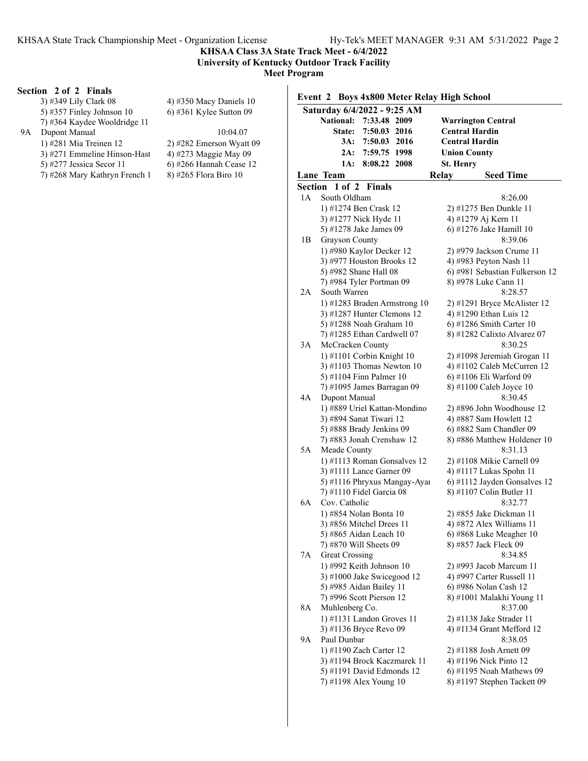## KHSAA Class 3A State Track Meet - 6/4/2022
### University of Kentucky Outdoor Track Facility
### Meet Program

**Section 2 of 2 Finals**

3) #349 Lily Clark 08 | 4) #350 Macy Daniels 10
5) #357 Finley Johnson 10 | 6) #361 Kylee Sutton 09
7) #364 Kaydee Wooldridge 11

9A Dupont Manual — 10:04.07
1) #281 Mia Treinen 12 | 2) #282 Emerson Wyatt 09
3) #271 Emmeline Hinson-Hast | 4) #273 Maggie May 09
5) #277 Jessica Secor 11 | 6) #266 Hannah Cease 12
7) #268 Mary Kathryn French 1 | 8) #265 Flora Biro 10

### Event 2 Boys 4x800 Meter Relay High School

**Saturday 6/4/2022 - 9:25 AM**

| | | | |
|---|---|---|---|
| National: | 7:33.48 | 2009 | Warrington Central |
| State: | 7:50.03 | 2016 | Central Hardin |
| 3A: | 7:50.03 | 2016 | Central Hardin |
| 2A: | 7:59.75 | 1998 | Union County |
| 1A: | 8:08.22 | 2008 | St. Henry |

| Lane | Team | Relay | Seed Time |
|---|---|---|---|

**Section 1 of 2 Finals**

1A South Oldham — 8:26.00
1) #1274 Ben Crask 12 | 2) #1275 Ben Dunkle 11
3) #1277 Nick Hyde 11 | 4) #1279 Aj Kern 11
5) #1278 Jake James 09 | 6) #1276 Jake Hamill 10

1B Grayson County — 8:39.06
1) #980 Kaylor Decker 12 | 2) #979 Jackson Crume 11
3) #977 Houston Brooks 12 | 4) #983 Peyton Nash 11
5) #982 Shane Hall 08 | 6) #981 Sebastian Fulkerson 12
7) #984 Tyler Portman 09 | 8) #978 Luke Cann 11

2A South Warren — 8:28.57
1) #1283 Braden Armstrong 10 | 2) #1291 Bryce McAlister 12
3) #1287 Hunter Clemons 12 | 4) #1290 Ethan Luis 12
5) #1288 Noah Graham 10 | 6) #1286 Smith Carter 10
7) #1285 Ethan Cardwell 07 | 8) #1282 Calixto Alvarez 07

3A McCracken County — 8:30.25
1) #1101 Corbin Knight 10 | 2) #1098 Jeremiah Grogan 11
3) #1103 Thomas Newton 10 | 4) #1102 Caleb McCurren 12
5) #1104 Finn Palmer 10 | 6) #1106 Eli Warford 09
7) #1095 James Barragan 09 | 8) #1100 Caleb Joyce 10

4A Dupont Manual — 8:30.45
1) #889 Uriel Kattan-Mondino | 2) #896 John Woodhouse 12
3) #894 Sanat Tiwari 12 | 4) #887 Sam Howlett 12
5) #888 Brady Jenkins 09 | 6) #882 Sam Chandler 09
7) #883 Jonah Crenshaw 12 | 8) #886 Matthew Holdener 10

5A Meade County — 8:31.13
1) #1113 Roman Gonsalves 12 | 2) #1108 Mikie Carnell 09
3) #1111 Lance Garner 09 | 4) #1117 Lukas Spohn 11
5) #1116 Phryxus Mangay-Ayaı | 6) #1112 Jayden Gonsalves 12
7) #1110 Fidel Garcia 08 | 8) #1107 Colin Butler 11

6A Cov. Catholic — 8:32.77
1) #854 Nolan Bonta 10 | 2) #855 Jake Dickman 11
3) #856 Mitchel Drees 11 | 4) #872 Alex Williams 11
5) #865 Aidan Leach 10 | 6) #868 Luke Meagher 10
7) #870 Will Sheets 09 | 8) #857 Jack Fleck 09

7A Great Crossing — 8:34.85
1) #992 Keith Johnson 10 | 2) #993 Jacob Marcum 11
3) #1000 Jake Swicegood 12 | 4) #997 Carter Russell 11
5) #985 Aidan Bailey 11 | 6) #986 Nolan Cash 12
7) #996 Scott Pierson 12 | 8) #1001 Malakhi Young 11

8A Muhlenberg Co. — 8:37.00
1) #1131 Landon Groves 11 | 2) #1138 Jake Strader 11
3) #1136 Bryce Revo 09 | 4) #1134 Grant Mefford 12

9A Paul Dunbar — 8:38.05
1) #1190 Zach Carter 12 | 2) #1188 Josh Arnett 09
3) #1194 Brock Kaczmarek 11 | 4) #1196 Nick Pinto 12
5) #1191 David Edmonds 12 | 6) #1195 Noah Mathews 09
7) #1198 Alex Young 10 | 8) #1197 Stephen Tackett 09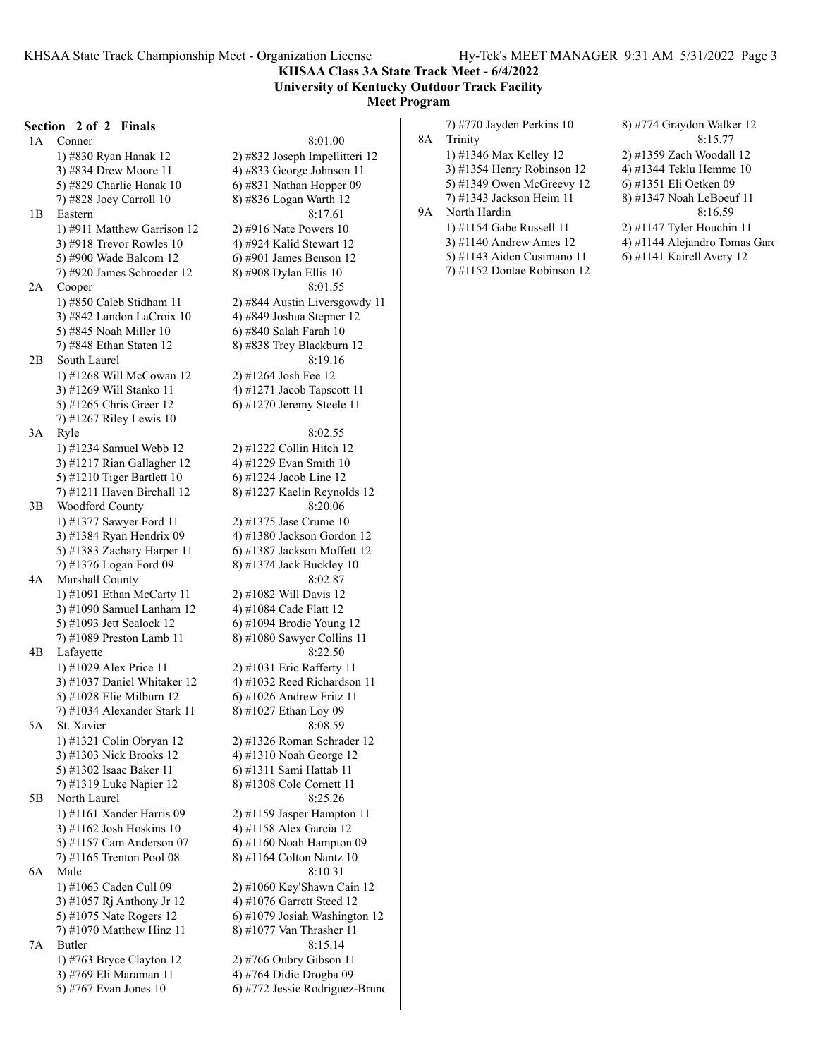**KHSAA Class 3A State Track Meet - 6/4/2022**
**University of Kentucky Outdoor Track Facility**
**Meet Program**

### Section 2 of 2 Finals

**1A Conner** 8:01.00
1) #830 Ryan Hanak 12 2) #832 Joseph Impellitteri 12
3) #834 Drew Moore 11 4) #833 George Johnson 11
5) #829 Charlie Hanak 10 6) #831 Nathan Hopper 09
7) #828 Joey Carroll 10 8) #836 Logan Warth 12

**1B Eastern** 8:17.61
1) #911 Matthew Garrison 12 2) #916 Nate Powers 10
3) #918 Trevor Rowles 10 4) #924 Kalid Stewart 12
5) #900 Wade Balcom 12 6) #901 James Benson 12
7) #920 James Schroeder 12 8) #908 Dylan Ellis 10

**2A Cooper** 8:01.55
1) #850 Caleb Stidham 11 2) #844 Austin Liversgowdy 11
3) #842 Landon LaCroix 10 4) #849 Joshua Stepner 12
5) #845 Noah Miller 10 6) #840 Salah Farah 10
7) #848 Ethan Staten 12 8) #838 Trey Blackburn 12

**2B South Laurel** 8:19.16
1) #1268 Will McCowan 12 2) #1264 Josh Fee 12
3) #1269 Will Stanko 11 4) #1271 Jacob Tapscott 11
5) #1265 Chris Greer 12 6) #1270 Jeremy Steele 11
7) #1267 Riley Lewis 10

**3A Ryle** 8:02.55
1) #1234 Samuel Webb 12 2) #1222 Collin Hitch 12
3) #1217 Rian Gallagher 12 4) #1229 Evan Smith 10
5) #1210 Tiger Bartlett 10 6) #1224 Jacob Line 12
7) #1211 Haven Birchall 12 8) #1227 Kaelin Reynolds 12

**3B Woodford County** 8:20.06
1) #1377 Sawyer Ford 11 2) #1375 Jase Crume 10
3) #1384 Ryan Hendrix 09 4) #1380 Jackson Gordon 12
5) #1383 Zachary Harper 11 6) #1387 Jackson Moffett 12
7) #1376 Logan Ford 09 8) #1374 Jack Buckley 10

**4A Marshall County** 8:02.87
1) #1091 Ethan McCarty 11 2) #1082 Will Davis 12
3) #1090 Samuel Lanham 12 4) #1084 Cade Flatt 12
5) #1093 Jett Sealock 12 6) #1094 Brodie Young 12
7) #1089 Preston Lamb 11 8) #1080 Sawyer Collins 11

**4B Lafayette** 8:22.50
1) #1029 Alex Price 11 2) #1031 Eric Rafferty 11
3) #1037 Daniel Whitaker 12 4) #1032 Reed Richardson 11
5) #1028 Elie Milburn 12 6) #1026 Andrew Fritz 11
7) #1034 Alexander Stark 11 8) #1027 Ethan Loy 09

**5A St. Xavier** 8:08.59
1) #1321 Colin Obryan 12 2) #1326 Roman Schrader 12
3) #1303 Nick Brooks 12 4) #1310 Noah George 12
5) #1302 Isaac Baker 11 6) #1311 Sami Hattab 11
7) #1319 Luke Napier 12 8) #1308 Cole Cornett 11

**5B North Laurel** 8:25.26
1) #1161 Xander Harris 09 2) #1159 Jasper Hampton 11
3) #1162 Josh Hoskins 10 4) #1158 Alex Garcia 12
5) #1157 Cam Anderson 07 6) #1160 Noah Hampton 09
7) #1165 Trenton Pool 08 8) #1164 Colton Nantz 10

**6A Male** 8:10.31
1) #1063 Caden Cull 09 2) #1060 Key'Shawn Cain 12
3) #1057 Rj Anthony Jr 12 4) #1076 Garrett Steed 12
5) #1075 Nate Rogers 12 6) #1079 Josiah Washington 12
7) #1070 Matthew Hinz 11 8) #1077 Van Thrasher 11

**7A Butler** 8:15.14
1) #763 Bryce Clayton 12 2) #766 Oubry Gibson 11
3) #769 Eli Maraman 11 4) #764 Didie Drogba 09
5) #767 Evan Jones 10 6) #772 Jessie Rodriguez-Brunc
7) #770 Jayden Perkins 10 8) #774 Graydon Walker 12

**8A Trinity** 8:15.77
1) #1346 Max Kelley 12 2) #1359 Zach Woodall 12
3) #1354 Henry Robinson 12 4) #1344 Teklu Hemme 10
5) #1349 Owen McGreevy 12 6) #1351 Eli Oetken 09
7) #1343 Jackson Heim 11 8) #1347 Noah LeBoeuf 11

**9A North Hardin** 8:16.59
1) #1154 Gabe Russell 11 2) #1147 Tyler Houchin 11
3) #1140 Andrew Ames 12 4) #1144 Alejandro Tomas Garc
5) #1143 Aiden Cusimano 11 6) #1141 Kairell Avery 12
7) #1152 Dontae Robinson 12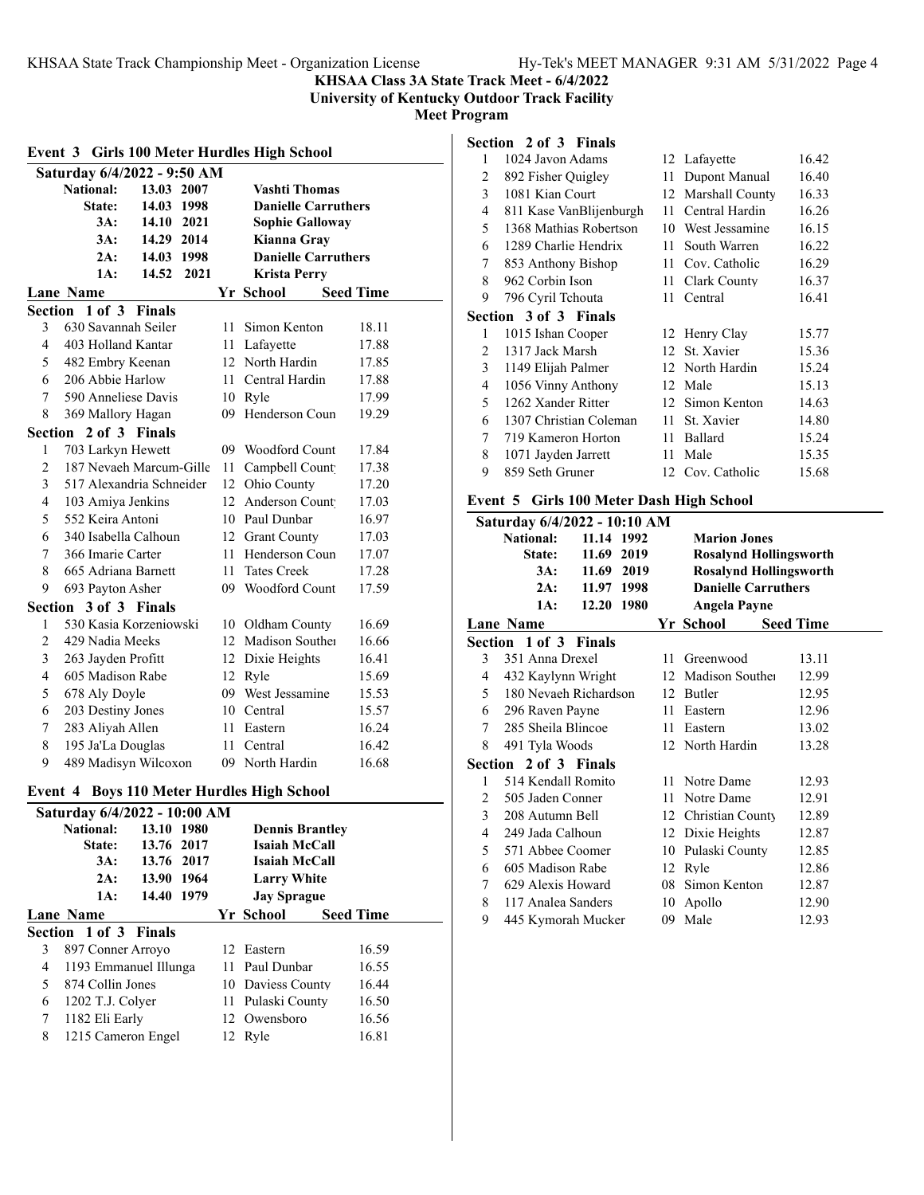**KHSAA Class 3A State Track Meet - 6/4/2022**
**University of Kentucky Outdoor Track Facility**
**Meet Program**

## Event 3 Girls 100 Meter Hurdles High School

**Saturday 6/4/2022 - 9:50 AM**

| | | | |
|---|---|---|---|
| National: | 13.03 | 2007 | Vashti Thomas |
| State: | 14.03 | 1998 | Danielle Carruthers |
| 3A: | 14.10 | 2021 | Sophie Galloway |
| 3A: | 14.29 | 2014 | Kianna Gray |
| 2A: | 14.03 | 1998 | Danielle Carruthers |
| 1A: | 14.52 | 2021 | Krista Perry |

| Lane | Name | Yr | School | Seed Time |
|---|---|---|---|---|
| **Section 1 of 3 Finals** | | | | |
| 3 | 630 Savannah Seiler | 11 | Simon Kenton | 18.11 |
| 4 | 403 Holland Kantar | 11 | Lafayette | 17.88 |
| 5 | 482 Embry Keenan | 12 | North Hardin | 17.85 |
| 6 | 206 Abbie Harlow | 11 | Central Hardin | 17.88 |
| 7 | 590 Anneliese Davis | 10 | Ryle | 17.99 |
| 8 | 369 Mallory Hagan | 09 | Henderson Coun | 19.29 |
| **Section 2 of 3 Finals** | | | | |
| 1 | 703 Larkyn Hewett | 09 | Woodford Count | 17.84 |
| 2 | 187 Nevaeh Marcum-Gille | 11 | Campbell Count | 17.38 |
| 3 | 517 Alexandria Schneider | 12 | Ohio County | 17.20 |
| 4 | 103 Amiya Jenkins | 12 | Anderson Count | 17.03 |
| 5 | 552 Keira Antoni | 10 | Paul Dunbar | 16.97 |
| 6 | 340 Isabella Calhoun | 12 | Grant County | 17.03 |
| 7 | 366 Imarie Carter | 11 | Henderson Coun | 17.07 |
| 8 | 665 Adriana Barnett | 11 | Tates Creek | 17.28 |
| 9 | 693 Payton Asher | 09 | Woodford Count | 17.59 |
| **Section 3 of 3 Finals** | | | | |
| 1 | 530 Kasia Korzeniowski | 10 | Oldham County | 16.69 |
| 2 | 429 Nadia Meeks | 12 | Madison Souther | 16.66 |
| 3 | 263 Jayden Profitt | 12 | Dixie Heights | 16.41 |
| 4 | 605 Madison Rabe | 12 | Ryle | 15.69 |
| 5 | 678 Aly Doyle | 09 | West Jessamine | 15.53 |
| 6 | 203 Destiny Jones | 10 | Central | 15.57 |
| 7 | 283 Aliyah Allen | 11 | Eastern | 16.24 |
| 8 | 195 Ja'La Douglas | 11 | Central | 16.42 |
| 9 | 489 Madisyn Wilcoxon | 09 | North Hardin | 16.68 |

## Event 4 Boys 110 Meter Hurdles High School

**Saturday 6/4/2022 - 10:00 AM**

| | | | |
|---|---|---|---|
| National: | 13.10 | 1980 | Dennis Brantley |
| State: | 13.76 | 2017 | Isaiah McCall |
| 3A: | 13.76 | 2017 | Isaiah McCall |
| 2A: | 13.90 | 1964 | Larry White |
| 1A: | 14.40 | 1979 | Jay Sprague |

| Lane | Name | Yr | School | Seed Time |
|---|---|---|---|---|
| **Section 1 of 3 Finals** | | | | |
| 3 | 897 Conner Arroyo | 12 | Eastern | 16.59 |
| 4 | 1193 Emmanuel Illunga | 11 | Paul Dunbar | 16.55 |
| 5 | 874 Collin Jones | 10 | Daviess County | 16.44 |
| 6 | 1202 T.J. Colyer | 11 | Pulaski County | 16.50 |
| 7 | 1182 Eli Early | 12 | Owensboro | 16.56 |
| 8 | 1215 Cameron Engel | 12 | Ryle | 16.81 |
| **Section 2 of 3 Finals** | | | | |
| 1 | 1024 Javon Adams | 12 | Lafayette | 16.42 |
| 2 | 892 Fisher Quigley | 11 | Dupont Manual | 16.40 |
| 3 | 1081 Kian Court | 12 | Marshall County | 16.33 |
| 4 | 811 Kase VanBlijenburgh | 11 | Central Hardin | 16.26 |
| 5 | 1368 Mathias Robertson | 10 | West Jessamine | 16.15 |
| 6 | 1289 Charlie Hendrix | 11 | South Warren | 16.22 |
| 7 | 853 Anthony Bishop | 11 | Cov. Catholic | 16.29 |
| 8 | 962 Corbin Ison | 11 | Clark County | 16.37 |
| 9 | 796 Cyril Tchouta | 11 | Central | 16.41 |
| **Section 3 of 3 Finals** | | | | |
| 1 | 1015 Ishan Cooper | 12 | Henry Clay | 15.77 |
| 2 | 1317 Jack Marsh | 12 | St. Xavier | 15.36 |
| 3 | 1149 Elijah Palmer | 12 | North Hardin | 15.24 |
| 4 | 1056 Vinny Anthony | 12 | Male | 15.13 |
| 5 | 1262 Xander Ritter | 12 | Simon Kenton | 14.63 |
| 6 | 1307 Christian Coleman | 11 | St. Xavier | 14.80 |
| 7 | 719 Kameron Horton | 11 | Ballard | 15.24 |
| 8 | 1071 Jayden Jarrett | 11 | Male | 15.35 |
| 9 | 859 Seth Gruner | 12 | Cov. Catholic | 15.68 |

## Event 5 Girls 100 Meter Dash High School

**Saturday 6/4/2022 - 10:10 AM**

| | | | |
|---|---|---|---|
| National: | 11.14 | 1992 | Marion Jones |
| State: | 11.69 | 2019 | Rosalynd Hollingsworth |
| 3A: | 11.69 | 2019 | Rosalynd Hollingsworth |
| 2A: | 11.97 | 1998 | Danielle Carruthers |
| 1A: | 12.20 | 1980 | Angela Payne |

| Lane | Name | Yr | School | Seed Time |
|---|---|---|---|---|
| **Section 1 of 3 Finals** | | | | |
| 3 | 351 Anna Drexel | 11 | Greenwood | 13.11 |
| 4 | 432 Kaylynn Wright | 12 | Madison Souther | 12.99 |
| 5 | 180 Nevaeh Richardson | 12 | Butler | 12.95 |
| 6 | 296 Raven Payne | 11 | Eastern | 12.96 |
| 7 | 285 Sheila Blincoe | 11 | Eastern | 13.02 |
| 8 | 491 Tyla Woods | 12 | North Hardin | 13.28 |
| **Section 2 of 3 Finals** | | | | |
| 1 | 514 Kendall Romito | 11 | Notre Dame | 12.93 |
| 2 | 505 Jaden Conner | 11 | Notre Dame | 12.91 |
| 3 | 208 Autumn Bell | 12 | Christian County | 12.89 |
| 4 | 249 Jada Calhoun | 12 | Dixie Heights | 12.87 |
| 5 | 571 Abbee Coomer | 10 | Pulaski County | 12.85 |
| 6 | 605 Madison Rabe | 12 | Ryle | 12.86 |
| 7 | 629 Alexis Howard | 08 | Simon Kenton | 12.87 |
| 8 | 117 Analea Sanders | 10 | Apollo | 12.90 |
| 9 | 445 Kymorah Mucker | 09 | Male | 12.93 |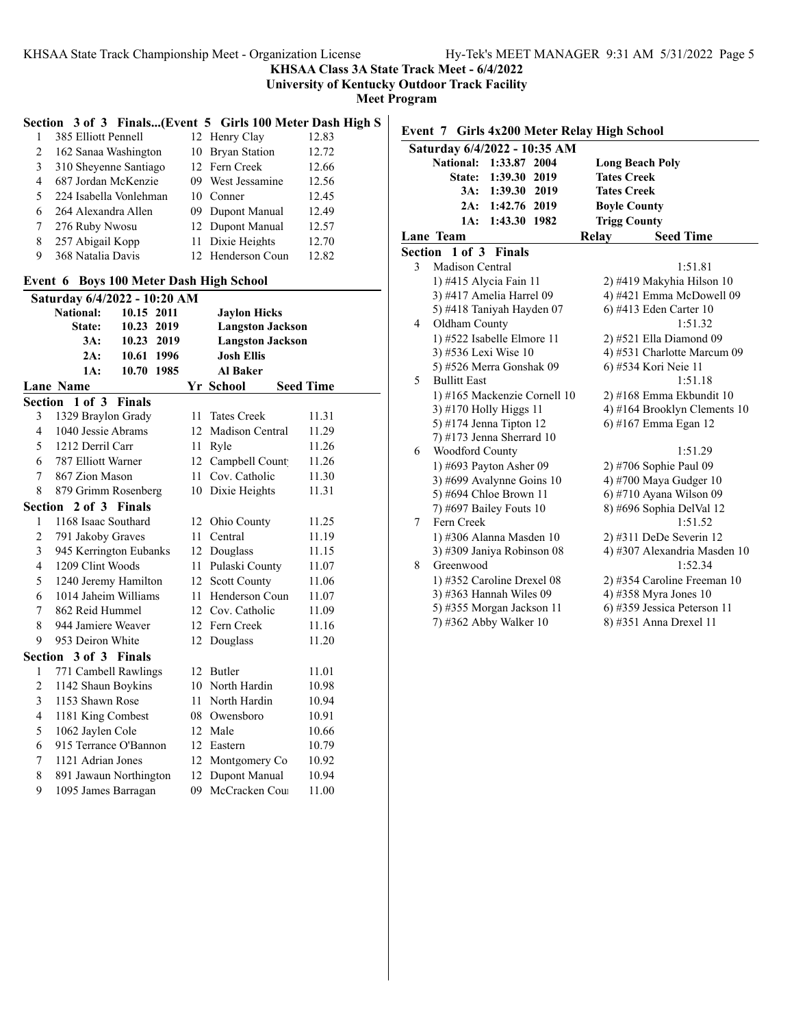KHSAA Class 3A State Track Meet - 6/4/2022
University of Kentucky Outdoor Track Facility
Meet Program

### Section 3 of 3 Finals...(Event 5 Girls 100 Meter Dash High S

| Lane | Name | Yr | School | Seed Time |
|---|---|---|---|---|
| 1 | 385 Elliott Pennell | 12 | Henry Clay | 12.83 |
| 2 | 162 Sanaa Washington | 10 | Bryan Station | 12.72 |
| 3 | 310 Sheyenne Santiago | 12 | Fern Creek | 12.66 |
| 4 | 687 Jordan McKenzie | 09 | West Jessamine | 12.56 |
| 5 | 224 Isabella Vonlehman | 10 | Conner | 12.45 |
| 6 | 264 Alexandra Allen | 09 | Dupont Manual | 12.49 |
| 7 | 276 Ruby Nwosu | 12 | Dupont Manual | 12.57 |
| 8 | 257 Abigail Kopp | 11 | Dixie Heights | 12.70 |
| 9 | 368 Natalia Davis | 12 | Henderson Coun | 12.82 |

## Event 6 Boys 100 Meter Dash High School

**Saturday 6/4/2022 - 10:20 AM**

| | Time | Year | Holder |
|---|---|---|---|
| National: | 10.15 | 2011 | Jaylon Hicks |
| State: | 10.23 | 2019 | Langston Jackson |
| 3A: | 10.23 | 2019 | Langston Jackson |
| 2A: | 10.61 | 1996 | Josh Ellis |
| 1A: | 10.70 | 1985 | Al Baker |

| Lane | Name | Yr | School | Seed Time |
|---|---|---|---|---|
| **Section 1 of 3 Finals** | | | | |
| 3 | 1329 Braylon Grady | 11 | Tates Creek | 11.31 |
| 4 | 1040 Jessie Abrams | 12 | Madison Central | 11.29 |
| 5 | 1212 Derril Carr | 11 | Ryle | 11.26 |
| 6 | 787 Elliott Warner | 12 | Campbell Count | 11.26 |
| 7 | 867 Zion Mason | 11 | Cov. Catholic | 11.30 |
| 8 | 879 Grimm Rosenberg | 10 | Dixie Heights | 11.31 |
| **Section 2 of 3 Finals** | | | | |
| 1 | 1168 Isaac Southard | 12 | Ohio County | 11.25 |
| 2 | 791 Jakoby Graves | 11 | Central | 11.19 |
| 3 | 945 Kerrington Eubanks | 12 | Douglass | 11.15 |
| 4 | 1209 Clint Woods | 11 | Pulaski County | 11.07 |
| 5 | 1240 Jeremy Hamilton | 12 | Scott County | 11.06 |
| 6 | 1014 Jaheim Williams | 11 | Henderson Coun | 11.07 |
| 7 | 862 Reid Hummel | 12 | Cov. Catholic | 11.09 |
| 8 | 944 Jamiere Weaver | 12 | Fern Creek | 11.16 |
| 9 | 953 Deiron White | 12 | Douglass | 11.20 |
| **Section 3 of 3 Finals** | | | | |
| 1 | 771 Cambell Rawlings | 12 | Butler | 11.01 |
| 2 | 1142 Shaun Boykins | 10 | North Hardin | 10.98 |
| 3 | 1153 Shawn Rose | 11 | North Hardin | 10.94 |
| 4 | 1181 King Combest | 08 | Owensboro | 10.91 |
| 5 | 1062 Jaylen Cole | 12 | Male | 10.66 |
| 6 | 915 Terrance O'Bannon | 12 | Eastern | 10.79 |
| 7 | 1121 Adrian Jones | 12 | Montgomery Co | 10.92 |
| 8 | 891 Jawaun Northington | 12 | Dupont Manual | 10.94 |
| 9 | 1095 James Barragan | 09 | McCracken Cou | 11.00 |

## Event 7 Girls 4x200 Meter Relay High School

**Saturday 6/4/2022 - 10:35 AM**

| | Time | Year | Holder |
|---|---|---|---|
| National: | 1:33.87 | 2004 | Long Beach Poly |
| State: | 1:39.30 | 2019 | Tates Creek |
| 3A: | 1:39.30 | 2019 | Tates Creek |
| 2A: | 1:42.76 | 2019 | Boyle County |
| 1A: | 1:43.30 | 1982 | Trigg County |

| Lane | Team | Relay | Seed Time |
|---|---|---|---|
| **Section 1 of 3 Finals** | | | |
| 3 | Madison Central | | 1:51.81 |
| | 1) #415 Alycia Fain 11 | 2) #419 Makyhia Hilson 10 | |
| | 3) #417 Amelia Harrel 09 | 4) #421 Emma McDowell 09 | |
| | 5) #418 Taniyah Hayden 07 | 6) #413 Eden Carter 10 | |
| 4 | Oldham County | | 1:51.32 |
| | 1) #522 Isabelle Elmore 11 | 2) #521 Ella Diamond 09 | |
| | 3) #536 Lexi Wise 10 | 4) #531 Charlotte Marcum 09 | |
| | 5) #526 Merra Gonshak 09 | 6) #534 Kori Neie 11 | |
| 5 | Bullitt East | | 1:51.18 |
| | 1) #165 Mackenzie Cornell 10 | 2) #168 Emma Ekbundit 10 | |
| | 3) #170 Holly Higgs 11 | 4) #164 Brooklyn Clements 10 | |
| | 5) #174 Jenna Tipton 12 | 6) #167 Emma Egan 12 | |
| | 7) #173 Jenna Sherrard 10 | | |
| 6 | Woodford County | | 1:51.29 |
| | 1) #693 Payton Asher 09 | 2) #706 Sophie Paul 09 | |
| | 3) #699 Avalynne Goins 10 | 4) #700 Maya Gudger 10 | |
| | 5) #694 Chloe Brown 11 | 6) #710 Ayana Wilson 09 | |
| | 7) #697 Bailey Fouts 10 | 8) #696 Sophia DelVal 12 | |
| 7 | Fern Creek | | 1:51.52 |
| | 1) #306 Alanna Masden 10 | 2) #311 DeDe Severin 12 | |
| | 3) #309 Janiya Robinson 08 | 4) #307 Alexandria Masden 10 | |
| 8 | Greenwood | | 1:52.34 |
| | 1) #352 Caroline Drexel 08 | 2) #354 Caroline Freeman 10 | |
| | 3) #363 Hannah Wiles 09 | 4) #358 Myra Jones 10 | |
| | 5) #355 Morgan Jackson 11 | 6) #359 Jessica Peterson 11 | |
| | 7) #362 Abby Walker 10 | 8) #351 Anna Drexel 11 | |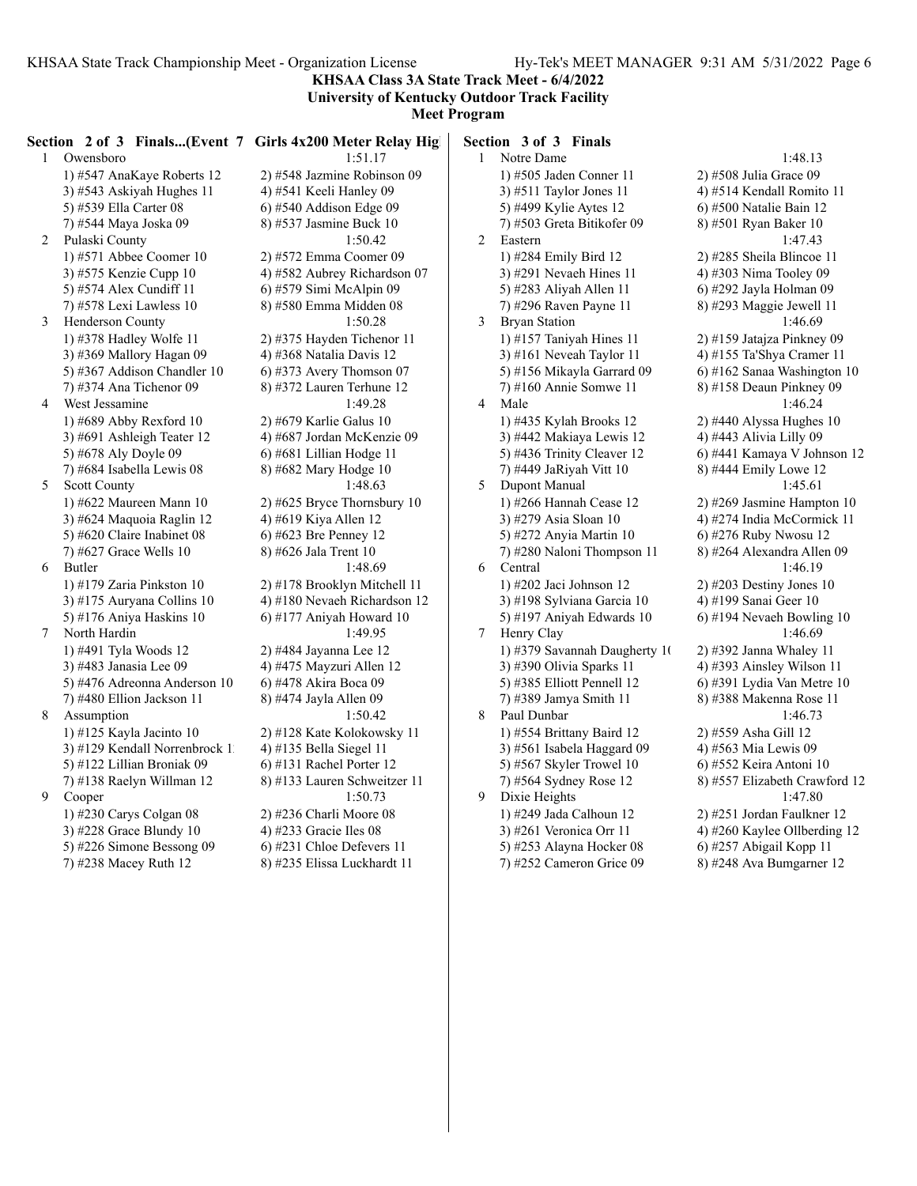**KHSAA Class 3A State Track Meet - 6/4/2022**
**University of Kentucky Outdoor Track Facility**
**Meet Program**

### Section 2 of 3 Finals...(Event 7 Girls 4x200 Meter Relay Hig

| Lane | Team | | Seed |
|---|---|---|---|
| 1 | Owensboro | | 1:51.17 |
| | 1) #547 AnaKaye Roberts 12 | 2) #548 Jazmine Robinson 09 | |
| | 3) #543 Askiyah Hughes 11 | 4) #541 Keeli Hanley 09 | |
| | 5) #539 Ella Carter 08 | 6) #540 Addison Edge 09 | |
| | 7) #544 Maya Joska 09 | 8) #537 Jasmine Buck 10 | |
| 2 | Pulaski County | | 1:50.42 |
| | 1) #571 Abbee Coomer 10 | 2) #572 Emma Coomer 09 | |
| | 3) #575 Kenzie Cupp 10 | 4) #582 Aubrey Richardson 07 | |
| | 5) #574 Alex Cundiff 11 | 6) #579 Simi McAlpin 09 | |
| | 7) #578 Lexi Lawless 10 | 8) #580 Emma Midden 08 | |
| 3 | Henderson County | | 1:50.28 |
| | 1) #378 Hadley Wolfe 11 | 2) #375 Hayden Tichenor 11 | |
| | 3) #369 Mallory Hagan 09 | 4) #368 Natalia Davis 12 | |
| | 5) #367 Addison Chandler 10 | 6) #373 Avery Thomson 07 | |
| | 7) #374 Ana Tichenor 09 | 8) #372 Lauren Terhune 12 | |
| 4 | West Jessamine | | 1:49.28 |
| | 1) #689 Abby Rexford 10 | 2) #679 Karlie Galus 10 | |
| | 3) #691 Ashleigh Teater 12 | 4) #687 Jordan McKenzie 09 | |
| | 5) #678 Aly Doyle 09 | 6) #681 Lillian Hodge 11 | |
| | 7) #684 Isabella Lewis 08 | 8) #682 Mary Hodge 10 | |
| 5 | Scott County | | 1:48.63 |
| | 1) #622 Maureen Mann 10 | 2) #625 Bryce Thornsbury 10 | |
| | 3) #624 Maquoia Raglin 12 | 4) #619 Kiya Allen 12 | |
| | 5) #620 Claire Inabinet 08 | 6) #623 Bre Penney 12 | |
| | 7) #627 Grace Wells 10 | 8) #626 Jala Trent 10 | |
| 6 | Butler | | 1:48.69 |
| | 1) #179 Zaria Pinkston 10 | 2) #178 Brooklyn Mitchell 11 | |
| | 3) #175 Auryana Collins 10 | 4) #180 Nevaeh Richardson 12 | |
| | 5) #176 Aniya Haskins 10 | 6) #177 Aniyah Howard 10 | |
| 7 | North Hardin | | 1:49.95 |
| | 1) #491 Tyla Woods 12 | 2) #484 Jayanna Lee 12 | |
| | 3) #483 Janasia Lee 09 | 4) #475 Mayzuri Allen 12 | |
| | 5) #476 Adreonna Anderson 10 | 6) #478 Akira Boca 09 | |
| | 7) #480 Ellion Jackson 11 | 8) #474 Jayla Allen 09 | |
| 8 | Assumption | | 1:50.42 |
| | 1) #125 Kayla Jacinto 10 | 2) #128 Kate Kolokowsky 11 | |
| | 3) #129 Kendall Norrenbrock 1 | 4) #135 Bella Siegel 11 | |
| | 5) #122 Lillian Broniak 09 | 6) #131 Rachel Porter 12 | |
| | 7) #138 Raelyn Willman 12 | 8) #133 Lauren Schweitzer 11 | |
| 9 | Cooper | | 1:50.73 |
| | 1) #230 Carys Colgan 08 | 2) #236 Charli Moore 08 | |
| | 3) #228 Grace Blundy 10 | 4) #233 Gracie Iles 08 | |
| | 5) #226 Simone Bessong 09 | 6) #231 Chloe Defevers 11 | |
| | 7) #238 Macey Ruth 12 | 8) #235 Elissa Luckhardt 11 | |

### Section 3 of 3 Finals

| Lane | Team | | Seed |
|---|---|---|---|
| 1 | Notre Dame | | 1:48.13 |
| | 1) #505 Jaden Conner 11 | 2) #508 Julia Grace 09 | |
| | 3) #511 Taylor Jones 11 | 4) #514 Kendall Romito 11 | |
| | 5) #499 Kylie Aytes 12 | 6) #500 Natalie Bain 12 | |
| | 7) #503 Greta Bitikofer 09 | 8) #501 Ryan Baker 10 | |
| 2 | Eastern | | 1:47.43 |
| | 1) #284 Emily Bird 12 | 2) #285 Sheila Blincoe 11 | |
| | 3) #291 Nevaeh Hines 11 | 4) #303 Nima Tooley 09 | |
| | 5) #283 Aliyah Allen 11 | 6) #292 Jayla Holman 09 | |
| | 7) #296 Raven Payne 11 | 8) #293 Maggie Jewell 11 | |
| 3 | Bryan Station | | 1:46.69 |
| | 1) #157 Taniyah Hines 11 | 2) #159 Jatajza Pinkney 09 | |
| | 3) #161 Neveah Taylor 11 | 4) #155 Ta'Shya Cramer 11 | |
| | 5) #156 Mikayla Garrard 09 | 6) #162 Sanaa Washington 10 | |
| | 7) #160 Annie Somwe 11 | 8) #158 Deaun Pinkney 09 | |
| 4 | Male | | 1:46.24 |
| | 1) #435 Kylah Brooks 12 | 2) #440 Alyssa Hughes 10 | |
| | 3) #442 Makiaya Lewis 12 | 4) #443 Alivia Lilly 09 | |
| | 5) #436 Trinity Cleaver 12 | 6) #441 Kamaya V Johnson 12 | |
| | 7) #449 JaRiyah Vitt 10 | 8) #444 Emily Lowe 12 | |
| 5 | Dupont Manual | | 1:45.61 |
| | 1) #266 Hannah Cease 12 | 2) #269 Jasmine Hampton 10 | |
| | 3) #279 Asia Sloan 10 | 4) #274 India McCormick 11 | |
| | 5) #272 Anyia Martin 10 | 6) #276 Ruby Nwosu 12 | |
| | 7) #280 Naloni Thompson 11 | 8) #264 Alexandra Allen 09 | |
| 6 | Central | | 1:46.19 |
| | 1) #202 Jaci Johnson 12 | 2) #203 Destiny Jones 10 | |
| | 3) #198 Sylviana Garcia 10 | 4) #199 Sanai Geer 10 | |
| | 5) #197 Aniyah Edwards 10 | 6) #194 Nevaeh Bowling 10 | |
| 7 | Henry Clay | | 1:46.69 |
| | 1) #379 Savannah Daugherty 1( | 2) #392 Janna Whaley 11 | |
| | 3) #390 Olivia Sparks 11 | 4) #393 Ainsley Wilson 11 | |
| | 5) #385 Elliott Pennell 12 | 6) #391 Lydia Van Metre 10 | |
| | 7) #389 Jamya Smith 11 | 8) #388 Makenna Rose 11 | |
| 8 | Paul Dunbar | | 1:46.73 |
| | 1) #554 Brittany Baird 12 | 2) #559 Asha Gill 12 | |
| | 3) #561 Isabela Haggard 09 | 4) #563 Mia Lewis 09 | |
| | 5) #567 Skyler Trowel 10 | 6) #552 Keira Antoni 10 | |
| | 7) #564 Sydney Rose 12 | 8) #557 Elizabeth Crawford 12 | |
| 9 | Dixie Heights | | 1:47.80 |
| | 1) #249 Jada Calhoun 12 | 2) #251 Jordan Faulkner 12 | |
| | 3) #261 Veronica Orr 11 | 4) #260 Kaylee Ollberding 12 | |
| | 5) #253 Alayna Hocker 08 | 6) #257 Abigail Kopp 11 | |
| | 7) #252 Cameron Grice 09 | 8) #248 Ava Bumgarner 12 | |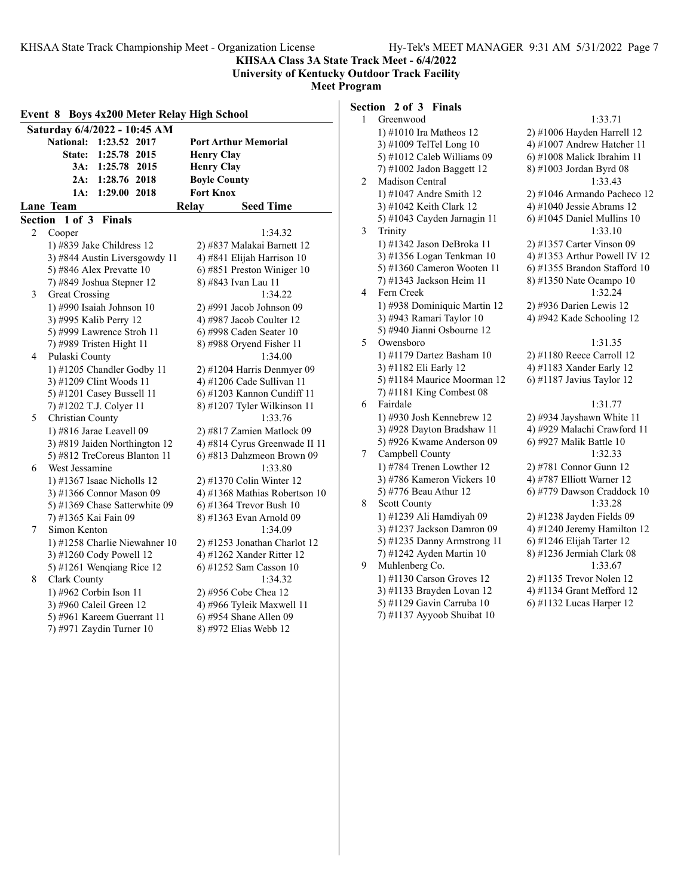**KHSAA Class 3A State Track Meet - 6/4/2022**
**University of Kentucky Outdoor Track Facility**
**Meet Program**

## Event 8 Boys 4x200 Meter Relay High School

**Saturday 6/4/2022 - 10:45 AM**

| | Time | Year | Team |
|---|---|---|---|
| National: | 1:23.52 | 2017 | Port Arthur Memorial |
| State: | 1:25.78 | 2015 | Henry Clay |
| 3A: | 1:25.78 | 2015 | Henry Clay |
| 2A: | 1:28.76 | 2018 | Boyle County |
| 1A: | 1:29.00 | 2018 | Fort Knox |

### Section 1 of 3 Finals

| Lane | Team | Relay | Seed Time |
|---|---|---|---|
| 2 | Cooper | | 1:34.32 |
| | 1) #839 Jake Childress 12 | 2) #837 Malakai Barnett 12 | |
| | 3) #844 Austin Liversgowdy 11 | 4) #841 Elijah Harrison 10 | |
| | 5) #846 Alex Prevatte 10 | 6) #851 Preston Winiger 10 | |
| | 7) #849 Joshua Stepner 12 | 8) #843 Ivan Lau 11 | |
| 3 | Great Crossing | | 1:34.22 |
| | 1) #990 Isaiah Johnson 10 | 2) #991 Jacob Johnson 09 | |
| | 3) #995 Kalib Perry 12 | 4) #987 Jacob Coulter 12 | |
| | 5) #999 Lawrence Stroh 11 | 6) #998 Caden Seater 10 | |
| | 7) #989 Tristen Hight 11 | 8) #988 Oryend Fisher 11 | |
| 4 | Pulaski County | | 1:34.00 |
| | 1) #1205 Chandler Godby 11 | 2) #1204 Harris Denmyer 09 | |
| | 3) #1209 Clint Woods 11 | 4) #1206 Cade Sullivan 11 | |
| | 5) #1201 Casey Bussell 11 | 6) #1203 Kannon Cundiff 11 | |
| | 7) #1202 T.J. Colyer 11 | 8) #1207 Tyler Wilkinson 11 | |
| 5 | Christian County | | 1:33.76 |
| | 1) #816 Jarae Leavell 09 | 2) #817 Zamien Matlock 09 | |
| | 3) #819 Jaiden Northington 12 | 4) #814 Cyrus Greenwade II 11 | |
| | 5) #812 TreCoreus Blanton 11 | 6) #813 Dahzmeon Brown 09 | |
| 6 | West Jessamine | | 1:33.80 |
| | 1) #1367 Isaac Nicholls 12 | 2) #1370 Colin Winter 12 | |
| | 3) #1366 Connor Mason 09 | 4) #1368 Mathias Robertson 10 | |
| | 5) #1369 Chase Satterwhite 09 | 6) #1364 Trevor Bush 10 | |
| | 7) #1365 Kai Fain 09 | 8) #1363 Evan Arnold 09 | |
| 7 | Simon Kenton | | 1:34.09 |
| | 1) #1258 Charlie Niewahner 10 | 2) #1253 Jonathan Charlot 12 | |
| | 3) #1260 Cody Powell 12 | 4) #1262 Xander Ritter 12 | |
| | 5) #1261 Wenqiang Rice 12 | 6) #1252 Sam Casson 10 | |
| 8 | Clark County | | 1:34.32 |
| | 1) #962 Corbin Ison 11 | 2) #956 Cobe Chea 12 | |
| | 3) #960 Caleil Green 12 | 4) #966 Tyleik Maxwell 11 | |
| | 5) #961 Kareem Guerrant 11 | 6) #954 Shane Allen 09 | |
| | 7) #971 Zaydin Turner 10 | 8) #972 Elias Webb 12 | |

### Section 2 of 3 Finals

| Lane | Team | Relay | Seed Time |
|---|---|---|---|
| 1 | Greenwood | | 1:33.71 |
| | 1) #1010 Ira Matheos 12 | 2) #1006 Hayden Harrell 12 | |
| | 3) #1009 TelTel Long 10 | 4) #1007 Andrew Hatcher 11 | |
| | 5) #1012 Caleb Williams 09 | 6) #1008 Malick Ibrahim 11 | |
| | 7) #1002 Jadon Baggett 12 | 8) #1003 Jordan Byrd 08 | |
| 2 | Madison Central | | 1:33.43 |
| | 1) #1047 Andre Smith 12 | 2) #1046 Armando Pacheco 12 | |
| | 3) #1042 Keith Clark 12 | 4) #1040 Jessie Abrams 12 | |
| | 5) #1043 Cayden Jarnagin 11 | 6) #1045 Daniel Mullins 10 | |
| 3 | Trinity | | 1:33.10 |
| | 1) #1342 Jason DeBroka 11 | 2) #1357 Carter Vinson 09 | |
| | 3) #1356 Logan Tenkman 10 | 4) #1353 Arthur Powell IV 12 | |
| | 5) #1360 Cameron Wooten 11 | 6) #1355 Brandon Stafford 10 | |
| | 7) #1343 Jackson Heim 11 | 8) #1350 Nate Ocampo 10 | |
| 4 | Fern Creek | | 1:32.24 |
| | 1) #938 Dominiquic Martin 12 | 2) #936 Darien Lewis 12 | |
| | 3) #943 Ramari Taylor 10 | 4) #942 Kade Schooling 12 | |
| | 5) #940 Jianni Osbourne 12 | | |
| 5 | Owensboro | | 1:31.35 |
| | 1) #1179 Dartez Basham 10 | 2) #1180 Reece Carroll 12 | |
| | 3) #1182 Eli Early 12 | 4) #1183 Xander Early 12 | |
| | 5) #1184 Maurice Moorman 12 | 6) #1187 Javius Taylor 12 | |
| | 7) #1181 King Combest 08 | | |
| 6 | Fairdale | | 1:31.77 |
| | 1) #930 Josh Kennebrew 12 | 2) #934 Jayshawn White 11 | |
| | 3) #928 Dayton Bradshaw 11 | 4) #929 Malachi Crawford 11 | |
| | 5) #926 Kwame Anderson 09 | 6) #927 Malik Battle 10 | |
| 7 | Campbell County | | 1:32.33 |
| | 1) #784 Trenen Lowther 12 | 2) #781 Connor Gunn 12 | |
| | 3) #786 Kameron Vickers 10 | 4) #787 Elliott Warner 12 | |
| | 5) #776 Beau Athur 12 | 6) #779 Dawson Craddock 10 | |
| 8 | Scott County | | 1:33.28 |
| | 1) #1239 Ali Hamdiyah 09 | 2) #1238 Jayden Fields 09 | |
| | 3) #1237 Jackson Damron 09 | 4) #1240 Jeremy Hamilton 12 | |
| | 5) #1235 Danny Armstrong 11 | 6) #1246 Elijah Tarter 12 | |
| | 7) #1242 Ayden Martin 10 | 8) #1236 Jermiah Clark 08 | |
| 9 | Muhlenberg Co. | | 1:33.67 |
| | 1) #1130 Carson Groves 12 | 2) #1135 Trevor Nolen 12 | |
| | 3) #1133 Brayden Lovan 12 | 4) #1134 Grant Mefford 12 | |
| | 5) #1129 Gavin Carruba 10 | 6) #1132 Lucas Harper 12 | |
| | 7) #1137 Ayyoob Shuibat 10 | | |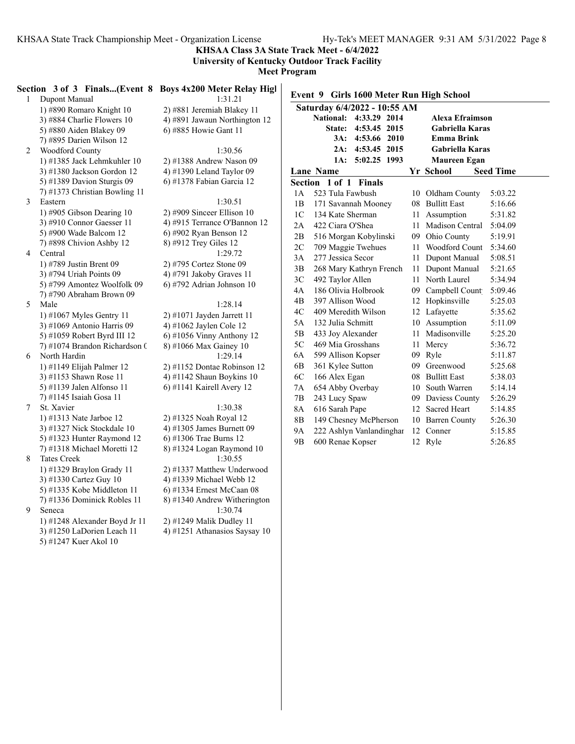## KHSAA Class 3A State Track Meet - 6/4/2022
**University of Kentucky Outdoor Track Facility**
**Meet Program**

### Section 3 of 3 Finals...(Event 8 Boys 4x200 Meter Relay High School)

1 Dupont Manual 1:31.21
- 1) #890 Romaro Knight 10
- 2) #881 Jeremiah Blakey 11
- 3) #884 Charlie Flowers 10
- 4) #891 Jawaun Northington 12
- 5) #880 Aiden Blakey 09
- 6) #885 Howie Gant 11
- 7) #895 Darien Wilson 12

2 Woodford County 1:30.56
- 1) #1385 Jack Lehmkuhler 10
- 2) #1388 Andrew Nason 09
- 3) #1380 Jackson Gordon 12
- 4) #1390 Leland Taylor 09
- 5) #1389 Davion Sturgis 09
- 6) #1378 Fabian Garcia 12
- 7) #1373 Christian Bowling 11

3 Eastern 1:30.51
- 1) #905 Gibson Dearing 10
- 2) #909 Sinceer Ellison 10
- 3) #910 Connor Gaesser 11
- 4) #915 Terrance O'Bannon 12
- 5) #900 Wade Balcom 12
- 6) #902 Ryan Benson 12
- 7) #898 Chivion Ashby 12
- 8) #912 Trey Giles 12

4 Central 1:29.72
- 1) #789 Justin Brent 09
- 2) #795 Cortez Stone 09
- 3) #794 Uriah Points 09
- 4) #791 Jakoby Graves 11
- 5) #799 Amontez Woolfolk 09
- 6) #792 Adrian Johnson 10
- 7) #790 Abraham Brown 09

5 Male 1:28.14
- 1) #1067 Myles Gentry 11
- 2) #1071 Jayden Jarrett 11
- 3) #1069 Antonio Harris 09
- 4) #1062 Jaylen Cole 12
- 5) #1059 Robert Byrd III 12
- 6) #1056 Vinny Anthony 12
- 7) #1074 Brandon Richardson 0
- 8) #1066 Max Gainey 10

6 North Hardin 1:29.14
- 1) #1149 Elijah Palmer 12
- 2) #1152 Dontae Robinson 12
- 3) #1153 Shawn Rose 11
- 4) #1142 Shaun Boykins 10
- 5) #1139 Jalen Alfonso 11
- 6) #1141 Kairell Avery 12
- 7) #1145 Isaiah Gosa 11

7 St. Xavier 1:30.38
- 1) #1313 Nate Jarboe 12
- 2) #1325 Noah Royal 12
- 3) #1327 Nick Stockdale 10
- 4) #1305 James Burnett 09
- 5) #1323 Hunter Raymond 12
- 6) #1306 Trae Burns 12
- 7) #1318 Michael Moretti 12
- 8) #1324 Logan Raymond 10

8 Tates Creek 1:30.55
- 1) #1329 Braylon Grady 11
- 2) #1337 Matthew Underwood
- 3) #1330 Cartez Guy 10
- 4) #1339 Michael Webb 12
- 5) #1335 Kobe Middleton 11
- 6) #1334 Ernest McCaan 08
- 7) #1336 Dominick Robles 11
- 8) #1340 Andrew Witherington

9 Seneca 1:30.74
- 1) #1248 Alexander Boyd Jr 11
- 2) #1249 Malik Dudley 11
- 3) #1250 LaDorien Leach 11
- 4) #1251 Athanasios Saysay 10
- 5) #1247 Kuer Akol 10

### Event 9 Girls 1600 Meter Run High School

**Saturday 6/4/2022 - 10:55 AM**

| | | | |
|---|---|---|---|
| National: | 4:33.29 | 2014 | Alexa Efraimson |
| State: | 4:53.45 | 2015 | Gabriella Karas |
| 3A: | 4:53.66 | 2010 | Emma Brink |
| 2A: | 4:53.45 | 2015 | Gabriella Karas |
| 1A: | 5:02.25 | 1993 | Maureen Egan |

**Section 1 of 1 Finals**

| Lane | Name | Yr | School | Seed Time |
|---|---|---|---|---|
| 1A | 523 Tula Fawbush | 10 | Oldham County | 5:03.22 |
| 1B | 171 Savannah Mooney | 08 | Bullitt East | 5:16.66 |
| 1C | 134 Kate Sherman | 11 | Assumption | 5:31.82 |
| 2A | 422 Ciara O'Shea | 11 | Madison Central | 5:04.09 |
| 2B | 516 Morgan Kobylinski | 09 | Ohio County | 5:19.91 |
| 2C | 709 Maggie Twehues | 11 | Woodford Count | 5:34.60 |
| 3A | 277 Jessica Secor | 11 | Dupont Manual | 5:08.51 |
| 3B | 268 Mary Kathryn French | 11 | Dupont Manual | 5:21.65 |
| 3C | 492 Taylor Allen | 11 | North Laurel | 5:34.94 |
| 4A | 186 Olivia Holbrook | 09 | Campbell Count | 5:09.46 |
| 4B | 397 Allison Wood | 12 | Hopkinsville | 5:25.03 |
| 4C | 409 Meredith Wilson | 12 | Lafayette | 5:35.62 |
| 5A | 132 Julia Schmitt | 10 | Assumption | 5:11.09 |
| 5B | 433 Joy Alexander | 11 | Madisonville | 5:25.20 |
| 5C | 469 Mia Grosshans | 11 | Mercy | 5:36.72 |
| 6A | 599 Allison Kopser | 09 | Ryle | 5:11.87 |
| 6B | 361 Kylee Sutton | 09 | Greenwood | 5:25.68 |
| 6C | 166 Alex Egan | 08 | Bullitt East | 5:38.03 |
| 7A | 654 Abby Overbay | 10 | South Warren | 5:14.14 |
| 7B | 243 Lucy Spaw | 09 | Daviess County | 5:26.29 |
| 8A | 616 Sarah Pape | 12 | Sacred Heart | 5:14.85 |
| 8B | 149 Chesney McPherson | 10 | Barren County | 5:26.30 |
| 9A | 222 Ashlyn Vanlandinghar | 12 | Conner | 5:15.85 |
| 9B | 600 Renae Kopser | 12 | Ryle | 5:26.85 |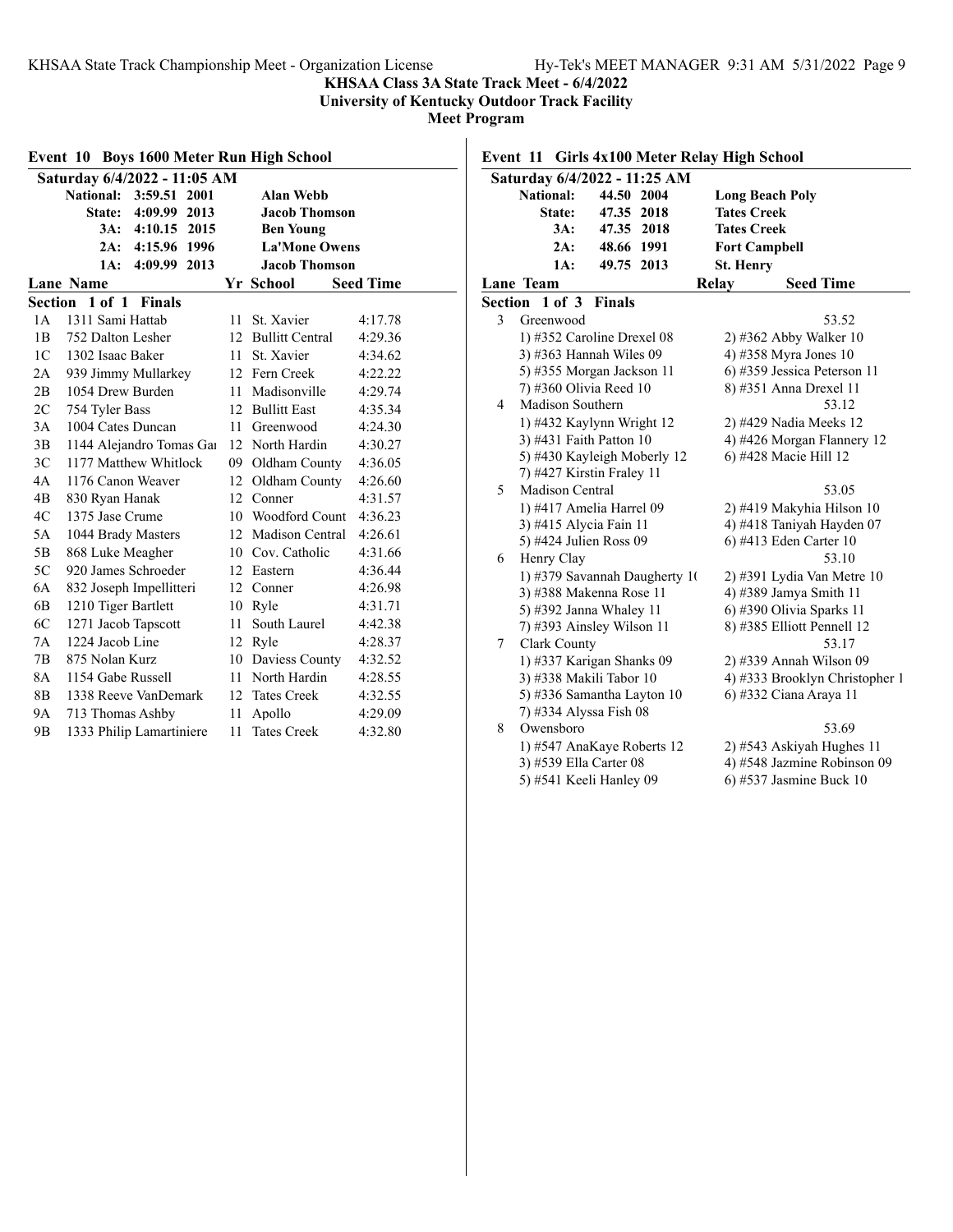**KHSAA Class 3A State Track Meet - 6/4/2022**
**University of Kentucky Outdoor Track Facility**
**Meet Program**

## Event 10 Boys 1600 Meter Run High School

**Saturday 6/4/2022 - 11:05 AM**

| Record | Time | Year | Holder |
|---|---|---|---|
| National: | 3:59.51 | 2001 | Alan Webb |
| State: | 4:09.99 | 2013 | Jacob Thomson |
| 3A: | 4:10.15 | 2015 | Ben Young |
| 2A: | 4:15.96 | 1996 | La'Mone Owens |
| 1A: | 4:09.99 | 2013 | Jacob Thomson |

**Section 1 of 1 Finals**

| Lane | Name | Yr | School | Seed Time |
|---|---|---|---|---|
| 1A | 1311 Sami Hattab | 11 | St. Xavier | 4:17.78 |
| 1B | 752 Dalton Lesher | 12 | Bullitt Central | 4:29.36 |
| 1C | 1302 Isaac Baker | 11 | St. Xavier | 4:34.62 |
| 2A | 939 Jimmy Mullarkey | 12 | Fern Creek | 4:22.22 |
| 2B | 1054 Drew Burden | 11 | Madisonville | 4:29.74 |
| 2C | 754 Tyler Bass | 12 | Bullitt East | 4:35.34 |
| 3A | 1004 Cates Duncan | 11 | Greenwood | 4:24.30 |
| 3B | 1144 Alejandro Tomas Gai | 12 | North Hardin | 4:30.27 |
| 3C | 1177 Matthew Whitlock | 09 | Oldham County | 4:36.05 |
| 4A | 1176 Canon Weaver | 12 | Oldham County | 4:26.60 |
| 4B | 830 Ryan Hanak | 12 | Conner | 4:31.57 |
| 4C | 1375 Jase Crume | 10 | Woodford Count | 4:36.23 |
| 5A | 1044 Brady Masters | 12 | Madison Central | 4:26.61 |
| 5B | 868 Luke Meagher | 10 | Cov. Catholic | 4:31.66 |
| 5C | 920 James Schroeder | 12 | Eastern | 4:36.44 |
| 6A | 832 Joseph Impellitteri | 12 | Conner | 4:26.98 |
| 6B | 1210 Tiger Bartlett | 10 | Ryle | 4:31.71 |
| 6C | 1271 Jacob Tapscott | 11 | South Laurel | 4:42.38 |
| 7A | 1224 Jacob Line | 12 | Ryle | 4:28.37 |
| 7B | 875 Nolan Kurz | 10 | Daviess County | 4:32.52 |
| 8A | 1154 Gabe Russell | 11 | North Hardin | 4:28.55 |
| 8B | 1338 Reeve VanDemark | 12 | Tates Creek | 4:32.55 |
| 9A | 713 Thomas Ashby | 11 | Apollo | 4:29.09 |
| 9B | 1333 Philip Lamartiniere | 11 | Tates Creek | 4:32.80 |

## Event 11 Girls 4x100 Meter Relay High School

**Saturday 6/4/2022 - 11:25 AM**

| Record | Time | Year | Holder |
|---|---|---|---|
| National: | 44.50 | 2004 | Long Beach Poly |
| State: | 47.35 | 2018 | Tates Creek |
| 3A: | 47.35 | 2018 | Tates Creek |
| 2A: | 48.66 | 1991 | Fort Campbell |
| 1A: | 49.75 | 2013 | St. Henry |

**Section 1 of 3 Finals**

| Lane | Team | Relay | Seed Time |
|---|---|---|---|
| 3 | Greenwood | | 53.52 |
| | 1) #352 Caroline Drexel 08 | 2) #362 Abby Walker 10 | |
| | 3) #363 Hannah Wiles 09 | 4) #358 Myra Jones 10 | |
| | 5) #355 Morgan Jackson 11 | 6) #359 Jessica Peterson 11 | |
| | 7) #360 Olivia Reed 10 | 8) #351 Anna Drexel 11 | |
| 4 | Madison Southern | | 53.12 |
| | 1) #432 Kaylynn Wright 12 | 2) #429 Nadia Meeks 12 | |
| | 3) #431 Faith Patton 10 | 4) #426 Morgan Flannery 12 | |
| | 5) #430 Kayleigh Moberly 12 | 6) #428 Macie Hill 12 | |
| | 7) #427 Kirstin Fraley 11 | | |
| 5 | Madison Central | | 53.05 |
| | 1) #417 Amelia Harrel 09 | 2) #419 Makyhia Hilson 10 | |
| | 3) #415 Alycia Fain 11 | 4) #418 Taniyah Hayden 07 | |
| | 5) #424 Julien Ross 09 | 6) #413 Eden Carter 10 | |
| 6 | Henry Clay | | 53.10 |
| | 1) #379 Savannah Daugherty 1( | 2) #391 Lydia Van Metre 10 | |
| | 3) #388 Makenna Rose 11 | 4) #389 Jamya Smith 11 | |
| | 5) #392 Janna Whaley 11 | 6) #390 Olivia Sparks 11 | |
| | 7) #393 Ainsley Wilson 11 | 8) #385 Elliott Pennell 12 | |
| 7 | Clark County | | 53.17 |
| | 1) #337 Karigan Shanks 09 | 2) #339 Annah Wilson 09 | |
| | 3) #338 Makili Tabor 10 | 4) #333 Brooklyn Christopher 1 | |
| | 5) #336 Samantha Layton 10 | 6) #332 Ciana Araya 11 | |
| | 7) #334 Alyssa Fish 08 | | |
| 8 | Owensboro | | 53.69 |
| | 1) #547 AnaKaye Roberts 12 | 2) #543 Askiyah Hughes 11 | |
| | 3) #539 Ella Carter 08 | 4) #548 Jazmine Robinson 09 | |
| | 5) #541 Keeli Hanley 09 | 6) #537 Jasmine Buck 10 | |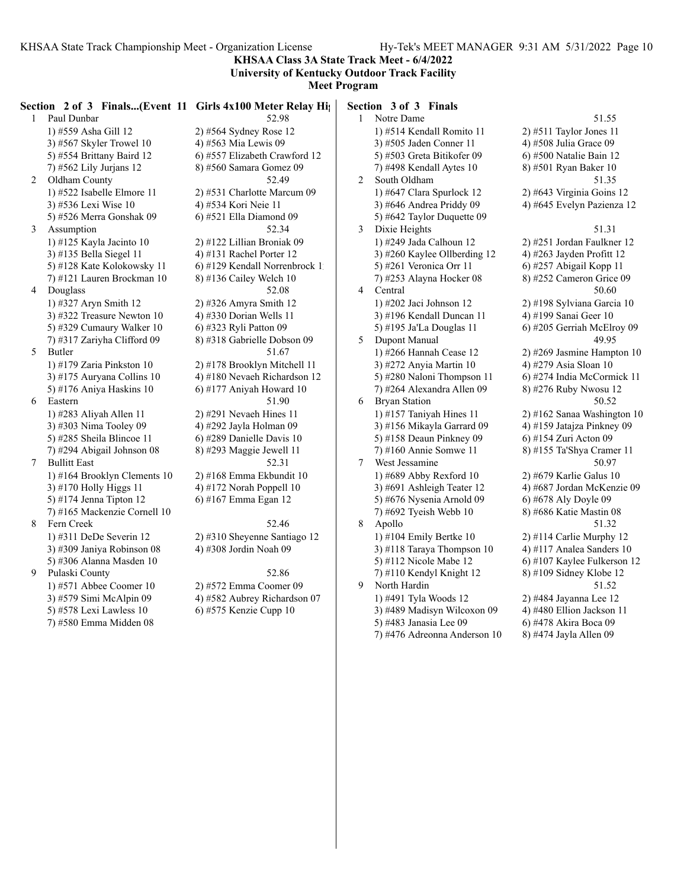**KHSAA Class 3A State Track Meet - 6/4/2022**
**University of Kentucky Outdoor Track Facility**
**Meet Program**

### Section 2 of 3 Finals...(Event 11 Girls 4x100 Meter Relay Hi

1 Paul Dunbar — 52.98
1) #559 Asha Gill 12 | 2) #564 Sydney Rose 12
3) #567 Skyler Trowel 10 | 4) #563 Mia Lewis 09
5) #554 Brittany Baird 12 | 6) #557 Elizabeth Crawford 12
7) #562 Lily Jurjans 12 | 8) #560 Samara Gomez 09

2 Oldham County — 52.49
1) #522 Isabelle Elmore 11 | 2) #531 Charlotte Marcum 09
3) #536 Lexi Wise 10 | 4) #534 Kori Neie 11
5) #526 Merra Gonshak 09 | 6) #521 Ella Diamond 09

3 Assumption — 52.34
1) #125 Kayla Jacinto 10 | 2) #122 Lillian Broniak 09
3) #135 Bella Siegel 11 | 4) #131 Rachel Porter 12
5) #128 Kate Kolokowsky 11 | 6) #129 Kendall Norrenbrock 1
7) #121 Lauren Brockman 10 | 8) #136 Cailey Welch 10

4 Douglass — 52.08
1) #327 Aryn Smith 12 | 2) #326 Amyra Smith 12
3) #322 Treasure Newton 10 | 4) #330 Dorian Wells 11
5) #329 Cumaury Walker 10 | 6) #323 Ryli Patton 09
7) #317 Zariyha Clifford 09 | 8) #318 Gabrielle Dobson 09

5 Butler — 51.67
1) #179 Zaria Pinkston 10 | 2) #178 Brooklyn Mitchell 11
3) #175 Auryana Collins 10 | 4) #180 Nevaeh Richardson 12
5) #176 Aniya Haskins 10 | 6) #177 Aniyah Howard 10

6 Eastern — 51.90
1) #283 Aliyah Allen 11 | 2) #291 Nevaeh Hines 11
3) #303 Nima Tooley 09 | 4) #292 Jayla Holman 09
5) #285 Sheila Blincoe 11 | 6) #289 Danielle Davis 10
7) #294 Abigail Johnson 08 | 8) #293 Maggie Jewell 11

7 Bullitt East — 52.31
1) #164 Brooklyn Clements 10 | 2) #168 Emma Ekbundit 10
3) #170 Holly Higgs 11 | 4) #172 Norah Poppell 10
5) #174 Jenna Tipton 12 | 6) #167 Emma Egan 12
7) #165 Mackenzie Cornell 10

8 Fern Creek — 52.46
1) #311 DeDe Severin 12 | 2) #310 Sheyenne Santiago 12
3) #309 Janiya Robinson 08 | 4) #308 Jordin Noah 09
5) #306 Alanna Masden 10

9 Pulaski County — 52.86
1) #571 Abbee Coomer 10 | 2) #572 Emma Coomer 09
3) #579 Simi McAlpin 09 | 4) #582 Aubrey Richardson 07
5) #578 Lexi Lawless 10 | 6) #575 Kenzie Cupp 10
7) #580 Emma Midden 08

### Section 3 of 3 Finals

1 Notre Dame — 51.55
1) #514 Kendall Romito 11 | 2) #511 Taylor Jones 11
3) #505 Jaden Conner 11 | 4) #508 Julia Grace 09
5) #503 Greta Bitikofer 09 | 6) #500 Natalie Bain 12
7) #498 Kendall Aytes 10 | 8) #501 Ryan Baker 10

2 South Oldham — 51.35
1) #647 Clara Spurlock 12 | 2) #643 Virginia Goins 12
3) #646 Andrea Priddy 09 | 4) #645 Evelyn Pazienza 12
5) #642 Taylor Duquette 09

3 Dixie Heights — 51.31
1) #249 Jada Calhoun 12 | 2) #251 Jordan Faulkner 12
3) #260 Kaylee Ollberding 12 | 4) #263 Jayden Profitt 12
5) #261 Veronica Orr 11 | 6) #257 Abigail Kopp 11
7) #253 Alayna Hocker 08 | 8) #252 Cameron Grice 09

4 Central — 50.60
1) #202 Jaci Johnson 12 | 2) #198 Sylviana Garcia 10
3) #196 Kendall Duncan 11 | 4) #199 Sanai Geer 10
5) #195 Ja'La Douglas 11 | 6) #205 Gerriah McElroy 09

5 Dupont Manual — 49.95
1) #266 Hannah Cease 12 | 2) #269 Jasmine Hampton 10
3) #272 Anyia Martin 10 | 4) #279 Asia Sloan 10
5) #280 Naloni Thompson 11 | 6) #274 India McCormick 11
7) #264 Alexandra Allen 09 | 8) #276 Ruby Nwosu 12

6 Bryan Station — 50.52
1) #157 Taniyah Hines 11 | 2) #162 Sanaa Washington 10
3) #156 Mikayla Garrard 09 | 4) #159 Jatajza Pinkney 09
5) #158 Deaun Pinkney 09 | 6) #154 Zuri Acton 09
7) #160 Annie Somwe 11 | 8) #155 Ta'Shya Cramer 11

7 West Jessamine — 50.97
1) #689 Abby Rexford 10 | 2) #679 Karlie Galus 10
3) #691 Ashleigh Teater 12 | 4) #687 Jordan McKenzie 09
5) #676 Nysenia Arnold 09 | 6) #678 Aly Doyle 09
7) #692 Tyeish Webb 10 | 8) #686 Katie Mastin 08

8 Apollo — 51.32
1) #104 Emily Bertke 10 | 2) #114 Carlie Murphy 12
3) #118 Taraya Thompson 10 | 4) #117 Analea Sanders 10
5) #112 Nicole Mabe 12 | 6) #107 Kaylee Fulkerson 12
7) #110 Kendyl Knight 12 | 8) #109 Sidney Klobe 12

9 North Hardin — 51.52
1) #491 Tyla Woods 12 | 2) #484 Jayanna Lee 12
3) #489 Madisyn Wilcoxon 09 | 4) #480 Ellion Jackson 11
5) #483 Janasia Lee 09 | 6) #478 Akira Boca 09
7) #476 Adreonna Anderson 10 | 8) #474 Jayla Allen 09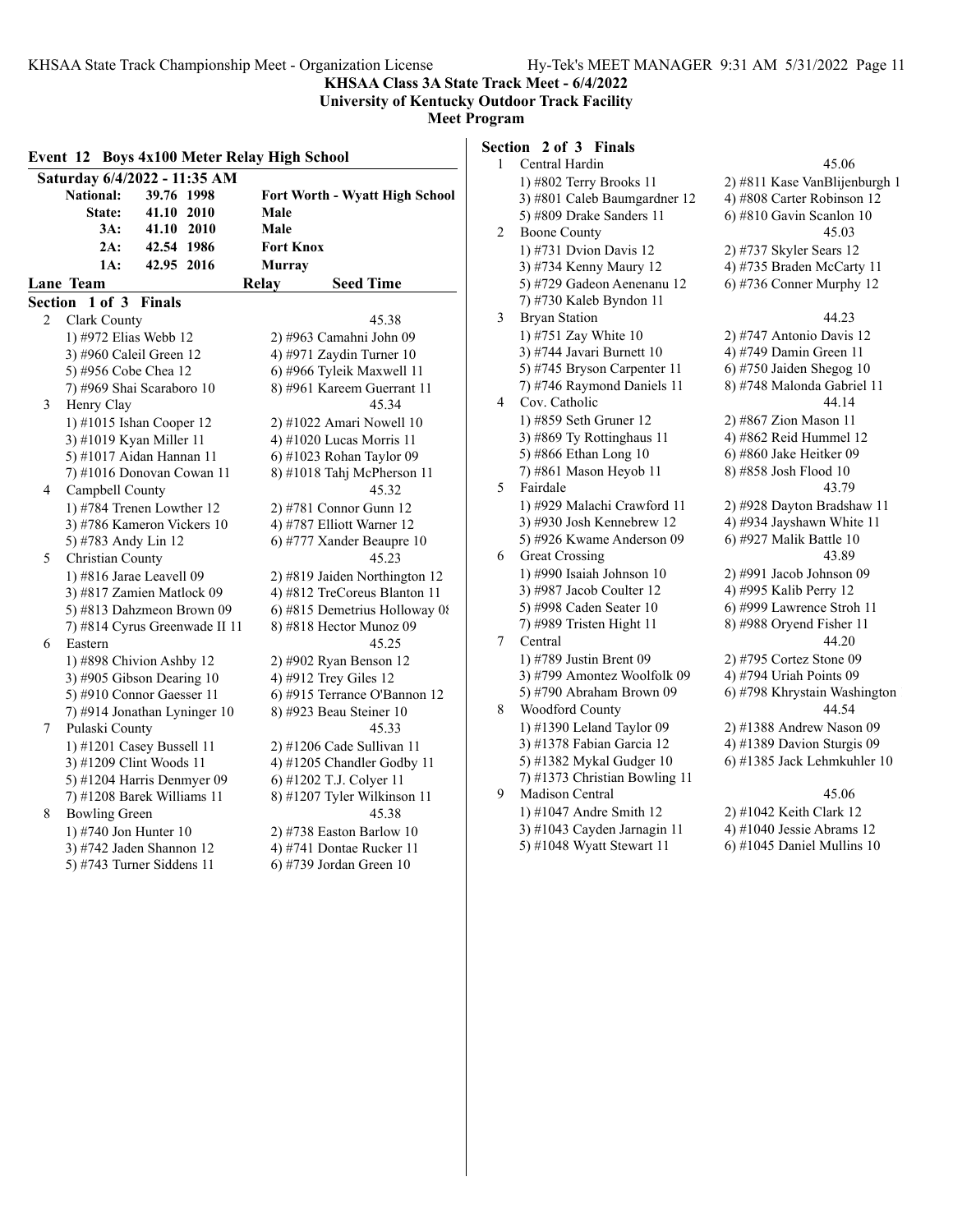## KHSAA Class 3A State Track Meet - 6/4/2022
### University of Kentucky Outdoor Track Facility
### Meet Program

### Event 12 Boys 4x100 Meter Relay High School

**Saturday 6/4/2022 - 11:35 AM**

| | | | |
|---|---|---|---|
| **National:** | 39.76 | 1998 | Fort Worth - Wyatt High School |
| **State:** | 41.10 | 2010 | Male |
| **3A:** | 41.10 | 2010 | Male |
| **2A:** | 42.54 | 1986 | Fort Knox |
| **1A:** | 42.95 | 2016 | Murray |

| Lane | Team | Relay | Seed Time |
|---|---|---|---|

**Section 1 of 3 Finals**

2 Clark County — 45.38
- 1) #972 Elias Webb 12
- 2) #963 Camahni John 09
- 3) #960 Caleil Green 12
- 4) #971 Zaydin Turner 10
- 5) #956 Cobe Chea 12
- 6) #966 Tyleik Maxwell 11
- 7) #969 Shai Scaraboro 10
- 8) #961 Kareem Guerrant 11

3 Henry Clay — 45.34
- 1) #1015 Ishan Cooper 12
- 2) #1022 Amari Nowell 10
- 3) #1019 Kyan Miller 11
- 4) #1020 Lucas Morris 11
- 5) #1017 Aidan Hannan 11
- 6) #1023 Rohan Taylor 09
- 7) #1016 Donovan Cowan 11
- 8) #1018 Tahj McPherson 11

4 Campbell County — 45.32
- 1) #784 Trenen Lowther 12
- 2) #781 Connor Gunn 12
- 3) #786 Kameron Vickers 10
- 4) #787 Elliott Warner 12
- 5) #783 Andy Lin 12
- 6) #777 Xander Beaupre 10

5 Christian County — 45.23
- 1) #816 Jarae Leavell 09
- 2) #819 Jaiden Northington 12
- 3) #817 Zamien Matlock 09
- 4) #812 TreCoreus Blanton 11
- 5) #813 Dahzmeon Brown 09
- 6) #815 Demetrius Holloway 0
- 7) #814 Cyrus Greenwade II 11
- 8) #818 Hector Munoz 09

6 Eastern — 45.25
- 1) #898 Chivion Ashby 12
- 2) #902 Ryan Benson 12
- 3) #905 Gibson Dearing 10
- 4) #912 Trey Giles 12
- 5) #910 Connor Gaesser 11
- 6) #915 Terrance O'Bannon 12
- 7) #914 Jonathan Lyninger 10
- 8) #923 Beau Steiner 10

7 Pulaski County — 45.33
- 1) #1201 Casey Bussell 11
- 2) #1206 Cade Sullivan 11
- 3) #1209 Clint Woods 11
- 4) #1205 Chandler Godby 11
- 5) #1204 Harris Denmyer 09
- 6) #1202 T.J. Colyer 11
- 7) #1208 Barek Williams 11
- 8) #1207 Tyler Wilkinson 11

8 Bowling Green — 45.38
- 1) #740 Jon Hunter 10
- 2) #738 Easton Barlow 10
- 3) #742 Jaden Shannon 12
- 4) #741 Dontae Rucker 11
- 5) #743 Turner Siddens 11
- 6) #739 Jordan Green 10

**Section 2 of 3 Finals**

1 Central Hardin — 45.06
- 1) #802 Terry Brooks 11
- 2) #811 Kase VanBlijenburgh 1
- 3) #801 Caleb Baumgardner 12
- 4) #808 Carter Robinson 12
- 5) #809 Drake Sanders 11
- 6) #810 Gavin Scanlon 10

2 Boone County — 45.03
- 1) #731 Dvion Davis 12
- 2) #737 Skyler Sears 12
- 3) #734 Kenny Maury 12
- 4) #735 Braden McCarty 11
- 5) #729 Gadeon Aenenanu 12
- 6) #736 Conner Murphy 12
- 7) #730 Kaleb Byndon 11

3 Bryan Station — 44.23
- 1) #751 Zay White 10
- 2) #747 Antonio Davis 12
- 3) #744 Javari Burnett 10
- 4) #749 Damin Green 11
- 5) #745 Bryson Carpenter 11
- 6) #750 Jaiden Shegog 10
- 7) #746 Raymond Daniels 11
- 8) #748 Malonda Gabriel 11

4 Cov. Catholic — 44.14
- 1) #859 Seth Gruner 12
- 2) #867 Zion Mason 11
- 3) #869 Ty Rottinghaus 11
- 4) #862 Reid Hummel 12
- 5) #866 Ethan Long 10
- 6) #860 Jake Heitker 09
- 7) #861 Mason Heyob 11
- 8) #858 Josh Flood 10

5 Fairdale — 43.79
- 1) #929 Malachi Crawford 11
- 2) #928 Dayton Bradshaw 11
- 3) #930 Josh Kennebrew 12
- 4) #934 Jayshawn White 11
- 5) #926 Kwame Anderson 09
- 6) #927 Malik Battle 10

6 Great Crossing — 43.89
- 1) #990 Isaiah Johnson 10
- 2) #991 Jacob Johnson 09
- 3) #987 Jacob Coulter 12
- 4) #995 Kalib Perry 12
- 5) #998 Caden Seater 10
- 6) #999 Lawrence Stroh 11
- 7) #989 Tristen Hight 11
- 8) #988 Oryend Fisher 11

7 Central — 44.20
- 1) #789 Justin Brent 09
- 2) #795 Cortez Stone 09
- 3) #799 Amontez Woolfolk 09
- 4) #794 Uriah Points 09
- 5) #790 Abraham Brown 09
- 6) #798 Khrystain Washington

8 Woodford County — 44.54
- 1) #1390 Leland Taylor 09
- 2) #1388 Andrew Nason 09
- 3) #1378 Fabian Garcia 12
- 4) #1389 Davion Sturgis 09
- 5) #1382 Mykal Gudger 10
- 6) #1385 Jack Lehmkuhler 10
- 7) #1373 Christian Bowling 11

9 Madison Central — 45.06
- 1) #1047 Andre Smith 12
- 2) #1042 Keith Clark 12
- 3) #1043 Cayden Jarnagin 11
- 4) #1040 Jessie Abrams 12
- 5) #1048 Wyatt Stewart 11
- 6) #1045 Daniel Mullins 10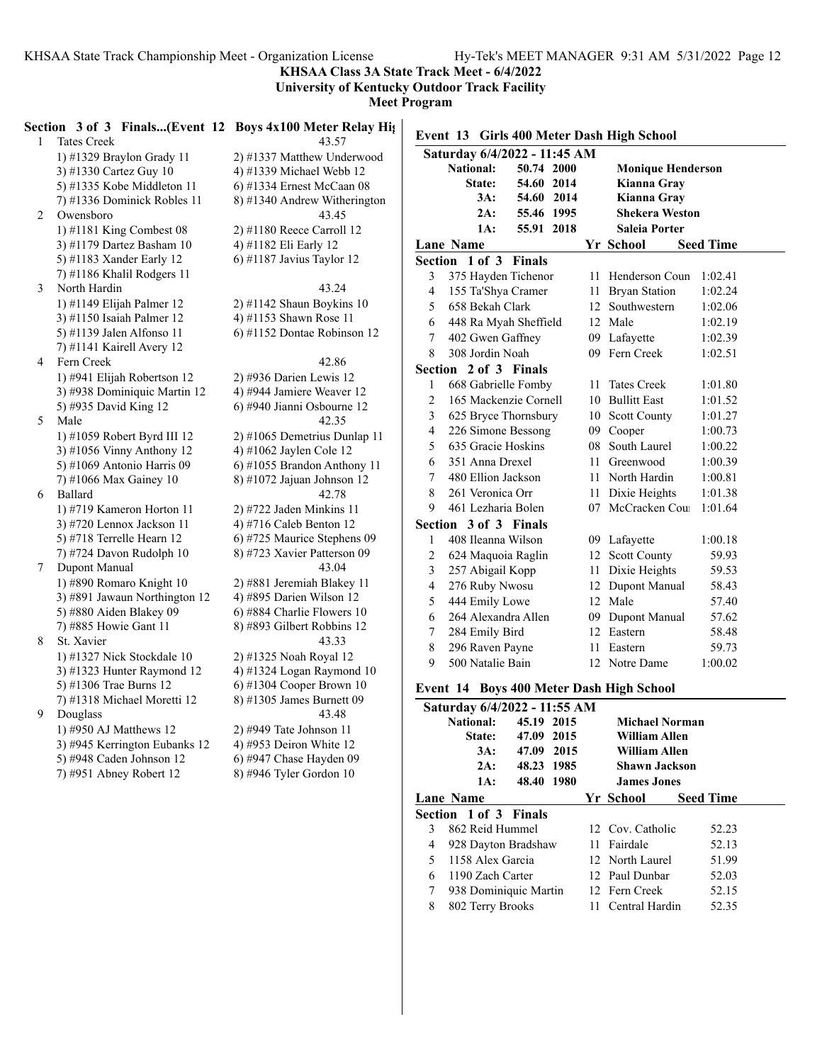**KHSAA Class 3A State Track Meet - 6/4/2022**
**University of Kentucky Outdoor Track Facility**
**Meet Program**

### Section 3 of 3 Finals...(Event 12 Boys 4x100 Meter Relay High School)

| Lane | Team | | Seed |
|---|---|---|---|
| 1 | Tates Creek | | 43.57 |
| | 1) #1329 Braylon Grady 11 | 2) #1337 Matthew Underwood | |
| | 3) #1330 Cartez Guy 10 | 4) #1339 Michael Webb 12 | |
| | 5) #1335 Kobe Middleton 11 | 6) #1334 Ernest McCaan 08 | |
| | 7) #1336 Dominick Robles 11 | 8) #1340 Andrew Witherington | |
| 2 | Owensboro | | 43.45 |
| | 1) #1181 King Combest 08 | 2) #1180 Reece Carroll 12 | |
| | 3) #1179 Dartez Basham 10 | 4) #1182 Eli Early 12 | |
| | 5) #1183 Xander Early 12 | 6) #1187 Javius Taylor 12 | |
| | 7) #1186 Khalil Rodgers 11 | | |
| 3 | North Hardin | | 43.24 |
| | 1) #1149 Elijah Palmer 12 | 2) #1142 Shaun Boykins 10 | |
| | 3) #1150 Isaiah Palmer 12 | 4) #1153 Shawn Rose 11 | |
| | 5) #1139 Jalen Alfonso 11 | 6) #1152 Dontae Robinson 12 | |
| | 7) #1141 Kairell Avery 12 | | |
| 4 | Fern Creek | | 42.86 |
| | 1) #941 Elijah Robertson 12 | 2) #936 Darien Lewis 12 | |
| | 3) #938 Dominiquic Martin 12 | 4) #944 Jamiere Weaver 12 | |
| | 5) #935 David King 12 | 6) #940 Jianni Osbourne 12 | |
| 5 | Male | | 42.35 |
| | 1) #1059 Robert Byrd III 12 | 2) #1065 Demetrius Dunlap 11 | |
| | 3) #1056 Vinny Anthony 12 | 4) #1062 Jaylen Cole 12 | |
| | 5) #1069 Antonio Harris 09 | 6) #1055 Brandon Anthony 11 | |
| | 7) #1066 Max Gainey 10 | 8) #1072 Jajuan Johnson 12 | |
| 6 | Ballard | | 42.78 |
| | 1) #719 Kameron Horton 11 | 2) #722 Jaden Minkins 11 | |
| | 3) #720 Lennox Jackson 11 | 4) #716 Caleb Benton 12 | |
| | 5) #718 Terrelle Hearn 12 | 6) #725 Maurice Stephens 09 | |
| | 7) #724 Davon Rudolph 10 | 8) #723 Xavier Patterson 09 | |
| 7 | Dupont Manual | | 43.04 |
| | 1) #890 Romaro Knight 10 | 2) #881 Jeremiah Blakey 11 | |
| | 3) #891 Jawaun Northington 12 | 4) #895 Darien Wilson 12 | |
| | 5) #880 Aiden Blakey 09 | 6) #884 Charlie Flowers 10 | |
| | 7) #885 Howie Gant 11 | 8) #893 Gilbert Robbins 12 | |
| 8 | St. Xavier | | 43.33 |
| | 1) #1327 Nick Stockdale 10 | 2) #1325 Noah Royal 12 | |
| | 3) #1323 Hunter Raymond 12 | 4) #1324 Logan Raymond 10 | |
| | 5) #1306 Trae Burns 12 | 6) #1304 Cooper Brown 10 | |
| | 7) #1318 Michael Moretti 12 | 8) #1305 James Burnett 09 | |
| 9 | Douglass | | 43.48 |
| | 1) #950 AJ Matthews 12 | 2) #949 Tate Johnson 11 | |
| | 3) #945 Kerrington Eubanks 12 | 4) #953 Deiron White 12 | |
| | 5) #948 Caden Johnson 12 | 6) #947 Chase Hayden 09 | |
| | 7) #951 Abney Robert 12 | 8) #946 Tyler Gordon 10 | |

## Event 13 Girls 400 Meter Dash High School

**Saturday 6/4/2022 - 11:45 AM**

| Record | Time | Year | Name |
|---|---|---|---|
| National: | 50.74 | 2000 | Monique Henderson |
| State: | 54.60 | 2014 | Kianna Gray |
| 3A: | 54.60 | 2014 | Kianna Gray |
| 2A: | 55.46 | 1995 | Shekera Weston |
| 1A: | 55.91 | 2018 | Saleia Porter |

### Section 1 of 3 Finals

| Lane | Name | Yr | School | Seed Time |
|---|---|---|---|---|
| 3 | 375 Hayden Tichenor | 11 | Henderson Coun | 1:02.41 |
| 4 | 155 Ta'Shya Cramer | 11 | Bryan Station | 1:02.24 |
| 5 | 658 Bekah Clark | 12 | Southwestern | 1:02.06 |
| 6 | 448 Ra Myah Sheffield | 12 | Male | 1:02.19 |
| 7 | 402 Gwen Gaffney | 09 | Lafayette | 1:02.39 |
| 8 | 308 Jordin Noah | 09 | Fern Creek | 1:02.51 |

### Section 2 of 3 Finals

| Lane | Name | Yr | School | Seed Time |
|---|---|---|---|---|
| 1 | 668 Gabrielle Fomby | 11 | Tates Creek | 1:01.80 |
| 2 | 165 Mackenzie Cornell | 10 | Bullitt East | 1:01.52 |
| 3 | 625 Bryce Thornsbury | 10 | Scott County | 1:01.27 |
| 4 | 226 Simone Bessong | 09 | Cooper | 1:00.73 |
| 5 | 635 Gracie Hoskins | 08 | South Laurel | 1:00.22 |
| 6 | 351 Anna Drexel | 11 | Greenwood | 1:00.39 |
| 7 | 480 Ellion Jackson | 11 | North Hardin | 1:00.81 |
| 8 | 261 Veronica Orr | 11 | Dixie Heights | 1:01.38 |
| 9 | 461 Lezharia Bolen | 07 | McCracken Cou | 1:01.64 |

### Section 3 of 3 Finals

| Lane | Name | Yr | School | Seed Time |
|---|---|---|---|---|
| 1 | 408 Ileanna Wilson | 09 | Lafayette | 1:00.18 |
| 2 | 624 Maquoia Raglin | 12 | Scott County | 59.93 |
| 3 | 257 Abigail Kopp | 11 | Dixie Heights | 59.53 |
| 4 | 276 Ruby Nwosu | 12 | Dupont Manual | 58.43 |
| 5 | 444 Emily Lowe | 12 | Male | 57.40 |
| 6 | 264 Alexandra Allen | 09 | Dupont Manual | 57.62 |
| 7 | 284 Emily Bird | 12 | Eastern | 58.48 |
| 8 | 296 Raven Payne | 11 | Eastern | 59.73 |
| 9 | 500 Natalie Bain | 12 | Notre Dame | 1:00.02 |

## Event 14 Boys 400 Meter Dash High School

**Saturday 6/4/2022 - 11:55 AM**

| Record | Time | Year | Name |
|---|---|---|---|
| National: | 45.19 | 2015 | Michael Norman |
| State: | 47.09 | 2015 | William Allen |
| 3A: | 47.09 | 2015 | William Allen |
| 2A: | 48.23 | 1985 | Shawn Jackson |
| 1A: | 48.40 | 1980 | James Jones |

### Section 1 of 3 Finals

| Lane | Name | Yr | School | Seed Time |
|---|---|---|---|---|
| 3 | 862 Reid Hummel | 12 | Cov. Catholic | 52.23 |
| 4 | 928 Dayton Bradshaw | 11 | Fairdale | 52.13 |
| 5 | 1158 Alex Garcia | 12 | North Laurel | 51.99 |
| 6 | 1190 Zach Carter | 12 | Paul Dunbar | 52.03 |
| 7 | 938 Dominiquic Martin | 12 | Fern Creek | 52.15 |
| 8 | 802 Terry Brooks | 11 | Central Hardin | 52.35 |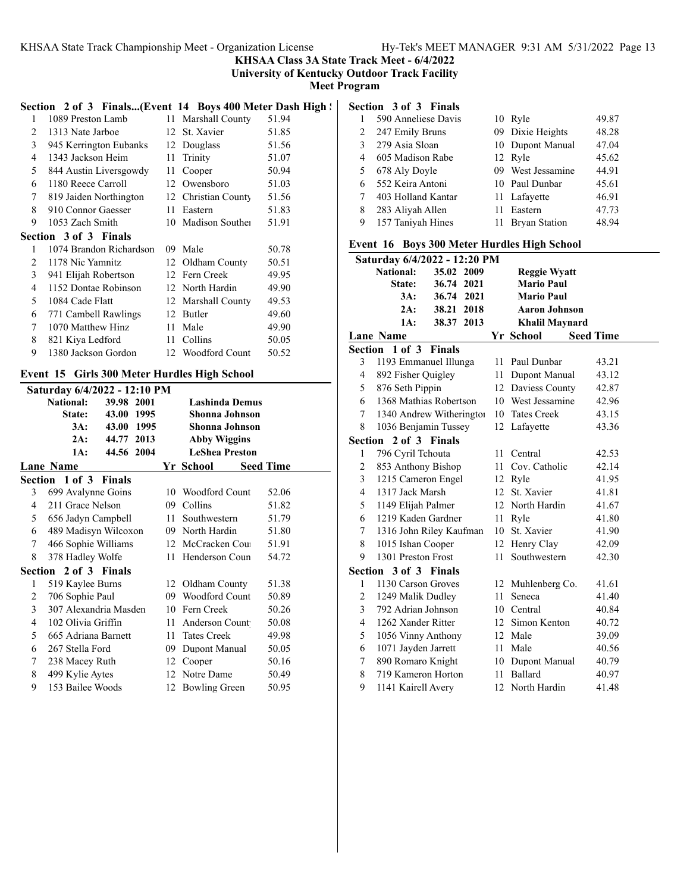**KHSAA Class 3A State Track Meet - 6/4/2022**
**University of Kentucky Outdoor Track Facility**
**Meet Program**

### Section 2 of 3 Finals...(Event 14 Boys 400 Meter Dash High School)

| Lane | Name | Yr | School | Seed Time |
|---|---|---|---|---|
| 1 | 1089 Preston Lamb | 11 | Marshall County | 51.94 |
| 2 | 1313 Nate Jarboe | 12 | St. Xavier | 51.85 |
| 3 | 945 Kerrington Eubanks | 12 | Douglass | 51.56 |
| 4 | 1343 Jackson Heim | 11 | Trinity | 51.07 |
| 5 | 844 Austin Liversgowdy | 11 | Cooper | 50.94 |
| 6 | 1180 Reece Carroll | 12 | Owensboro | 51.03 |
| 7 | 819 Jaiden Northington | 12 | Christian County | 51.56 |
| 8 | 910 Connor Gaesser | 11 | Eastern | 51.83 |
| 9 | 1053 Zach Smith | 10 | Madison Southern | 51.91 |

### Section 3 of 3 Finals

| Lane | Name | Yr | School | Seed Time |
|---|---|---|---|---|
| 1 | 1074 Brandon Richardson | 09 | Male | 50.78 |
| 2 | 1178 Nic Yamnitz | 12 | Oldham County | 50.51 |
| 3 | 941 Elijah Robertson | 12 | Fern Creek | 49.95 |
| 4 | 1152 Dontae Robinson | 12 | North Hardin | 49.90 |
| 5 | 1084 Cade Flatt | 12 | Marshall County | 49.53 |
| 6 | 771 Cambell Rawlings | 12 | Butler | 49.60 |
| 7 | 1070 Matthew Hinz | 11 | Male | 49.90 |
| 8 | 821 Kiya Ledford | 11 | Collins | 50.05 |
| 9 | 1380 Jackson Gordon | 12 | Woodford County | 50.52 |

## Event 15 Girls 300 Meter Hurdles High School

**Saturday 6/4/2022 - 12:10 PM**

| | Time | Year | Name |
|---|---|---|---|
| National: | 39.98 | 2001 | Lashinda Demus |
| State: | 43.00 | 1995 | Shonna Johnson |
| 3A: | 43.00 | 1995 | Shonna Johnson |
| 2A: | 44.77 | 2013 | Abby Wiggins |
| 1A: | 44.56 | 2004 | LeShea Preston |

### Section 1 of 3 Finals

| Lane | Name | Yr | School | Seed Time |
|---|---|---|---|---|
| 3 | 699 Avalynne Goins | 10 | Woodford County | 52.06 |
| 4 | 211 Grace Nelson | 09 | Collins | 51.82 |
| 5 | 656 Jadyn Campbell | 11 | Southwestern | 51.79 |
| 6 | 489 Madisyn Wilcoxon | 09 | North Hardin | 51.80 |
| 7 | 466 Sophie Williams | 12 | McCracken County | 51.91 |
| 8 | 378 Hadley Wolfe | 11 | Henderson County | 54.72 |

### Section 2 of 3 Finals

| Lane | Name | Yr | School | Seed Time |
|---|---|---|---|---|
| 1 | 519 Kaylee Burns | 12 | Oldham County | 51.38 |
| 2 | 706 Sophie Paul | 09 | Woodford County | 50.89 |
| 3 | 307 Alexandria Masden | 10 | Fern Creek | 50.26 |
| 4 | 102 Olivia Griffin | 11 | Anderson County | 50.08 |
| 5 | 665 Adriana Barnett | 11 | Tates Creek | 49.98 |
| 6 | 267 Stella Ford | 09 | Dupont Manual | 50.05 |
| 7 | 238 Macey Ruth | 12 | Cooper | 50.16 |
| 8 | 499 Kylie Aytes | 12 | Notre Dame | 50.49 |
| 9 | 153 Bailee Woods | 12 | Bowling Green | 50.95 |

### Section 3 of 3 Finals

| Lane | Name | Yr | School | Seed Time |
|---|---|---|---|---|
| 1 | 590 Anneliese Davis | 10 | Ryle | 49.87 |
| 2 | 247 Emily Bruns | 09 | Dixie Heights | 48.28 |
| 3 | 279 Asia Sloan | 10 | Dupont Manual | 47.04 |
| 4 | 605 Madison Rabe | 12 | Ryle | 45.62 |
| 5 | 678 Aly Doyle | 09 | West Jessamine | 44.91 |
| 6 | 552 Keira Antoni | 10 | Paul Dunbar | 45.61 |
| 7 | 403 Holland Kantar | 11 | Lafayette | 46.91 |
| 8 | 283 Aliyah Allen | 11 | Eastern | 47.73 |
| 9 | 157 Taniyah Hines | 11 | Bryan Station | 48.94 |

## Event 16 Boys 300 Meter Hurdles High School

**Saturday 6/4/2022 - 12:20 PM**

| | Time | Year | Name |
|---|---|---|---|
| National: | 35.02 | 2009 | Reggie Wyatt |
| State: | 36.74 | 2021 | Mario Paul |
| 3A: | 36.74 | 2021 | Mario Paul |
| 2A: | 38.21 | 2018 | Aaron Johnson |
| 1A: | 38.37 | 2013 | Khalil Maynard |

### Section 1 of 3 Finals

| Lane | Name | Yr | School | Seed Time |
|---|---|---|---|---|
| 3 | 1193 Emmanuel Illunga | 11 | Paul Dunbar | 43.21 |
| 4 | 892 Fisher Quigley | 11 | Dupont Manual | 43.12 |
| 5 | 876 Seth Pippin | 12 | Daviess County | 42.87 |
| 6 | 1368 Mathias Robertson | 10 | West Jessamine | 42.96 |
| 7 | 1340 Andrew Witherington | 10 | Tates Creek | 43.15 |
| 8 | 1036 Benjamin Tussey | 12 | Lafayette | 43.36 |

### Section 2 of 3 Finals

| Lane | Name | Yr | School | Seed Time |
|---|---|---|---|---|
| 1 | 796 Cyril Tchouta | 11 | Central | 42.53 |
| 2 | 853 Anthony Bishop | 11 | Cov. Catholic | 42.14 |
| 3 | 1215 Cameron Engel | 12 | Ryle | 41.95 |
| 4 | 1317 Jack Marsh | 12 | St. Xavier | 41.81 |
| 5 | 1149 Elijah Palmer | 12 | North Hardin | 41.67 |
| 6 | 1219 Kaden Gardner | 11 | Ryle | 41.80 |
| 7 | 1316 John Riley Kaufman | 10 | St. Xavier | 41.90 |
| 8 | 1015 Ishan Cooper | 12 | Henry Clay | 42.09 |
| 9 | 1301 Preston Frost | 11 | Southwestern | 42.30 |

### Section 3 of 3 Finals

| Lane | Name | Yr | School | Seed Time |
|---|---|---|---|---|
| 1 | 1130 Carson Groves | 12 | Muhlenberg Co. | 41.61 |
| 2 | 1249 Malik Dudley | 11 | Seneca | 41.40 |
| 3 | 792 Adrian Johnson | 10 | Central | 40.84 |
| 4 | 1262 Xander Ritter | 12 | Simon Kenton | 40.72 |
| 5 | 1056 Vinny Anthony | 12 | Male | 39.09 |
| 6 | 1071 Jayden Jarrett | 11 | Male | 40.56 |
| 7 | 890 Romaro Knight | 10 | Dupont Manual | 40.79 |
| 8 | 719 Kameron Horton | 11 | Ballard | 40.97 |
| 9 | 1141 Kairell Avery | 12 | North Hardin | 41.48 |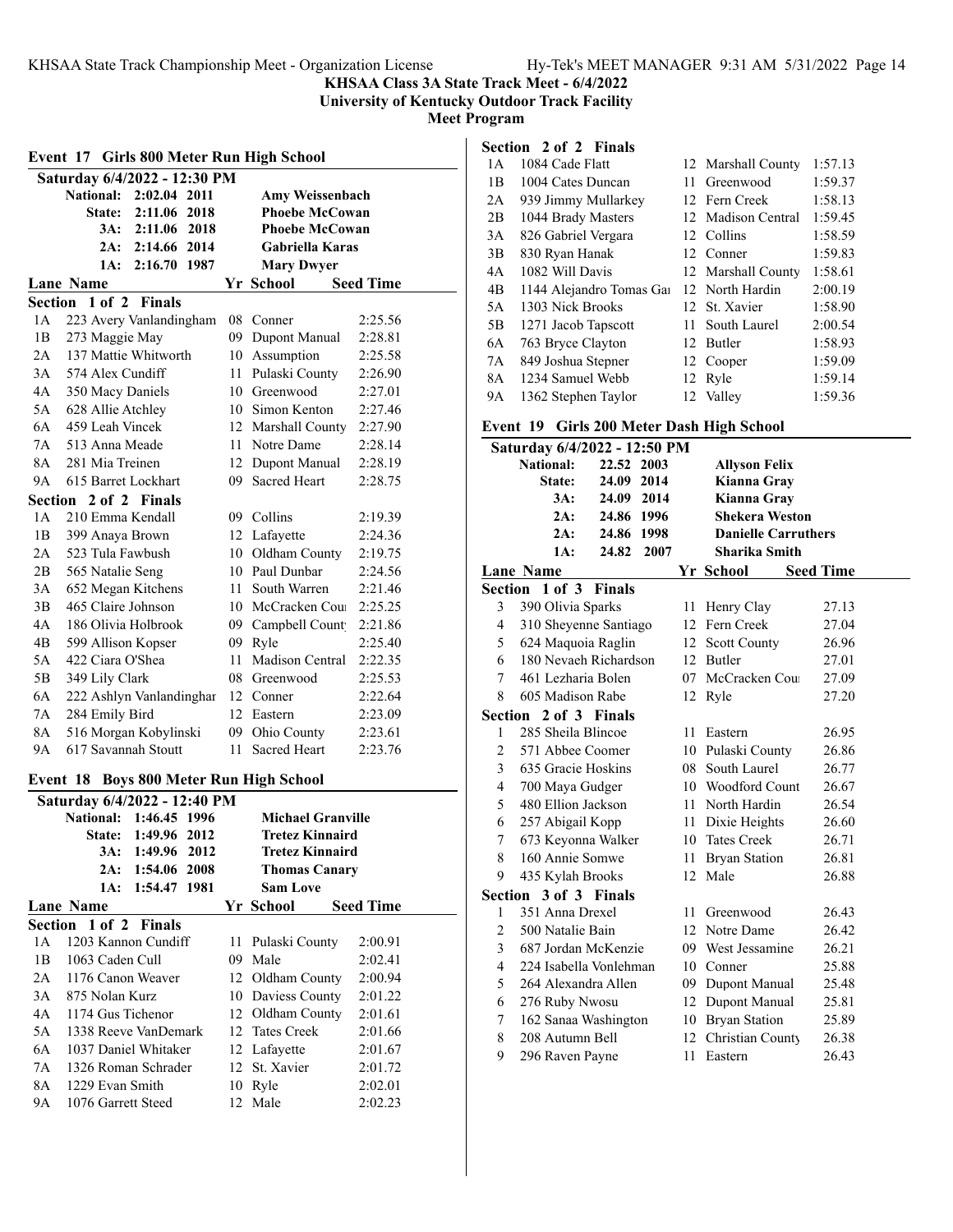**KHSAA Class 3A State Track Meet - 6/4/2022**
**University of Kentucky Outdoor Track Facility**
**Meet Program**

## Event 17 Girls 800 Meter Run High School

Saturday 6/4/2022 - 12:30 PM

| Record | Time | Year | Name |
|---|---|---|---|
| National: | 2:02.04 | 2011 | Amy Weissenbach |
| State: | 2:11.06 | 2018 | Phoebe McCowan |
| 3A: | 2:11.06 | 2018 | Phoebe McCowan |
| 2A: | 2:14.66 | 2014 | Gabriella Karas |
| 1A: | 2:16.70 | 1987 | Mary Dwyer |

| Lane | Name | Yr | School | Seed Time |
|---|---|---|---|---|
| **Section 1 of 2 Finals** | | | | |
| 1A | 223 Avery Vanlandingham | 08 | Conner | 2:25.56 |
| 1B | 273 Maggie May | 09 | Dupont Manual | 2:28.81 |
| 2A | 137 Mattie Whitworth | 10 | Assumption | 2:25.58 |
| 3A | 574 Alex Cundiff | 11 | Pulaski County | 2:26.90 |
| 4A | 350 Macy Daniels | 10 | Greenwood | 2:27.01 |
| 5A | 628 Allie Atchley | 10 | Simon Kenton | 2:27.46 |
| 6A | 459 Leah Vincek | 12 | Marshall County | 2:27.90 |
| 7A | 513 Anna Meade | 11 | Notre Dame | 2:28.14 |
| 8A | 281 Mia Treinen | 12 | Dupont Manual | 2:28.19 |
| 9A | 615 Barret Lockhart | 09 | Sacred Heart | 2:28.75 |
| **Section 2 of 2 Finals** | | | | |
| 1A | 210 Emma Kendall | 09 | Collins | 2:19.39 |
| 1B | 399 Anaya Brown | 12 | Lafayette | 2:24.36 |
| 2A | 523 Tula Fawbush | 10 | Oldham County | 2:19.75 |
| 2B | 565 Natalie Seng | 10 | Paul Dunbar | 2:24.56 |
| 3A | 652 Megan Kitchens | 11 | South Warren | 2:21.46 |
| 3B | 465 Claire Johnson | 10 | McCracken Cou | 2:25.25 |
| 4A | 186 Olivia Holbrook | 09 | Campbell Count | 2:21.86 |
| 4B | 599 Allison Kopser | 09 | Ryle | 2:25.40 |
| 5A | 422 Ciara O'Shea | 11 | Madison Central | 2:22.35 |
| 5B | 349 Lily Clark | 08 | Greenwood | 2:25.53 |
| 6A | 222 Ashlyn Vanlandinghar | 12 | Conner | 2:22.64 |
| 7A | 284 Emily Bird | 12 | Eastern | 2:23.09 |
| 8A | 516 Morgan Kobylinski | 09 | Ohio County | 2:23.61 |
| 9A | 617 Savannah Stoutt | 11 | Sacred Heart | 2:23.76 |

## Event 18 Boys 800 Meter Run High School

Saturday 6/4/2022 - 12:40 PM

| Record | Time | Year | Name |
|---|---|---|---|
| National: | 1:46.45 | 1996 | Michael Granville |
| State: | 1:49.96 | 2012 | Tretez Kinnaird |
| 3A: | 1:49.96 | 2012 | Tretez Kinnaird |
| 2A: | 1:54.06 | 2008 | Thomas Canary |
| 1A: | 1:54.47 | 1981 | Sam Love |

| Lane | Name | Yr | School | Seed Time |
|---|---|---|---|---|
| **Section 1 of 2 Finals** | | | | |
| 1A | 1203 Kannon Cundiff | 11 | Pulaski County | 2:00.91 |
| 1B | 1063 Caden Cull | 09 | Male | 2:02.41 |
| 2A | 1176 Canon Weaver | 12 | Oldham County | 2:00.94 |
| 3A | 875 Nolan Kurz | 10 | Daviess County | 2:01.22 |
| 4A | 1174 Gus Tichenor | 12 | Oldham County | 2:01.61 |
| 5A | 1338 Reeve VanDemark | 12 | Tates Creek | 2:01.66 |
| 6A | 1037 Daniel Whitaker | 12 | Lafayette | 2:01.67 |
| 7A | 1326 Roman Schrader | 12 | St. Xavier | 2:01.72 |
| 8A | 1229 Evan Smith | 10 | Ryle | 2:02.01 |
| 9A | 1076 Garrett Steed | 12 | Male | 2:02.23 |
| **Section 2 of 2 Finals** | | | | |
| 1A | 1084 Cade Flatt | 12 | Marshall County | 1:57.13 |
| 1B | 1004 Cates Duncan | 11 | Greenwood | 1:59.37 |
| 2A | 939 Jimmy Mullarkey | 12 | Fern Creek | 1:58.13 |
| 2B | 1044 Brady Masters | 12 | Madison Central | 1:59.45 |
| 3A | 826 Gabriel Vergara | 12 | Collins | 1:58.59 |
| 3B | 830 Ryan Hanak | 12 | Conner | 1:59.83 |
| 4A | 1082 Will Davis | 12 | Marshall County | 1:58.61 |
| 4B | 1144 Alejandro Tomas Gai | 12 | North Hardin | 2:00.19 |
| 5A | 1303 Nick Brooks | 12 | St. Xavier | 1:58.90 |
| 5B | 1271 Jacob Tapscott | 11 | South Laurel | 2:00.54 |
| 6A | 763 Bryce Clayton | 12 | Butler | 1:58.93 |
| 7A | 849 Joshua Stepner | 12 | Cooper | 1:59.09 |
| 8A | 1234 Samuel Webb | 12 | Ryle | 1:59.14 |
| 9A | 1362 Stephen Taylor | 12 | Valley | 1:59.36 |

## Event 19 Girls 200 Meter Dash High School

Saturday 6/4/2022 - 12:50 PM

| Record | Time | Year | Name |
|---|---|---|---|
| National: | 22.52 | 2003 | Allyson Felix |
| State: | 24.09 | 2014 | Kianna Gray |
| 3A: | 24.09 | 2014 | Kianna Gray |
| 2A: | 24.86 | 1996 | Shekera Weston |
| 2A: | 24.86 | 1998 | Danielle Carruthers |
| 1A: | 24.82 | 2007 | Sharika Smith |

| Lane | Name | Yr | School | Seed Time |
|---|---|---|---|---|
| **Section 1 of 3 Finals** | | | | |
| 3 | 390 Olivia Sparks | 11 | Henry Clay | 27.13 |
| 4 | 310 Sheyenne Santiago | 12 | Fern Creek | 27.04 |
| 5 | 624 Maquoia Raglin | 12 | Scott County | 26.96 |
| 6 | 180 Nevaeh Richardson | 12 | Butler | 27.01 |
| 7 | 461 Lezharia Bolen | 07 | McCracken Cou | 27.09 |
| 8 | 605 Madison Rabe | 12 | Ryle | 27.20 |
| **Section 2 of 3 Finals** | | | | |
| 1 | 285 Sheila Blincoe | 11 | Eastern | 26.95 |
| 2 | 571 Abbee Coomer | 10 | Pulaski County | 26.86 |
| 3 | 635 Gracie Hoskins | 08 | South Laurel | 26.77 |
| 4 | 700 Maya Gudger | 10 | Woodford Count | 26.67 |
| 5 | 480 Ellion Jackson | 11 | North Hardin | 26.54 |
| 6 | 257 Abigail Kopp | 11 | Dixie Heights | 26.60 |
| 7 | 673 Keyonna Walker | 10 | Tates Creek | 26.71 |
| 8 | 160 Annie Somwe | 11 | Bryan Station | 26.81 |
| 9 | 435 Kylah Brooks | 12 | Male | 26.88 |
| **Section 3 of 3 Finals** | | | | |
| 1 | 351 Anna Drexel | 11 | Greenwood | 26.43 |
| 2 | 500 Natalie Bain | 12 | Notre Dame | 26.42 |
| 3 | 687 Jordan McKenzie | 09 | West Jessamine | 26.21 |
| 4 | 224 Isabella Vonlehman | 10 | Conner | 25.88 |
| 5 | 264 Alexandra Allen | 09 | Dupont Manual | 25.48 |
| 6 | 276 Ruby Nwosu | 12 | Dupont Manual | 25.81 |
| 7 | 162 Sanaa Washington | 10 | Bryan Station | 25.89 |
| 8 | 208 Autumn Bell | 12 | Christian County | 26.38 |
| 9 | 296 Raven Payne | 11 | Eastern | 26.43 |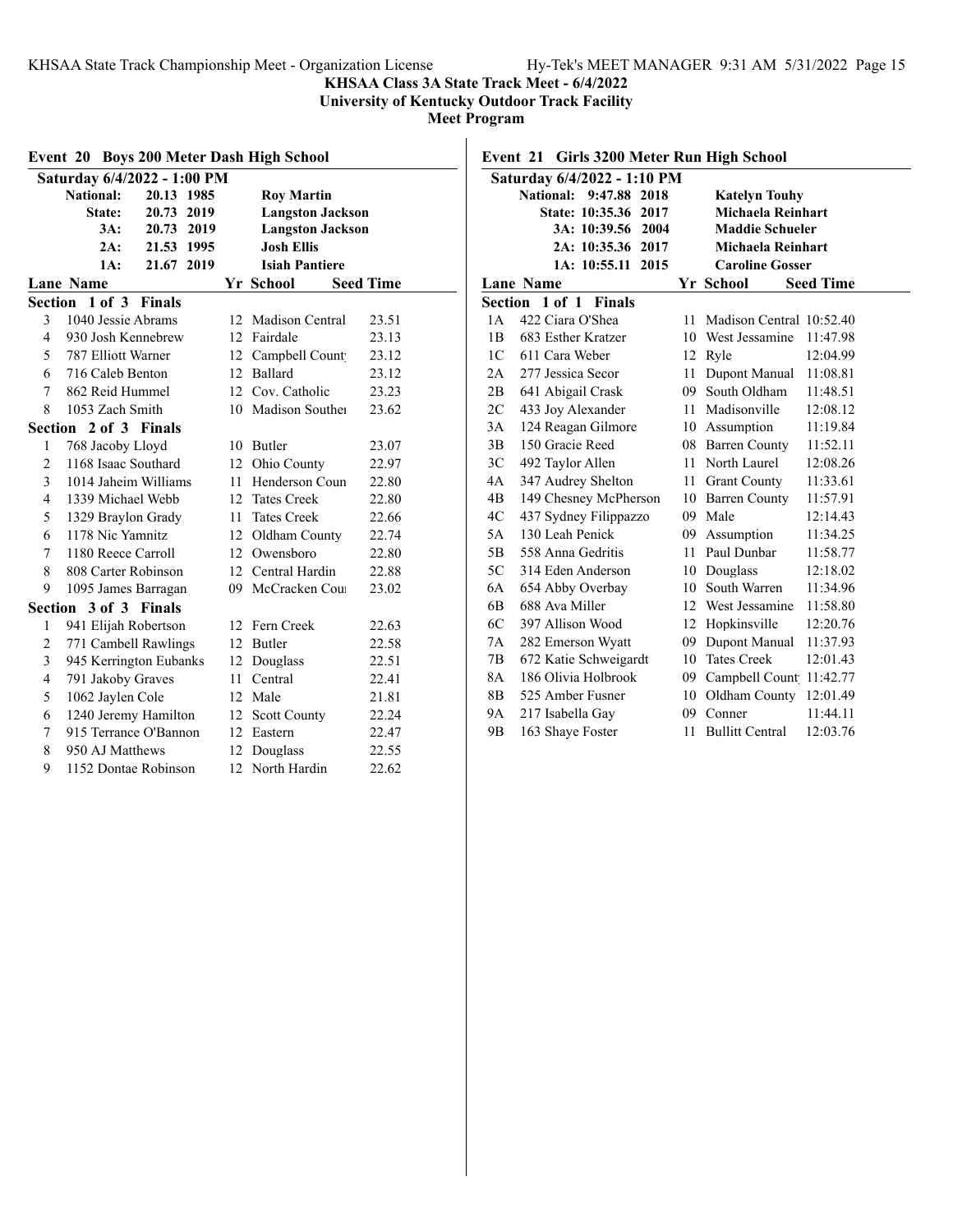## KHSAA Class 3A State Track Meet - 6/4/2022

**University of Kentucky Outdoor Track Facility**

**Meet Program**

### Event 20 Boys 200 Meter Dash High School

**Saturday 6/4/2022 - 1:00 PM**

| Record | Time | Year | Name |
|---|---|---|---|
| National: | 20.13 | 1985 | Roy Martin |
| State: | 20.73 | 2019 | Langston Jackson |
| 3A: | 20.73 | 2019 | Langston Jackson |
| 2A: | 21.53 | 1995 | Josh Ellis |
| 1A: | 21.67 | 2019 | Isiah Pantiere |

| Lane | Name | Yr | School | Seed Time |
|---|---|---|---|---|
| **Section 1 of 3 Finals** | | | | |
| 3 | 1040 Jessie Abrams | 12 | Madison Central | 23.51 |
| 4 | 930 Josh Kennebrew | 12 | Fairdale | 23.13 |
| 5 | 787 Elliott Warner | 12 | Campbell Count | 23.12 |
| 6 | 716 Caleb Benton | 12 | Ballard | 23.12 |
| 7 | 862 Reid Hummel | 12 | Cov. Catholic | 23.23 |
| 8 | 1053 Zach Smith | 10 | Madison Souther | 23.62 |
| **Section 2 of 3 Finals** | | | | |
| 1 | 768 Jacoby Lloyd | 10 | Butler | 23.07 |
| 2 | 1168 Isaac Southard | 12 | Ohio County | 22.97 |
| 3 | 1014 Jaheim Williams | 11 | Henderson Coun | 22.80 |
| 4 | 1339 Michael Webb | 12 | Tates Creek | 22.80 |
| 5 | 1329 Braylon Grady | 11 | Tates Creek | 22.66 |
| 6 | 1178 Nic Yamnitz | 12 | Oldham County | 22.74 |
| 7 | 1180 Reece Carroll | 12 | Owensboro | 22.80 |
| 8 | 808 Carter Robinson | 12 | Central Hardin | 22.88 |
| 9 | 1095 James Barragan | 09 | McCracken Cou | 23.02 |
| **Section 3 of 3 Finals** | | | | |
| 1 | 941 Elijah Robertson | 12 | Fern Creek | 22.63 |
| 2 | 771 Cambell Rawlings | 12 | Butler | 22.58 |
| 3 | 945 Kerrington Eubanks | 12 | Douglass | 22.51 |
| 4 | 791 Jakoby Graves | 11 | Central | 22.41 |
| 5 | 1062 Jaylen Cole | 12 | Male | 21.81 |
| 6 | 1240 Jeremy Hamilton | 12 | Scott County | 22.24 |
| 7 | 915 Terrance O'Bannon | 12 | Eastern | 22.47 |
| 8 | 950 AJ Matthews | 12 | Douglass | 22.55 |
| 9 | 1152 Dontae Robinson | 12 | North Hardin | 22.62 |

### Event 21 Girls 3200 Meter Run High School

**Saturday 6/4/2022 - 1:10 PM**

| Record | Time | Year | Name |
|---|---|---|---|
| National: | 9:47.88 | 2018 | Katelyn Touhy |
| State: | 10:35.36 | 2017 | Michaela Reinhart |
| 3A: | 10:39.56 | 2004 | Maddie Schueler |
| 2A: | 10:35.36 | 2017 | Michaela Reinhart |
| 1A: | 10:55.11 | 2015 | Caroline Gosser |

| Lane | Name | Yr | School | Seed Time |
|---|---|---|---|---|
| **Section 1 of 1 Finals** | | | | |
| 1A | 422 Ciara O'Shea | 11 | Madison Central | 10:52.40 |
| 1B | 683 Esther Kratzer | 10 | West Jessamine | 11:47.98 |
| 1C | 611 Cara Weber | 12 | Ryle | 12:04.99 |
| 2A | 277 Jessica Secor | 11 | Dupont Manual | 11:08.81 |
| 2B | 641 Abigail Crask | 09 | South Oldham | 11:48.51 |
| 2C | 433 Joy Alexander | 11 | Madisonville | 12:08.12 |
| 3A | 124 Reagan Gilmore | 10 | Assumption | 11:19.84 |
| 3B | 150 Gracie Reed | 08 | Barren County | 11:52.11 |
| 3C | 492 Taylor Allen | 11 | North Laurel | 12:08.26 |
| 4A | 347 Audrey Shelton | 11 | Grant County | 11:33.61 |
| 4B | 149 Chesney McPherson | 10 | Barren County | 11:57.91 |
| 4C | 437 Sydney Filippazzo | 09 | Male | 12:14.43 |
| 5A | 130 Leah Penick | 09 | Assumption | 11:34.25 |
| 5B | 558 Anna Gedritis | 11 | Paul Dunbar | 11:58.77 |
| 5C | 314 Eden Anderson | 10 | Douglass | 12:18.02 |
| 6A | 654 Abby Overbay | 10 | South Warren | 11:34.96 |
| 6B | 688 Ava Miller | 12 | West Jessamine | 11:58.80 |
| 6C | 397 Allison Wood | 12 | Hopkinsville | 12:20.76 |
| 7A | 282 Emerson Wyatt | 09 | Dupont Manual | 11:37.93 |
| 7B | 672 Katie Schweigardt | 10 | Tates Creek | 12:01.43 |
| 8A | 186 Olivia Holbrook | 09 | Campbell Count | 11:42.77 |
| 8B | 525 Amber Fusner | 10 | Oldham County | 12:01.49 |
| 9A | 217 Isabella Gay | 09 | Conner | 11:44.11 |
| 9B | 163 Shaye Foster | 11 | Bullitt Central | 12:03.76 |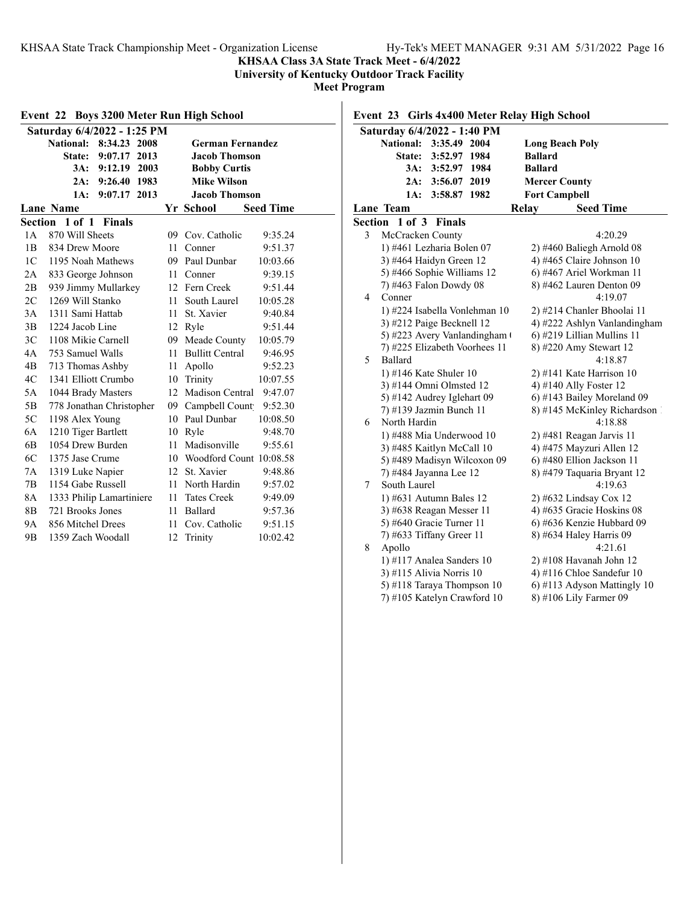**KHSAA Class 3A State Track Meet - 6/4/2022**
**University of Kentucky Outdoor Track Facility**
**Meet Program**

## Event 22 Boys 3200 Meter Run High School

**Saturday 6/4/2022 - 1:25 PM**

| Record | Time | Year | Holder |
|---|---|---|---|
| National: | 8:34.23 | 2008 | German Fernandez |
| State: | 9:07.17 | 2013 | Jacob Thomson |
| 3A: | 9:12.19 | 2003 | Bobby Curtis |
| 2A: | 9:26.40 | 1983 | Mike Wilson |
| 1A: | 9:07.17 | 2013 | Jacob Thomson |

**Section 1 of 1 Finals**

| Lane | Name | Yr | School | Seed Time |
|---|---|---|---|---|
| 1A | 870 Will Sheets | 09 | Cov. Catholic | 9:35.24 |
| 1B | 834 Drew Moore | 11 | Conner | 9:51.37 |
| 1C | 1195 Noah Mathews | 09 | Paul Dunbar | 10:03.66 |
| 2A | 833 George Johnson | 11 | Conner | 9:39.15 |
| 2B | 939 Jimmy Mullarkey | 12 | Fern Creek | 9:51.44 |
| 2C | 1269 Will Stanko | 11 | South Laurel | 10:05.28 |
| 3A | 1311 Sami Hattab | 11 | St. Xavier | 9:40.84 |
| 3B | 1224 Jacob Line | 12 | Ryle | 9:51.44 |
| 3C | 1108 Mikie Carnell | 09 | Meade County | 10:05.79 |
| 4A | 753 Samuel Walls | 11 | Bullitt Central | 9:46.95 |
| 4B | 713 Thomas Ashby | 11 | Apollo | 9:52.23 |
| 4C | 1341 Elliott Crumbo | 10 | Trinity | 10:07.55 |
| 5A | 1044 Brady Masters | 12 | Madison Central | 9:47.07 |
| 5B | 778 Jonathan Christopher | 09 | Campbell Count | 9:52.30 |
| 5C | 1198 Alex Young | 10 | Paul Dunbar | 10:08.50 |
| 6A | 1210 Tiger Bartlett | 10 | Ryle | 9:48.70 |
| 6B | 1054 Drew Burden | 11 | Madisonville | 9:55.61 |
| 6C | 1375 Jase Crume | 10 | Woodford Count | 10:08.58 |
| 7A | 1319 Luke Napier | 12 | St. Xavier | 9:48.86 |
| 7B | 1154 Gabe Russell | 11 | North Hardin | 9:57.02 |
| 8A | 1333 Philip Lamartiniere | 11 | Tates Creek | 9:49.09 |
| 8B | 721 Brooks Jones | 11 | Ballard | 9:57.36 |
| 9A | 856 Mitchel Drees | 11 | Cov. Catholic | 9:51.15 |
| 9B | 1359 Zach Woodall | 12 | Trinity | 10:02.42 |

## Event 23 Girls 4x400 Meter Relay High School

**Saturday 6/4/2022 - 1:40 PM**

| Record | Time | Year | Holder |
|---|---|---|---|
| National: | 3:35.49 | 2004 | Long Beach Poly |
| State: | 3:52.97 | 1984 | Ballard |
| 3A: | 3:52.97 | 1984 | Ballard |
| 2A: | 3:56.07 | 2019 | Mercer County |
| 1A: | 3:58.87 | 1982 | Fort Campbell |

**Section 1 of 3 Finals**

| Lane | Team | Relay | Seed Time |
|---|---|---|---|
| 3 | McCracken County | | 4:20.29 |
| | 1) #461 Lezharia Bolen 07 | 2) #460 Baliegh Arnold 08 | |
| | 3) #464 Haidyn Green 12 | 4) #465 Claire Johnson 10 | |
| | 5) #466 Sophie Williams 12 | 6) #467 Ariel Workman 11 | |
| | 7) #463 Falon Dowdy 08 | 8) #462 Lauren Denton 09 | |
| 4 | Conner | | 4:19.07 |
| | 1) #224 Isabella Vonlehman 10 | 2) #214 Chanler Bhoolai 11 | |
| | 3) #212 Paige Becknell 12 | 4) #222 Ashlyn Vanlandingham | |
| | 5) #223 Avery Vanlandingham ( | 6) #219 Lillian Mullins 11 | |
| | 7) #225 Elizabeth Voorhees 11 | 8) #220 Amy Stewart 12 | |
| 5 | Ballard | | 4:18.87 |
| | 1) #146 Kate Shuler 10 | 2) #141 Kate Harrison 10 | |
| | 3) #144 Omni Olmsted 12 | 4) #140 Ally Foster 12 | |
| | 5) #142 Audrey Iglehart 09 | 6) #143 Bailey Moreland 09 | |
| | 7) #139 Jazmin Bunch 11 | 8) #145 McKinley Richardson | |
| 6 | North Hardin | | 4:18.88 |
| | 1) #488 Mia Underwood 10 | 2) #481 Reagan Jarvis 11 | |
| | 3) #485 Kaitlyn McCall 10 | 4) #475 Mayzuri Allen 12 | |
| | 5) #489 Madisyn Wilcoxon 09 | 6) #480 Ellion Jackson 11 | |
| | 7) #484 Jayanna Lee 12 | 8) #479 Taquaria Bryant 12 | |
| 7 | South Laurel | | 4:19.63 |
| | 1) #631 Autumn Bales 12 | 2) #632 Lindsay Cox 12 | |
| | 3) #638 Reagan Messer 11 | 4) #635 Gracie Hoskins 08 | |
| | 5) #640 Gracie Turner 11 | 6) #636 Kenzie Hubbard 09 | |
| | 7) #633 Tiffany Greer 11 | 8) #634 Haley Harris 09 | |
| 8 | Apollo | | 4:21.61 |
| | 1) #117 Analea Sanders 10 | 2) #108 Havanah John 12 | |
| | 3) #115 Alivia Norris 10 | 4) #116 Chloe Sandefur 10 | |
| | 5) #118 Taraya Thompson 10 | 6) #113 Adyson Mattingly 10 | |
| | 7) #105 Katelyn Crawford 10 | 8) #106 Lily Farmer 09 | |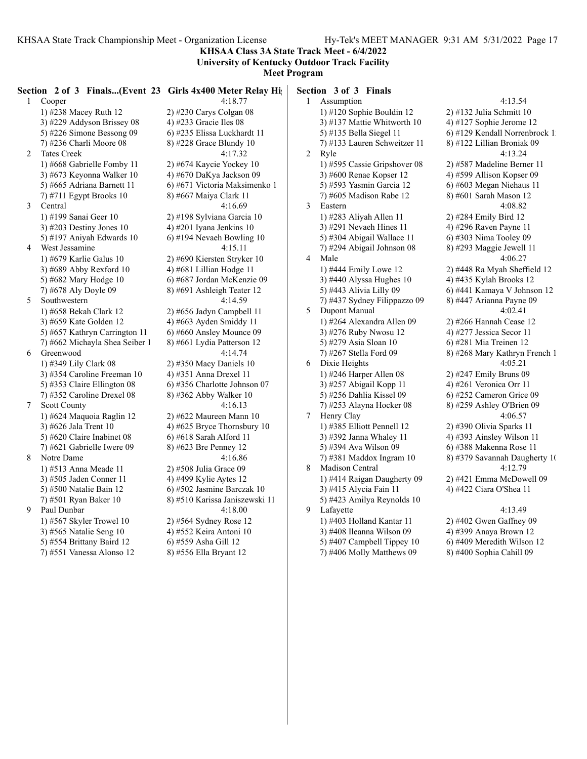**KHSAA Class 3A State Track Meet - 6/4/2022**
**University of Kentucky Outdoor Track Facility**
**Meet Program**

**Section 2 of 3 Finals...(Event 23 Girls 4x400 Meter Relay Hi**

1 Cooper 4:18.77
1) #238 Macey Ruth 12 2) #230 Carys Colgan 08
3) #229 Addyson Brissey 08 4) #233 Gracie Iles 08
5) #226 Simone Bessong 09 6) #235 Elissa Luckhardt 11
7) #236 Charli Moore 08 8) #228 Grace Blundy 10

2 Tates Creek 4:17.32
1) #668 Gabrielle Fomby 11 2) #674 Kaycie Yockey 10
3) #673 Keyonna Walker 10 4) #670 DaKya Jackson 09
5) #665 Adriana Barnett 11 6) #671 Victoria Maksimenko 1
7) #711 Egypt Brooks 10 8) #667 Maiya Clark 11

3 Central 4:16.69
1) #199 Sanai Geer 10 2) #198 Sylviana Garcia 10
3) #203 Destiny Jones 10 4) #201 Iyana Jenkins 10
5) #197 Aniyah Edwards 10 6) #194 Nevaeh Bowling 10

4 West Jessamine 4:15.11
1) #679 Karlie Galus 10 2) #690 Kiersten Stryker 10
3) #689 Abby Rexford 10 4) #681 Lillian Hodge 11
5) #682 Mary Hodge 10 6) #687 Jordan McKenzie 09
7) #678 Aly Doyle 09 8) #691 Ashleigh Teater 12

5 Southwestern 4:14.59
1) #658 Bekah Clark 12 2) #656 Jadyn Campbell 11
3) #659 Kate Golden 12 4) #663 Ayden Smiddy 11
5) #657 Kathryn Carrington 11 6) #660 Ansley Mounce 09
7) #662 Michayla Shea Seiber 1 8) #661 Lydia Patterson 12

6 Greenwood 4:14.74
1) #349 Lily Clark 08 2) #350 Macy Daniels 10
3) #354 Caroline Freeman 10 4) #351 Anna Drexel 11
5) #353 Claire Ellington 08 6) #356 Charlotte Johnson 07
7) #352 Caroline Drexel 08 8) #362 Abby Walker 10

7 Scott County 4:16.13
1) #624 Maquoia Raglin 12 2) #622 Maureen Mann 10
3) #626 Jala Trent 10 4) #625 Bryce Thornsbury 10
5) #620 Claire Inabinet 08 6) #618 Sarah Alford 11
7) #621 Gabrielle Iwere 09 8) #623 Bre Penney 12

8 Notre Dame 4:16.86
1) #513 Anna Meade 11 2) #508 Julia Grace 09
3) #505 Jaden Conner 11 4) #499 Kylie Aytes 12
5) #500 Natalie Bain 12 6) #502 Jasmine Barczak 10
7) #501 Ryan Baker 10 8) #510 Karissa Janiszewski 11

9 Paul Dunbar 4:18.00
1) #567 Skyler Trowel 10 2) #564 Sydney Rose 12
3) #565 Natalie Seng 10 4) #552 Keira Antoni 10
5) #554 Brittany Baird 12 6) #559 Asha Gill 12
7) #551 Vanessa Alonso 12 8) #556 Ella Bryant 12

**Section 3 of 3 Finals**

1 Assumption 4:13.54
1) #120 Sophie Bouldin 12 2) #132 Julia Schmitt 10
3) #137 Mattie Whitworth 10 4) #127 Sophie Jerome 12
5) #135 Bella Siegel 11 6) #129 Kendall Norrenbrock 1
7) #133 Lauren Schweitzer 11 8) #122 Lillian Broniak 09

2 Ryle 4:13.24
1) #595 Cassie Gripshover 08 2) #587 Madeline Berner 11
3) #600 Renae Kopser 12 4) #599 Allison Kopser 09
5) #593 Yasmin Garcia 12 6) #603 Megan Niehaus 11
7) #605 Madison Rabe 12 8) #601 Sarah Mason 12

3 Eastern 4:08.82
1) #283 Aliyah Allen 11 2) #284 Emily Bird 12
3) #291 Nevaeh Hines 11 4) #296 Raven Payne 11
5) #304 Abigail Wallace 11 6) #303 Nima Tooley 09
7) #294 Abigail Johnson 08 8) #293 Maggie Jewell 11

4 Male 4:06.27
1) #444 Emily Lowe 12 2) #448 Ra Myah Sheffield 12
3) #440 Alyssa Hughes 10 4) #435 Kylah Brooks 12
5) #443 Alivia Lilly 09 6) #441 Kamaya V Johnson 12
7) #437 Sydney Filippazzo 09 8) #447 Arianna Payne 09

5 Dupont Manual 4:02.41
1) #264 Alexandra Allen 09 2) #266 Hannah Cease 12
3) #276 Ruby Nwosu 12 4) #277 Jessica Secor 11
5) #279 Asia Sloan 10 6) #281 Mia Treinen 12
7) #267 Stella Ford 09 8) #268 Mary Kathryn French 1

6 Dixie Heights 4:05.21
1) #246 Harper Allen 08 2) #247 Emily Bruns 09
3) #257 Abigail Kopp 11 4) #261 Veronica Orr 11
5) #256 Dahlia Kissel 09 6) #252 Cameron Grice 09
7) #253 Alayna Hocker 08 8) #259 Ashley O'Brien 09

7 Henry Clay 4:06.57
1) #385 Elliott Pennell 12 2) #390 Olivia Sparks 11
3) #392 Janna Whaley 11 4) #393 Ainsley Wilson 11
5) #394 Ava Wilson 09 6) #388 Makenna Rose 11
7) #381 Maddox Ingram 10 8) #379 Savannah Daugherty 1(

8 Madison Central 4:12.79
1) #414 Raigan Daugherty 09 2) #421 Emma McDowell 09
3) #415 Alycia Fain 11 4) #422 Ciara O'Shea 11
5) #423 Amilya Reynolds 10

9 Lafayette 4:13.49
1) #403 Holland Kantar 11 2) #402 Gwen Gaffney 09
3) #408 Ileanna Wilson 09 4) #399 Anaya Brown 12
5) #407 Campbell Tippey 10 6) #409 Meredith Wilson 12
7) #406 Molly Matthews 09 8) #400 Sophia Cahill 09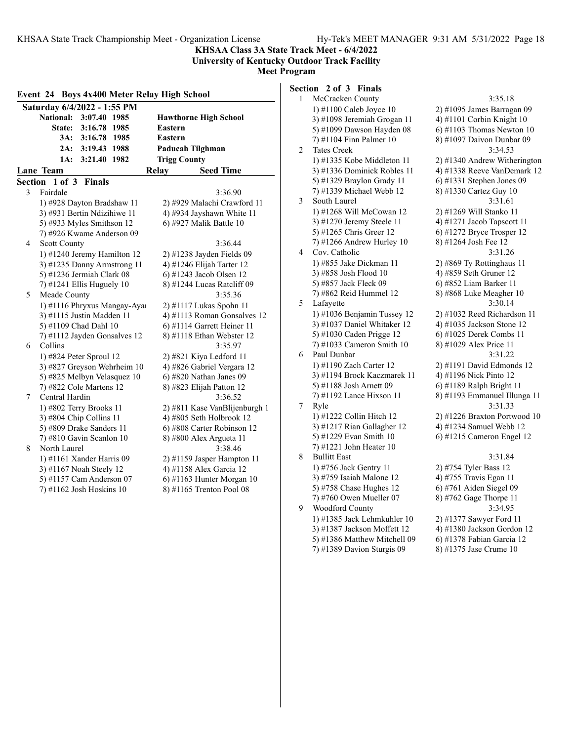**KHSAA Class 3A State Track Meet - 6/4/2022**
**University of Kentucky Outdoor Track Facility**
**Meet Program**

## Event 24 Boys 4x400 Meter Relay High School

**Saturday 6/4/2022 - 1:55 PM**

| | | | |
|---|---|---|---|
| National: | 3:07.40 | 1985 | Hawthorne High School |
| State: | 3:16.78 | 1985 | Eastern |
| 3A: | 3:16.78 | 1985 | Eastern |
| 2A: | 3:19.43 | 1988 | Paducah Tilghman |
| 1A: | 3:21.40 | 1982 | Trigg County |

**Lane Team — Relay — Seed Time**

### Section 1 of 3 Finals

| Lane | Team | Relay | Seed Time |
|---|---|---|---|
| 3 | Fairdale | | 3:36.90 |
| | 1) #928 Dayton Bradshaw 11 | 2) #929 Malachi Crawford 11 | |
| | 3) #931 Bertin Ndizihiwe 11 | 4) #934 Jayshawn White 11 | |
| | 5) #933 Myles Smithson 12 | 6) #927 Malik Battle 10 | |
| | 7) #926 Kwame Anderson 09 | | |
| 4 | Scott County | | 3:36.44 |
| | 1) #1240 Jeremy Hamilton 12 | 2) #1238 Jayden Fields 09 | |
| | 3) #1235 Danny Armstrong 11 | 4) #1246 Elijah Tarter 12 | |
| | 5) #1236 Jermiah Clark 08 | 6) #1243 Jacob Olsen 12 | |
| | 7) #1241 Ellis Huguely 10 | 8) #1244 Lucas Ratcliff 09 | |
| 5 | Meade County | | 3:35.36 |
| | 1) #1116 Phryxus Mangay-Ayai | 2) #1117 Lukas Spohn 11 | |
| | 3) #1115 Justin Madden 11 | 4) #1113 Roman Gonsalves 12 | |
| | 5) #1109 Chad Dahl 10 | 6) #1114 Garrett Heiner 11 | |
| | 7) #1112 Jayden Gonsalves 12 | 8) #1118 Ethan Webster 12 | |
| 6 | Collins | | 3:35.97 |
| | 1) #824 Peter Sproul 12 | 2) #821 Kiya Ledford 11 | |
| | 3) #827 Greyson Wehrheim 10 | 4) #826 Gabriel Vergara 12 | |
| | 5) #825 Melbyn Velasquez 10 | 6) #820 Nathan Janes 09 | |
| | 7) #822 Cole Martens 12 | 8) #823 Elijah Patton 12 | |
| 7 | Central Hardin | | 3:36.52 |
| | 1) #802 Terry Brooks 11 | 2) #811 Kase VanBlijenburgh 1 | |
| | 3) #804 Chip Collins 11 | 4) #805 Seth Holbrook 12 | |
| | 5) #809 Drake Sanders 11 | 6) #808 Carter Robinson 12 | |
| | 7) #810 Gavin Scanlon 10 | 8) #800 Alex Argueta 11 | |
| 8 | North Laurel | | 3:38.46 |
| | 1) #1161 Xander Harris 09 | 2) #1159 Jasper Hampton 11 | |
| | 3) #1167 Noah Steely 12 | 4) #1158 Alex Garcia 12 | |
| | 5) #1157 Cam Anderson 07 | 6) #1163 Hunter Morgan 10 | |
| | 7) #1162 Josh Hoskins 10 | 8) #1165 Trenton Pool 08 | |

### Section 2 of 3 Finals

| Lane | Team | Relay | Seed Time |
|---|---|---|---|
| 1 | McCracken County | | 3:35.18 |
| | 1) #1100 Caleb Joyce 10 | 2) #1095 James Barragan 09 | |
| | 3) #1098 Jeremiah Grogan 11 | 4) #1101 Corbin Knight 10 | |
| | 5) #1099 Dawson Hayden 08 | 6) #1103 Thomas Newton 10 | |
| | 7) #1104 Finn Palmer 10 | 8) #1097 Daivon Dunbar 09 | |
| 2 | Tates Creek | | 3:34.53 |
| | 1) #1335 Kobe Middleton 11 | 2) #1340 Andrew Witherington | |
| | 3) #1336 Dominick Robles 11 | 4) #1338 Reeve VanDemark 12 | |
| | 5) #1329 Braylon Grady 11 | 6) #1331 Stephen Jones 09 | |
| | 7) #1339 Michael Webb 12 | 8) #1330 Cartez Guy 10 | |
| 3 | South Laurel | | 3:31.61 |
| | 1) #1268 Will McCowan 12 | 2) #1269 Will Stanko 11 | |
| | 3) #1270 Jeremy Steele 11 | 4) #1271 Jacob Tapscott 11 | |
| | 5) #1265 Chris Greer 12 | 6) #1272 Bryce Trosper 12 | |
| | 7) #1266 Andrew Hurley 10 | 8) #1264 Josh Fee 12 | |
| 4 | Cov. Catholic | | 3:31.26 |
| | 1) #855 Jake Dickman 11 | 2) #869 Ty Rottinghaus 11 | |
| | 3) #858 Josh Flood 10 | 4) #859 Seth Gruner 12 | |
| | 5) #857 Jack Fleck 09 | 6) #852 Liam Barker 11 | |
| | 7) #862 Reid Hummel 12 | 8) #868 Luke Meagher 10 | |
| 5 | Lafayette | | 3:30.14 |
| | 1) #1036 Benjamin Tussey 12 | 2) #1032 Reed Richardson 11 | |
| | 3) #1037 Daniel Whitaker 12 | 4) #1035 Jackson Stone 12 | |
| | 5) #1030 Caden Prigge 12 | 6) #1025 Derek Combs 11 | |
| | 7) #1033 Cameron Smith 10 | 8) #1029 Alex Price 11 | |
| 6 | Paul Dunbar | | 3:31.22 |
| | 1) #1190 Zach Carter 12 | 2) #1191 David Edmonds 12 | |
| | 3) #1194 Brock Kaczmarek 11 | 4) #1196 Nick Pinto 12 | |
| | 5) #1188 Josh Arnett 09 | 6) #1189 Ralph Bright 11 | |
| | 7) #1192 Lance Hixson 11 | 8) #1193 Emmanuel Illunga 11 | |
| 7 | Ryle | | 3:31.33 |
| | 1) #1222 Collin Hitch 12 | 2) #1226 Braxton Portwood 10 | |
| | 3) #1217 Rian Gallagher 12 | 4) #1234 Samuel Webb 12 | |
| | 5) #1229 Evan Smith 10 | 6) #1215 Cameron Engel 12 | |
| | 7) #1221 John Heater 10 | | |
| 8 | Bullitt East | | 3:31.84 |
| | 1) #756 Jack Gentry 11 | 2) #754 Tyler Bass 12 | |
| | 3) #759 Isaiah Malone 12 | 4) #755 Travis Egan 11 | |
| | 5) #758 Chase Hughes 12 | 6) #761 Aiden Siegel 09 | |
| | 7) #760 Owen Mueller 07 | 8) #762 Gage Thorpe 11 | |
| 9 | Woodford County | | 3:34.95 |
| | 1) #1385 Jack Lehmkuhler 10 | 2) #1377 Sawyer Ford 11 | |
| | 3) #1387 Jackson Moffett 12 | 4) #1380 Jackson Gordon 12 | |
| | 5) #1386 Matthew Mitchell 09 | 6) #1378 Fabian Garcia 12 | |
| | 7) #1389 Davion Sturgis 09 | 8) #1375 Jase Crume 10 | |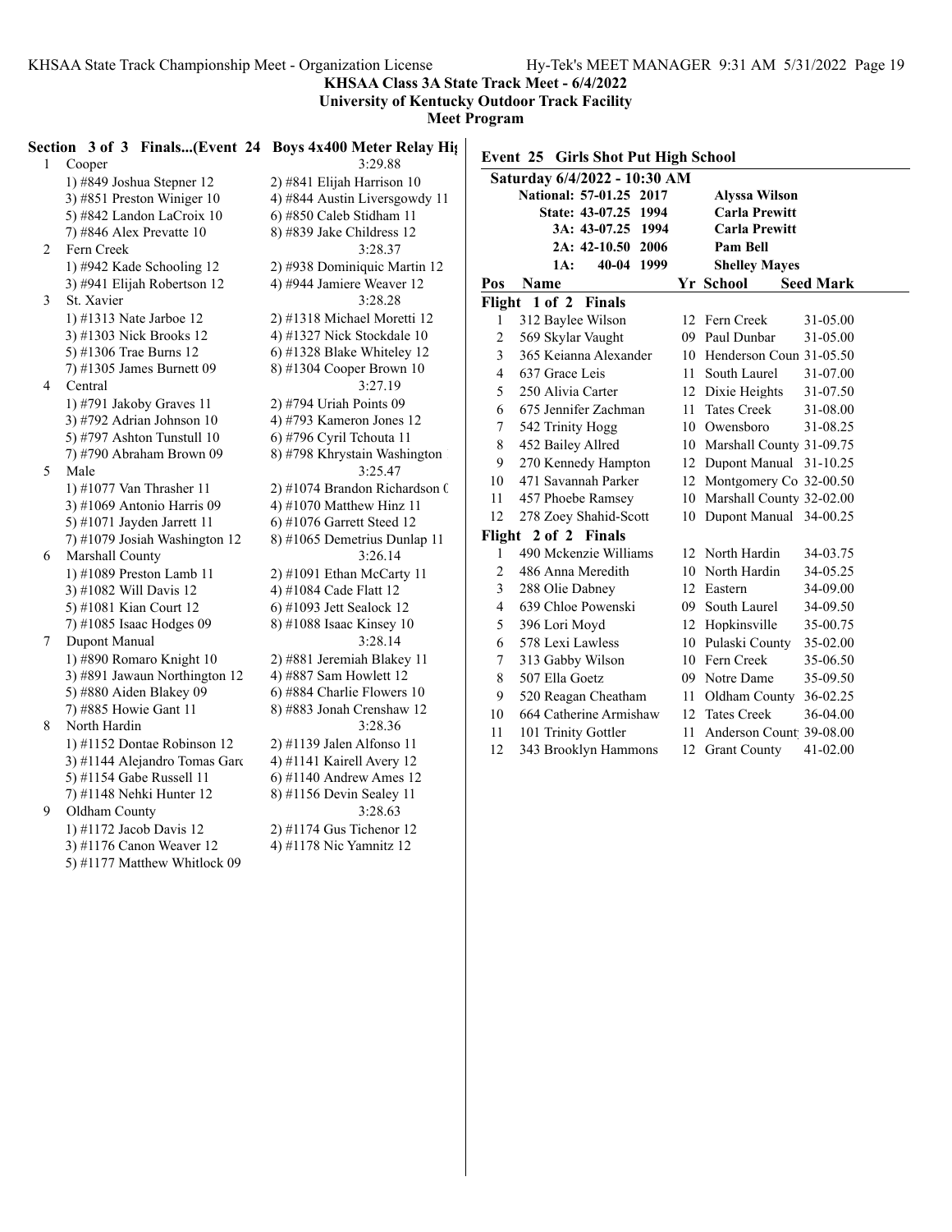**KHSAA Class 3A State Track Meet - 6/4/2022**
**University of Kentucky Outdoor Track Facility**
**Meet Program**

### Section 3 of 3 Finals...(Event 24 Boys 4x400 Meter Relay Hig

1 Cooper — 3:29.88
- 1) #849 Joshua Stepner 12
- 2) #841 Elijah Harrison 10
- 3) #851 Preston Winiger 10
- 4) #844 Austin Liversgowdy 11
- 5) #842 Landon LaCroix 10
- 6) #850 Caleb Stidham 11
- 7) #846 Alex Prevatte 10
- 8) #839 Jake Childress 12

2 Fern Creek — 3:28.37
- 1) #942 Kade Schooling 12
- 2) #938 Dominiquic Martin 12
- 3) #941 Elijah Robertson 12
- 4) #944 Jamiere Weaver 12

3 St. Xavier — 3:28.28
- 1) #1313 Nate Jarboe 12
- 2) #1318 Michael Moretti 12
- 3) #1303 Nick Brooks 12
- 4) #1327 Nick Stockdale 10
- 5) #1306 Trae Burns 12
- 6) #1328 Blake Whiteley 12
- 7) #1305 James Burnett 09
- 8) #1304 Cooper Brown 10

4 Central — 3:27.19
- 1) #791 Jakoby Graves 11
- 2) #794 Uriah Points 09
- 3) #792 Adrian Johnson 10
- 4) #793 Kameron Jones 12
- 5) #797 Ashton Tunstull 10
- 6) #796 Cyril Tchouta 11
- 7) #790 Abraham Brown 09
- 8) #798 Khrystain Washington

5 Male — 3:25.47
- 1) #1077 Van Thrasher 11
- 2) #1074 Brandon Richardson (
- 3) #1069 Antonio Harris 09
- 4) #1070 Matthew Hinz 11
- 5) #1071 Jayden Jarrett 11
- 6) #1076 Garrett Steed 12
- 7) #1079 Josiah Washington 12
- 8) #1065 Demetrius Dunlap 11

6 Marshall County — 3:26.14
- 1) #1089 Preston Lamb 11
- 2) #1091 Ethan McCarty 11
- 3) #1082 Will Davis 12
- 4) #1084 Cade Flatt 12
- 5) #1081 Kian Court 12
- 6) #1093 Jett Sealock 12
- 7) #1085 Isaac Hodges 09
- 8) #1088 Isaac Kinsey 10

7 Dupont Manual — 3:28.14
- 1) #890 Romaro Knight 10
- 2) #881 Jeremiah Blakey 11
- 3) #891 Jawaun Northington 12
- 4) #887 Sam Howlett 12
- 5) #880 Aiden Blakey 09
- 6) #884 Charlie Flowers 10
- 7) #885 Howie Gant 11
- 8) #883 Jonah Crenshaw 12

8 North Hardin — 3:28.36
- 1) #1152 Dontae Robinson 12
- 2) #1139 Jalen Alfonso 11
- 3) #1144 Alejandro Tomas Garc
- 4) #1141 Kairell Avery 12
- 5) #1154 Gabe Russell 11
- 6) #1140 Andrew Ames 12
- 7) #1148 Nehki Hunter 12
- 8) #1156 Devin Sealey 11

9 Oldham County — 3:28.63
- 1) #1172 Jacob Davis 12
- 2) #1174 Gus Tichenor 12
- 3) #1176 Canon Weaver 12
- 4) #1178 Nic Yamnitz 12
- 5) #1177 Matthew Whitlock 09

### Event 25 Girls Shot Put High School

**Saturday 6/4/2022 - 10:30 AM**

| Record | Mark | Year | Holder |
|---|---|---|---|
| National: | 57-01.25 | 2017 | Alyssa Wilson |
| State: | 43-07.25 | 1994 | Carla Prewitt |
| 3A: | 43-07.25 | 1994 | Carla Prewitt |
| 2A: | 42-10.50 | 2006 | Pam Bell |
| 1A: | 40-04 | 1999 | Shelley Mayes |

| Pos | Name | Yr | School | Seed Mark |
|---|---|---|---|---|
| **Flight 1 of 2 Finals** | | | | |
| 1 | 312 Baylee Wilson | 12 | Fern Creek | 31-05.00 |
| 2 | 569 Skylar Vaught | 09 | Paul Dunbar | 31-05.00 |
| 3 | 365 Keianna Alexander | 10 | Henderson Coun | 31-05.50 |
| 4 | 637 Grace Leis | 11 | South Laurel | 31-07.00 |
| 5 | 250 Alivia Carter | 12 | Dixie Heights | 31-07.50 |
| 6 | 675 Jennifer Zachman | 11 | Tates Creek | 31-08.00 |
| 7 | 542 Trinity Hogg | 10 | Owensboro | 31-08.25 |
| 8 | 452 Bailey Allred | 10 | Marshall County | 31-09.75 |
| 9 | 270 Kennedy Hampton | 12 | Dupont Manual | 31-10.25 |
| 10 | 471 Savannah Parker | 12 | Montgomery Co | 32-00.50 |
| 11 | 457 Phoebe Ramsey | 10 | Marshall County | 32-02.00 |
| 12 | 278 Zoey Shahid-Scott | 10 | Dupont Manual | 34-00.25 |
| **Flight 2 of 2 Finals** | | | | |
| 1 | 490 Mckenzie Williams | 12 | North Hardin | 34-03.75 |
| 2 | 486 Anna Meredith | 10 | North Hardin | 34-05.25 |
| 3 | 288 Olie Dabney | 12 | Eastern | 34-09.00 |
| 4 | 639 Chloe Powenski | 09 | South Laurel | 34-09.50 |
| 5 | 396 Lori Moyd | 12 | Hopkinsville | 35-00.75 |
| 6 | 578 Lexi Lawless | 10 | Pulaski County | 35-02.00 |
| 7 | 313 Gabby Wilson | 10 | Fern Creek | 35-06.50 |
| 8 | 507 Ella Goetz | 09 | Notre Dame | 35-09.50 |
| 9 | 520 Reagan Cheatham | 11 | Oldham County | 36-02.25 |
| 10 | 664 Catherine Armishaw | 12 | Tates Creek | 36-04.00 |
| 11 | 101 Trinity Gottler | 11 | Anderson Count | 39-08.00 |
| 12 | 343 Brooklyn Hammons | 12 | Grant County | 41-02.00 |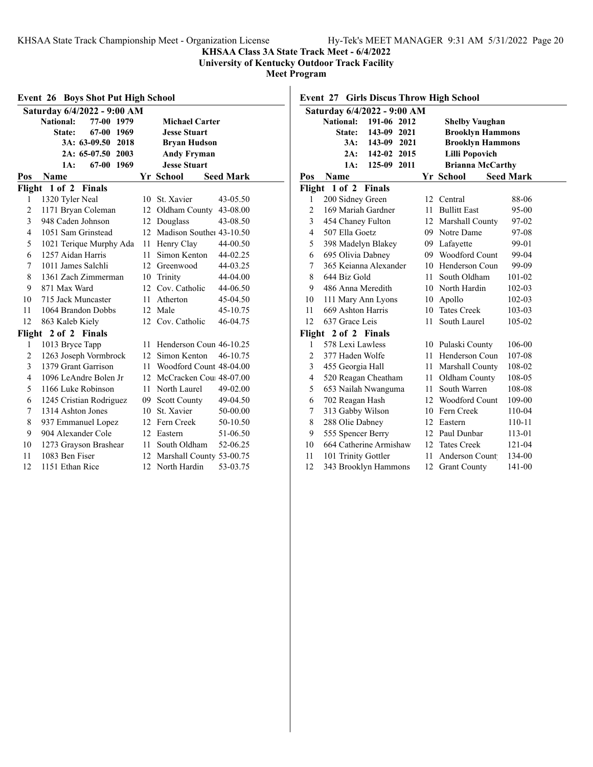## KHSAA Class 3A State Track Meet - 6/4/2022

**University of Kentucky Outdoor Track Facility**

**Meet Program**

### Event 26 Boys Shot Put High School

**Saturday 6/4/2022 - 9:00 AM**

| | Mark | Year | Holder |
|---|---|---|---|
| National: | 77-00 | 1979 | Michael Carter |
| State: | 67-00 | 1969 | Jesse Stuart |
| 3A: | 63-09.50 | 2018 | Bryan Hudson |
| 2A: | 65-07.50 | 2003 | Andy Fryman |
| 1A: | 67-00 | 1969 | Jesse Stuart |

| Pos | Name | Yr | School | Seed Mark |
|---|---|---|---|---|
| **Flight 1 of 2 Finals** | | | | |
| 1 | 1320 Tyler Neal | 10 | St. Xavier | 43-05.50 |
| 2 | 1171 Bryan Coleman | 12 | Oldham County | 43-08.00 |
| 3 | 948 Caden Johnson | 12 | Douglass | 43-08.50 |
| 4 | 1051 Sam Grinstead | 12 | Madison Souther | 43-10.50 |
| 5 | 1021 Terique Murphy Ada | 11 | Henry Clay | 44-00.50 |
| 6 | 1257 Aidan Harris | 11 | Simon Kenton | 44-02.25 |
| 7 | 1011 James Salchli | 12 | Greenwood | 44-03.25 |
| 8 | 1361 Zach Zimmerman | 10 | Trinity | 44-04.00 |
| 9 | 871 Max Ward | 12 | Cov. Catholic | 44-06.50 |
| 10 | 715 Jack Muncaster | 11 | Atherton | 45-04.50 |
| 11 | 1064 Brandon Dobbs | 12 | Male | 45-10.75 |
| 12 | 863 Kaleb Kiely | 12 | Cov. Catholic | 46-04.75 |
| **Flight 2 of 2 Finals** | | | | |
| 1 | 1013 Bryce Tapp | 11 | Henderson Coun | 46-10.25 |
| 2 | 1263 Joseph Vormbrock | 12 | Simon Kenton | 46-10.75 |
| 3 | 1379 Grant Garrison | 11 | Woodford Count | 48-04.00 |
| 4 | 1096 LeAndre Bolen Jr | 12 | McCracken Cou | 48-07.00 |
| 5 | 1166 Luke Robinson | 11 | North Laurel | 49-02.00 |
| 6 | 1245 Cristian Rodriguez | 09 | Scott County | 49-04.50 |
| 7 | 1314 Ashton Jones | 10 | St. Xavier | 50-00.00 |
| 8 | 937 Emmanuel Lopez | 12 | Fern Creek | 50-10.50 |
| 9 | 904 Alexander Cole | 12 | Eastern | 51-06.50 |
| 10 | 1273 Grayson Brashear | 11 | South Oldham | 52-06.25 |
| 11 | 1083 Ben Fiser | 12 | Marshall County | 53-00.75 |
| 12 | 1151 Ethan Rice | 12 | North Hardin | 53-03.75 |

### Event 27 Girls Discus Throw High School

**Saturday 6/4/2022 - 9:00 AM**

| | Mark | Year | Holder |
|---|---|---|---|
| National: | 191-06 | 2012 | Shelby Vaughan |
| State: | 143-09 | 2021 | Brooklyn Hammons |
| 3A: | 143-09 | 2021 | Brooklyn Hammons |
| 2A: | 142-02 | 2015 | Lilli Popovich |
| 1A: | 125-09 | 2011 | Brianna McCarthy |

| Pos | Name | Yr | School | Seed Mark |
|---|---|---|---|---|
| **Flight 1 of 2 Finals** | | | | |
| 1 | 200 Sidney Green | 12 | Central | 88-06 |
| 2 | 169 Mariah Gardner | 11 | Bullitt East | 95-00 |
| 3 | 454 Chaney Fulton | 12 | Marshall County | 97-02 |
| 4 | 507 Ella Goetz | 09 | Notre Dame | 97-08 |
| 5 | 398 Madelyn Blakey | 09 | Lafayette | 99-01 |
| 6 | 695 Olivia Dabney | 09 | Woodford Count | 99-04 |
| 7 | 365 Keianna Alexander | 10 | Henderson Coun | 99-09 |
| 8 | 644 Biz Gold | 11 | South Oldham | 101-02 |
| 9 | 486 Anna Meredith | 10 | North Hardin | 102-03 |
| 10 | 111 Mary Ann Lyons | 10 | Apollo | 102-03 |
| 11 | 669 Ashton Harris | 10 | Tates Creek | 103-03 |
| 12 | 637 Grace Leis | 11 | South Laurel | 105-02 |
| **Flight 2 of 2 Finals** | | | | |
| 1 | 578 Lexi Lawless | 10 | Pulaski County | 106-00 |
| 2 | 377 Haden Wolfe | 11 | Henderson Coun | 107-08 |
| 3 | 455 Georgia Hall | 11 | Marshall County | 108-02 |
| 4 | 520 Reagan Cheatham | 11 | Oldham County | 108-05 |
| 5 | 653 Nailah Nwanguma | 11 | South Warren | 108-08 |
| 6 | 702 Reagan Hash | 12 | Woodford Count | 109-00 |
| 7 | 313 Gabby Wilson | 10 | Fern Creek | 110-04 |
| 8 | 288 Olie Dabney | 12 | Eastern | 110-11 |
| 9 | 555 Spencer Berry | 12 | Paul Dunbar | 113-01 |
| 10 | 664 Catherine Armishaw | 12 | Tates Creek | 121-04 |
| 11 | 101 Trinity Gottler | 11 | Anderson Count | 134-00 |
| 12 | 343 Brooklyn Hammons | 12 | Grant County | 141-00 |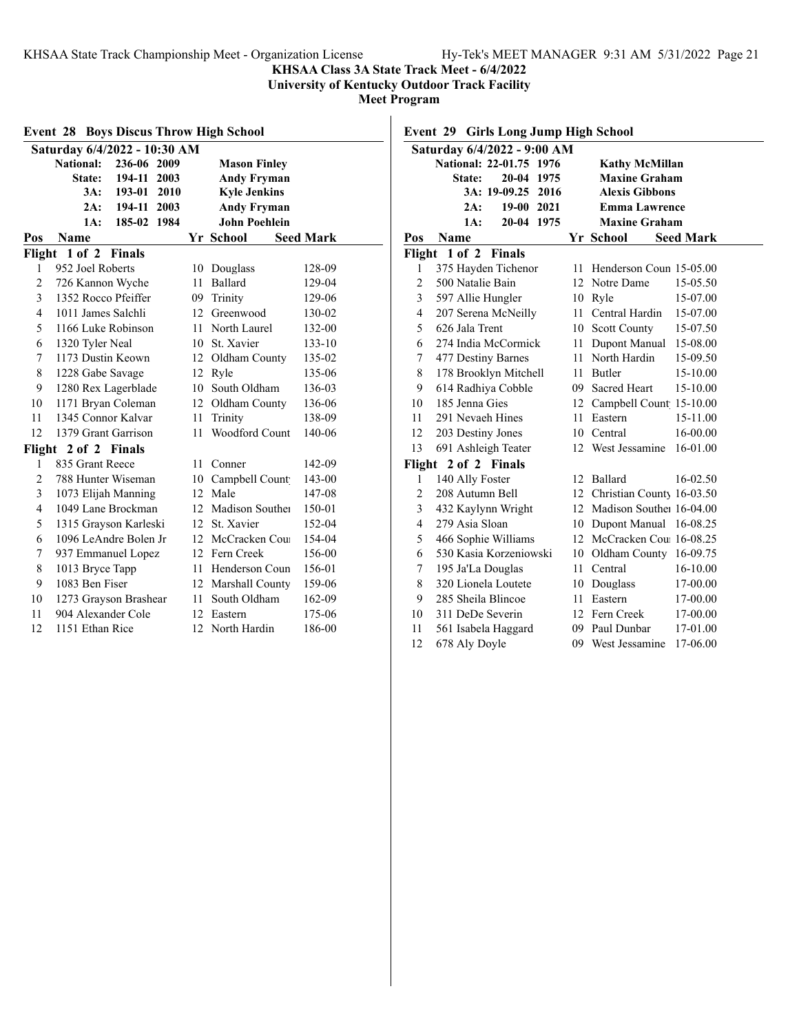**KHSAA Class 3A State Track Meet - 6/4/2022**
**University of Kentucky Outdoor Track Facility**
**Meet Program**

## Event 28 Boys Discus Throw High School

**Saturday 6/4/2022 - 10:30 AM**

| | | | |
|---|---|---|---|
| National: | 236-06 | 2009 | Mason Finley |
| State: | 194-11 | 2003 | Andy Fryman |
| 3A: | 193-01 | 2010 | Kyle Jenkins |
| 2A: | 194-11 | 2003 | Andy Fryman |
| 1A: | 185-02 | 1984 | John Poehlein |

| Pos | Name | Yr | School | Seed Mark |
|---|---|---|---|---|
| **Flight 1 of 2 Finals** | | | | |
| 1 | 952 Joel Roberts | 10 | Douglass | 128-09 |
| 2 | 726 Kannon Wyche | 11 | Ballard | 129-04 |
| 3 | 1352 Rocco Pfeiffer | 09 | Trinity | 129-06 |
| 4 | 1011 James Salchli | 12 | Greenwood | 130-02 |
| 5 | 1166 Luke Robinson | 11 | North Laurel | 132-00 |
| 6 | 1320 Tyler Neal | 10 | St. Xavier | 133-10 |
| 7 | 1173 Dustin Keown | 12 | Oldham County | 135-02 |
| 8 | 1228 Gabe Savage | 12 | Ryle | 135-06 |
| 9 | 1280 Rex Lagerblade | 10 | South Oldham | 136-03 |
| 10 | 1171 Bryan Coleman | 12 | Oldham County | 136-06 |
| 11 | 1345 Connor Kalvar | 11 | Trinity | 138-09 |
| 12 | 1379 Grant Garrison | 11 | Woodford Count | 140-06 |
| **Flight 2 of 2 Finals** | | | | |
| 1 | 835 Grant Reece | 11 | Conner | 142-09 |
| 2 | 788 Hunter Wiseman | 10 | Campbell County | 143-00 |
| 3 | 1073 Elijah Manning | 12 | Male | 147-08 |
| 4 | 1049 Lane Brockman | 12 | Madison Souther | 150-01 |
| 5 | 1315 Grayson Karleski | 12 | St. Xavier | 152-04 |
| 6 | 1096 LeAndre Bolen Jr | 12 | McCracken Cou | 154-04 |
| 7 | 937 Emmanuel Lopez | 12 | Fern Creek | 156-00 |
| 8 | 1013 Bryce Tapp | 11 | Henderson Coun | 156-01 |
| 9 | 1083 Ben Fiser | 12 | Marshall County | 159-06 |
| 10 | 1273 Grayson Brashear | 11 | South Oldham | 162-09 |
| 11 | 904 Alexander Cole | 12 | Eastern | 175-06 |
| 12 | 1151 Ethan Rice | 12 | North Hardin | 186-00 |

## Event 29 Girls Long Jump High School

**Saturday 6/4/2022 - 9:00 AM**

| | | | |
|---|---|---|---|
| National: | 22-01.75 | 1976 | Kathy McMillan |
| State: | 20-04 | 1975 | Maxine Graham |
| 3A: | 19-09.25 | 2016 | Alexis Gibbons |
| 2A: | 19-00 | 2021 | Emma Lawrence |
| 1A: | 20-04 | 1975 | Maxine Graham |

| Pos | Name | Yr | School | Seed Mark |
|---|---|---|---|---|
| **Flight 1 of 2 Finals** | | | | |
| 1 | 375 Hayden Tichenor | 11 | Henderson Coun | 15-05.00 |
| 2 | 500 Natalie Bain | 12 | Notre Dame | 15-05.50 |
| 3 | 597 Allie Hungler | 10 | Ryle | 15-07.00 |
| 4 | 207 Serena McNeilly | 11 | Central Hardin | 15-07.00 |
| 5 | 626 Jala Trent | 10 | Scott County | 15-07.50 |
| 6 | 274 India McCormick | 11 | Dupont Manual | 15-08.00 |
| 7 | 477 Destiny Barnes | 11 | North Hardin | 15-09.50 |
| 8 | 178 Brooklyn Mitchell | 11 | Butler | 15-10.00 |
| 9 | 614 Radhiya Cobble | 09 | Sacred Heart | 15-10.00 |
| 10 | 185 Jenna Gies | 12 | Campbell County | 15-10.00 |
| 11 | 291 Nevaeh Hines | 11 | Eastern | 15-11.00 |
| 12 | 203 Destiny Jones | 10 | Central | 16-00.00 |
| 13 | 691 Ashleigh Teater | 12 | West Jessamine | 16-01.00 |
| **Flight 2 of 2 Finals** | | | | |
| 1 | 140 Ally Foster | 12 | Ballard | 16-02.50 |
| 2 | 208 Autumn Bell | 12 | Christian County | 16-03.50 |
| 3 | 432 Kaylynn Wright | 12 | Madison Souther | 16-04.00 |
| 4 | 279 Asia Sloan | 10 | Dupont Manual | 16-08.25 |
| 5 | 466 Sophie Williams | 12 | McCracken Cou | 16-08.25 |
| 6 | 530 Kasia Korzeniowski | 10 | Oldham County | 16-09.75 |
| 7 | 195 Ja'La Douglas | 11 | Central | 16-10.00 |
| 8 | 320 Lioenla Loutete | 10 | Douglass | 17-00.00 |
| 9 | 285 Sheila Blincoe | 11 | Eastern | 17-00.00 |
| 10 | 311 DeDe Severin | 12 | Fern Creek | 17-00.00 |
| 11 | 561 Isabela Haggard | 09 | Paul Dunbar | 17-01.00 |
| 12 | 678 Aly Doyle | 09 | West Jessamine | 17-06.00 |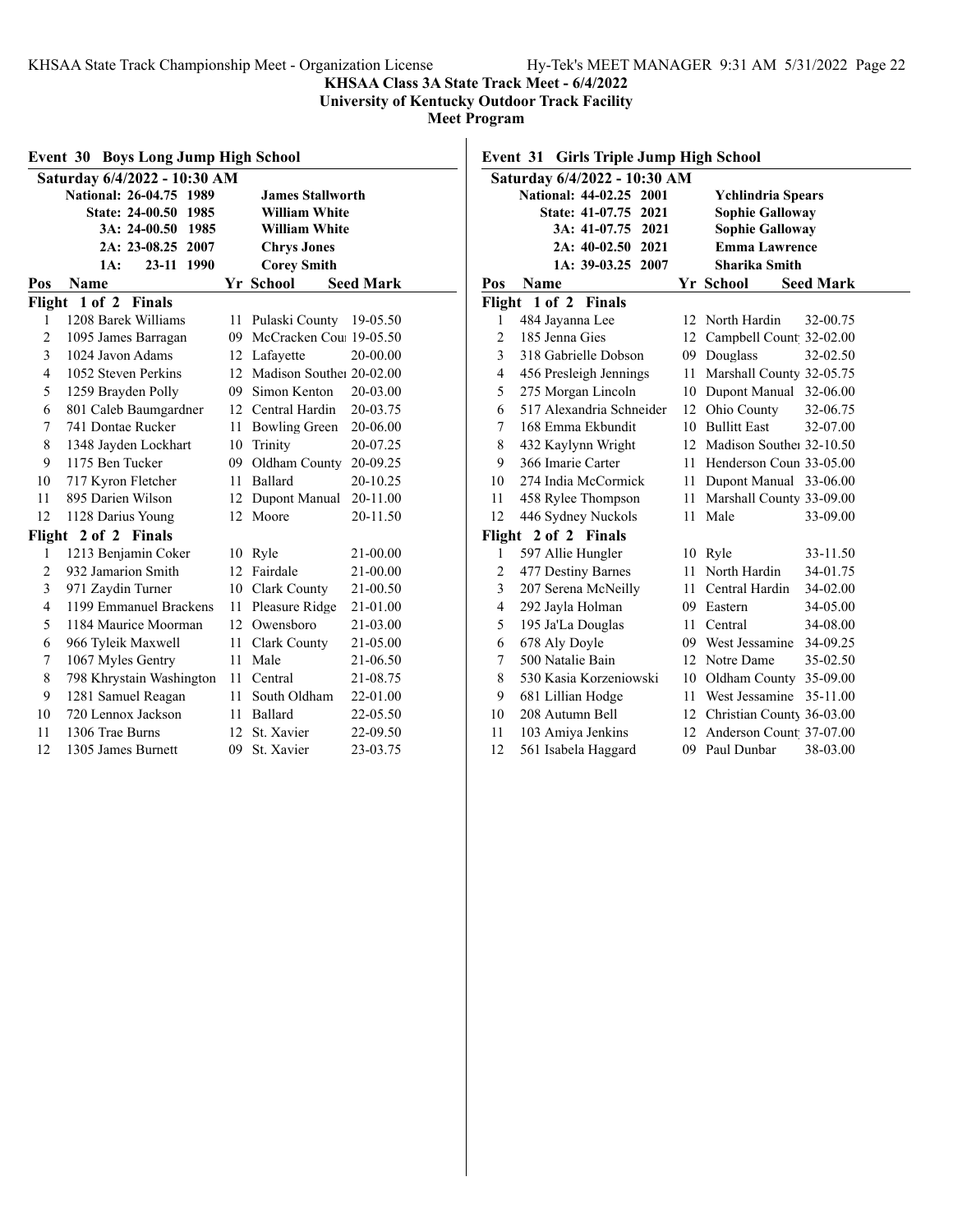## KHSAA Class 3A State Track Meet - 6/4/2022
### University of Kentucky Outdoor Track Facility
### Meet Program

### Event 30 Boys Long Jump High School

Saturday 6/4/2022 - 10:30 AM

| Record | Mark | Year | Holder |
|---|---|---|---|
| National: | 26-04.75 | 1989 | James Stallworth |
| State: | 24-00.50 | 1985 | William White |
| 3A: | 24-00.50 | 1985 | William White |
| 2A: | 23-08.25 | 2007 | Chrys Jones |
| 1A: | 23-11 | 1990 | Corey Smith |

| Pos | Name | Yr | School | Seed Mark |
|---|---|---|---|---|
| **Flight 1 of 2 Finals** | | | | |
| 1 | 1208 Barek Williams | 11 | Pulaski County | 19-05.50 |
| 2 | 1095 James Barragan | 09 | McCracken Cou | 19-05.50 |
| 3 | 1024 Javon Adams | 12 | Lafayette | 20-00.00 |
| 4 | 1052 Steven Perkins | 12 | Madison Souther | 20-02.00 |
| 5 | 1259 Brayden Polly | 09 | Simon Kenton | 20-03.00 |
| 6 | 801 Caleb Baumgardner | 12 | Central Hardin | 20-03.75 |
| 7 | 741 Dontae Rucker | 11 | Bowling Green | 20-06.00 |
| 8 | 1348 Jayden Lockhart | 10 | Trinity | 20-07.25 |
| 9 | 1175 Ben Tucker | 09 | Oldham County | 20-09.25 |
| 10 | 717 Kyron Fletcher | 11 | Ballard | 20-10.25 |
| 11 | 895 Darien Wilson | 12 | Dupont Manual | 20-11.00 |
| 12 | 1128 Darius Young | 12 | Moore | 20-11.50 |
| **Flight 2 of 2 Finals** | | | | |
| 1 | 1213 Benjamin Coker | 10 | Ryle | 21-00.00 |
| 2 | 932 Jamarion Smith | 12 | Fairdale | 21-00.00 |
| 3 | 971 Zaydin Turner | 10 | Clark County | 21-00.50 |
| 4 | 1199 Emmanuel Brackens | 11 | Pleasure Ridge | 21-01.00 |
| 5 | 1184 Maurice Moorman | 12 | Owensboro | 21-03.00 |
| 6 | 966 Tyleik Maxwell | 11 | Clark County | 21-05.00 |
| 7 | 1067 Myles Gentry | 11 | Male | 21-06.50 |
| 8 | 798 Khrystain Washington | 11 | Central | 21-08.75 |
| 9 | 1281 Samuel Reagan | 11 | South Oldham | 22-01.00 |
| 10 | 720 Lennox Jackson | 11 | Ballard | 22-05.50 |
| 11 | 1306 Trae Burns | 12 | St. Xavier | 22-09.50 |
| 12 | 1305 James Burnett | 09 | St. Xavier | 23-03.75 |

### Event 31 Girls Triple Jump High School

Saturday 6/4/2022 - 10:30 AM

| Record | Mark | Year | Holder |
|---|---|---|---|
| National: | 44-02.25 | 2001 | Ychlindria Spears |
| State: | 41-07.75 | 2021 | Sophie Galloway |
| 3A: | 41-07.75 | 2021 | Sophie Galloway |
| 2A: | 40-02.50 | 2021 | Emma Lawrence |
| 1A: | 39-03.25 | 2007 | Sharika Smith |

| Pos | Name | Yr | School | Seed Mark |
|---|---|---|---|---|
| **Flight 1 of 2 Finals** | | | | |
| 1 | 484 Jayanna Lee | 12 | North Hardin | 32-00.75 |
| 2 | 185 Jenna Gies | 12 | Campbell Count | 32-02.00 |
| 3 | 318 Gabrielle Dobson | 09 | Douglass | 32-02.50 |
| 4 | 456 Presleigh Jennings | 11 | Marshall County | 32-05.75 |
| 5 | 275 Morgan Lincoln | 10 | Dupont Manual | 32-06.00 |
| 6 | 517 Alexandria Schneider | 12 | Ohio County | 32-06.75 |
| 7 | 168 Emma Ekbundit | 10 | Bullitt East | 32-07.00 |
| 8 | 432 Kaylynn Wright | 12 | Madison Souther | 32-10.50 |
| 9 | 366 Imarie Carter | 11 | Henderson Coun | 33-05.00 |
| 10 | 274 India McCormick | 11 | Dupont Manual | 33-06.00 |
| 11 | 458 Rylee Thompson | 11 | Marshall County | 33-09.00 |
| 12 | 446 Sydney Nuckols | 11 | Male | 33-09.00 |
| **Flight 2 of 2 Finals** | | | | |
| 1 | 597 Allie Hungler | 10 | Ryle | 33-11.50 |
| 2 | 477 Destiny Barnes | 11 | North Hardin | 34-01.75 |
| 3 | 207 Serena McNeilly | 11 | Central Hardin | 34-02.00 |
| 4 | 292 Jayla Holman | 09 | Eastern | 34-05.00 |
| 5 | 195 Ja'La Douglas | 11 | Central | 34-08.00 |
| 6 | 678 Aly Doyle | 09 | West Jessamine | 34-09.25 |
| 7 | 500 Natalie Bain | 12 | Notre Dame | 35-02.50 |
| 8 | 530 Kasia Korzeniowski | 10 | Oldham County | 35-09.00 |
| 9 | 681 Lillian Hodge | 11 | West Jessamine | 35-11.00 |
| 10 | 208 Autumn Bell | 12 | Christian County | 36-03.00 |
| 11 | 103 Amiya Jenkins | 12 | Anderson Count | 37-07.00 |
| 12 | 561 Isabela Haggard | 09 | Paul Dunbar | 38-03.00 |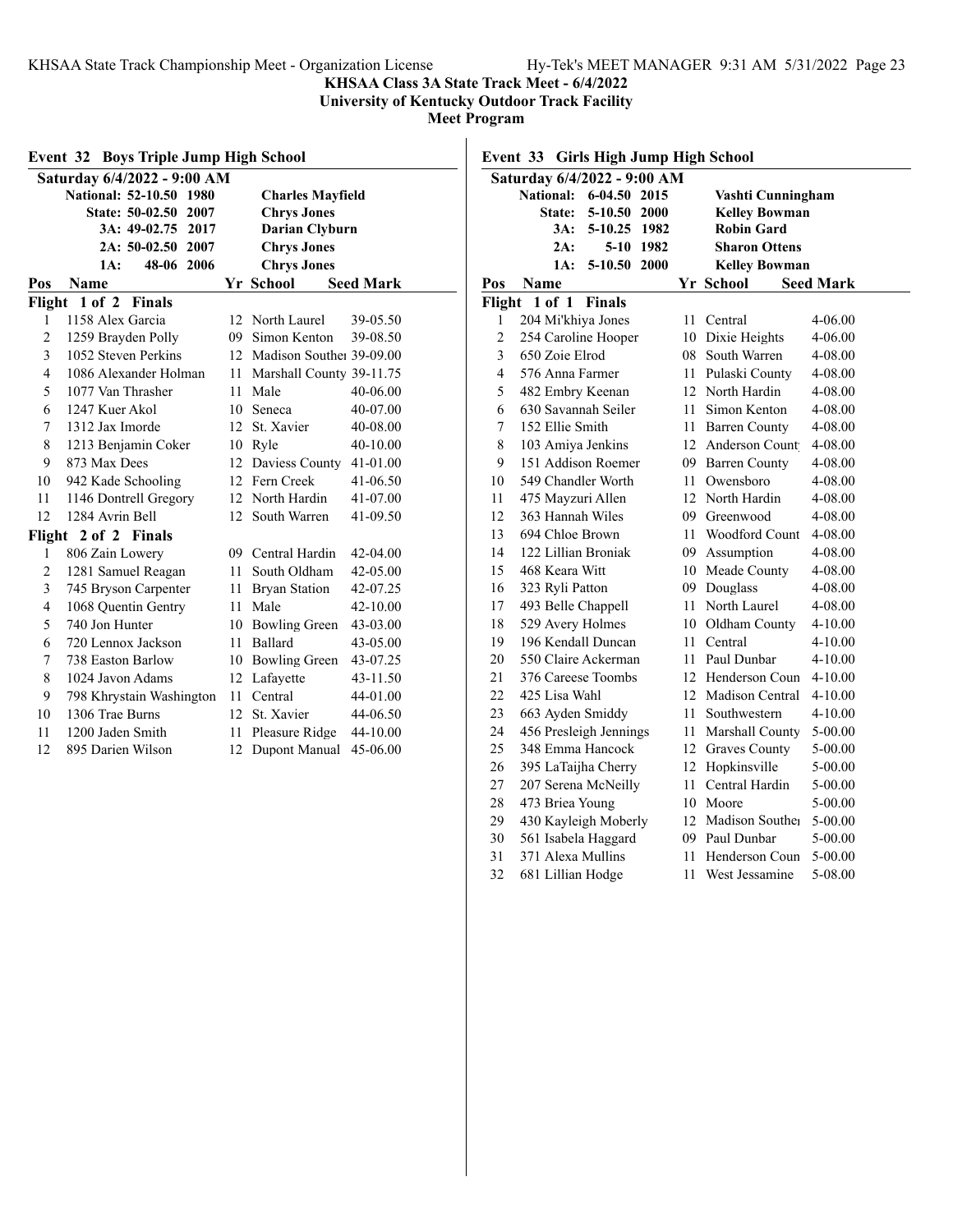**KHSAA Class 3A State Track Meet - 6/4/2022**
**University of Kentucky Outdoor Track Facility**
**Meet Program**

## Event 32 Boys Triple Jump High School

**Saturday 6/4/2022 - 9:00 AM**

| | | | |
|---|---|---|---|
| National: | 52-10.50 | 1980 | Charles Mayfield |
| State: | 50-02.50 | 2007 | Chrys Jones |
| 3A: | 49-02.75 | 2017 | Darian Clyburn |
| 2A: | 50-02.50 | 2007 | Chrys Jones |
| 1A: | 48-06 | 2006 | Chrys Jones |

| Pos | Name | Yr | School | Seed Mark |
|---|---|---|---|---|
| **Flight 1 of 2 Finals** | | | | |
| 1 | 1158 Alex Garcia | 12 | North Laurel | 39-05.50 |
| 2 | 1259 Brayden Polly | 09 | Simon Kenton | 39-08.50 |
| 3 | 1052 Steven Perkins | 12 | Madison Southern | 39-09.00 |
| 4 | 1086 Alexander Holman | 11 | Marshall County | 39-11.75 |
| 5 | 1077 Van Thrasher | 11 | Male | 40-06.00 |
| 6 | 1247 Kuer Akol | 10 | Seneca | 40-07.00 |
| 7 | 1312 Jax Imorde | 12 | St. Xavier | 40-08.00 |
| 8 | 1213 Benjamin Coker | 10 | Ryle | 40-10.00 |
| 9 | 873 Max Dees | 12 | Daviess County | 41-01.00 |
| 10 | 942 Kade Schooling | 12 | Fern Creek | 41-06.50 |
| 11 | 1146 Dontrell Gregory | 12 | North Hardin | 41-07.00 |
| 12 | 1284 Avrin Bell | 12 | South Warren | 41-09.50 |
| **Flight 2 of 2 Finals** | | | | |
| 1 | 806 Zain Lowery | 09 | Central Hardin | 42-04.00 |
| 2 | 1281 Samuel Reagan | 11 | South Oldham | 42-05.00 |
| 3 | 745 Bryson Carpenter | 11 | Bryan Station | 42-07.25 |
| 4 | 1068 Quentin Gentry | 11 | Male | 42-10.00 |
| 5 | 740 Jon Hunter | 10 | Bowling Green | 43-03.00 |
| 6 | 720 Lennox Jackson | 11 | Ballard | 43-05.00 |
| 7 | 738 Easton Barlow | 10 | Bowling Green | 43-07.25 |
| 8 | 1024 Javon Adams | 12 | Lafayette | 43-11.50 |
| 9 | 798 Khrystain Washington | 11 | Central | 44-01.00 |
| 10 | 1306 Trae Burns | 12 | St. Xavier | 44-06.50 |
| 11 | 1200 Jaden Smith | 11 | Pleasure Ridge | 44-10.00 |
| 12 | 895 Darien Wilson | 12 | Dupont Manual | 45-06.00 |

## Event 33 Girls High Jump High School

**Saturday 6/4/2022 - 9:00 AM**

| | | | |
|---|---|---|---|
| National: | 6-04.50 | 2015 | Vashti Cunningham |
| State: | 5-10.50 | 2000 | Kelley Bowman |
| 3A: | 5-10.25 | 1982 | Robin Gard |
| 2A: | 5-10 | 1982 | Sharon Ottens |
| 1A: | 5-10.50 | 2000 | Kelley Bowman |

| Pos | Name | Yr | School | Seed Mark |
|---|---|---|---|---|
| **Flight 1 of 1 Finals** | | | | |
| 1 | 204 Mi'khiya Jones | 11 | Central | 4-06.00 |
| 2 | 254 Caroline Hooper | 10 | Dixie Heights | 4-06.00 |
| 3 | 650 Zoie Elrod | 08 | South Warren | 4-08.00 |
| 4 | 576 Anna Farmer | 11 | Pulaski County | 4-08.00 |
| 5 | 482 Embry Keenan | 12 | North Hardin | 4-08.00 |
| 6 | 630 Savannah Seiler | 11 | Simon Kenton | 4-08.00 |
| 7 | 152 Ellie Smith | 11 | Barren County | 4-08.00 |
| 8 | 103 Amiya Jenkins | 12 | Anderson County | 4-08.00 |
| 9 | 151 Addison Roemer | 09 | Barren County | 4-08.00 |
| 10 | 549 Chandler Worth | 11 | Owensboro | 4-08.00 |
| 11 | 475 Mayzuri Allen | 12 | North Hardin | 4-08.00 |
| 12 | 363 Hannah Wiles | 09 | Greenwood | 4-08.00 |
| 13 | 694 Chloe Brown | 11 | Woodford County | 4-08.00 |
| 14 | 122 Lillian Broniak | 09 | Assumption | 4-08.00 |
| 15 | 468 Keara Witt | 10 | Meade County | 4-08.00 |
| 16 | 323 Ryli Patton | 09 | Douglass | 4-08.00 |
| 17 | 493 Belle Chappell | 11 | North Laurel | 4-08.00 |
| 18 | 529 Avery Holmes | 10 | Oldham County | 4-10.00 |
| 19 | 196 Kendall Duncan | 11 | Central | 4-10.00 |
| 20 | 550 Claire Ackerman | 11 | Paul Dunbar | 4-10.00 |
| 21 | 376 Careese Toombs | 12 | Henderson County | 4-10.00 |
| 22 | 425 Lisa Wahl | 12 | Madison Central | 4-10.00 |
| 23 | 663 Ayden Smiddy | 11 | Southwestern | 4-10.00 |
| 24 | 456 Presleigh Jennings | 11 | Marshall County | 5-00.00 |
| 25 | 348 Emma Hancock | 12 | Graves County | 5-00.00 |
| 26 | 395 LaTaijha Cherry | 12 | Hopkinsville | 5-00.00 |
| 27 | 207 Serena McNeilly | 11 | Central Hardin | 5-00.00 |
| 28 | 473 Briea Young | 10 | Moore | 5-00.00 |
| 29 | 430 Kayleigh Moberly | 12 | Madison Southern | 5-00.00 |
| 30 | 561 Isabela Haggard | 09 | Paul Dunbar | 5-00.00 |
| 31 | 371 Alexa Mullins | 11 | Henderson County | 5-00.00 |
| 32 | 681 Lillian Hodge | 11 | West Jessamine | 5-08.00 |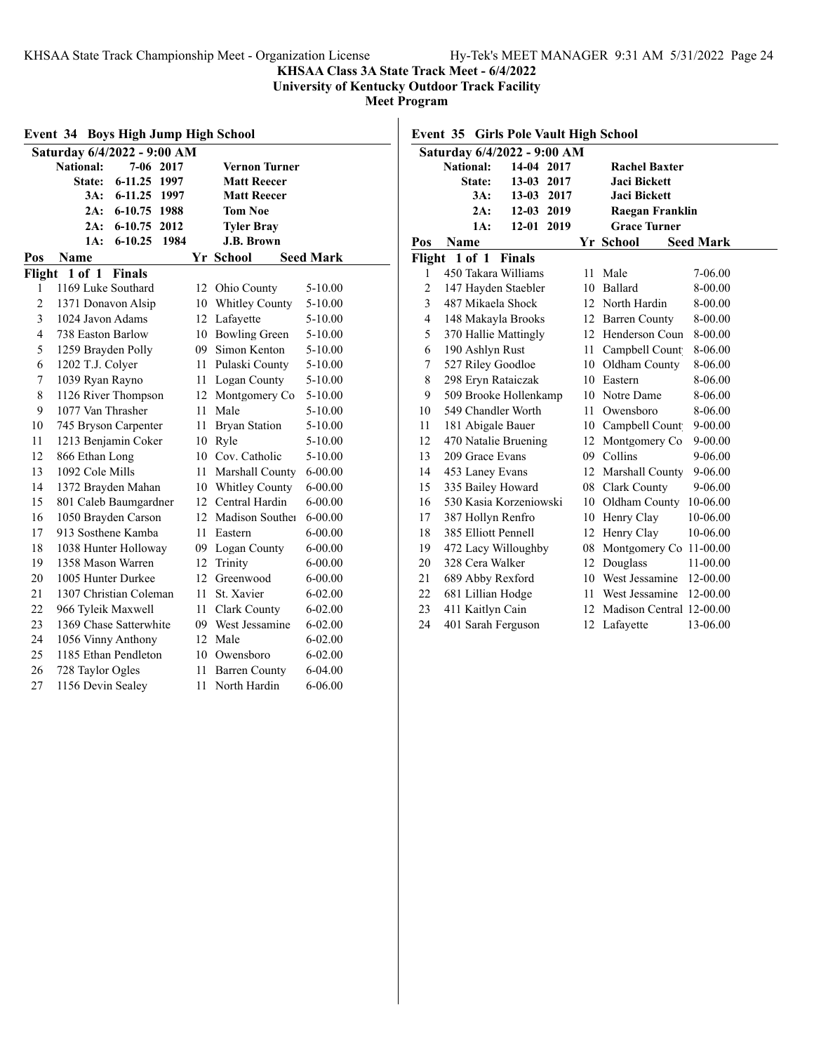**KHSAA Class 3A State Track Meet - 6/4/2022**
**University of Kentucky Outdoor Track Facility**
**Meet Program**

## Event 34 Boys High Jump High School

**Saturday 6/4/2022 - 9:00 AM**

| Record | Mark | Year | Holder |
|---|---|---|---|
| National: | 7-06 | 2017 | Vernon Turner |
| State: | 6-11.25 | 1997 | Matt Reecer |
| 3A: | 6-11.25 | 1997 | Matt Reecer |
| 2A: | 6-10.75 | 1988 | Tom Noe |
| 2A: | 6-10.75 | 2012 | Tyler Bray |
| 1A: | 6-10.25 | 1984 | J.B. Brown |

**Flight 1 of 1 Finals**

| Pos | Name | Yr | School | Seed Mark |
|---|---|---|---|---|
| 1 | 1169 Luke Southard | 12 | Ohio County | 5-10.00 |
| 2 | 1371 Donavon Alsip | 10 | Whitley County | 5-10.00 |
| 3 | 1024 Javon Adams | 12 | Lafayette | 5-10.00 |
| 4 | 738 Easton Barlow | 10 | Bowling Green | 5-10.00 |
| 5 | 1259 Brayden Polly | 09 | Simon Kenton | 5-10.00 |
| 6 | 1202 T.J. Colyer | 11 | Pulaski County | 5-10.00 |
| 7 | 1039 Ryan Rayno | 11 | Logan County | 5-10.00 |
| 8 | 1126 River Thompson | 12 | Montgomery Co | 5-10.00 |
| 9 | 1077 Van Thrasher | 11 | Male | 5-10.00 |
| 10 | 745 Bryson Carpenter | 11 | Bryan Station | 5-10.00 |
| 11 | 1213 Benjamin Coker | 10 | Ryle | 5-10.00 |
| 12 | 866 Ethan Long | 10 | Cov. Catholic | 5-10.00 |
| 13 | 1092 Cole Mills | 11 | Marshall County | 6-00.00 |
| 14 | 1372 Brayden Mahan | 10 | Whitley County | 6-00.00 |
| 15 | 801 Caleb Baumgardner | 12 | Central Hardin | 6-00.00 |
| 16 | 1050 Brayden Carson | 12 | Madison Souther | 6-00.00 |
| 17 | 913 Sosthene Kamba | 11 | Eastern | 6-00.00 |
| 18 | 1038 Hunter Holloway | 09 | Logan County | 6-00.00 |
| 19 | 1358 Mason Warren | 12 | Trinity | 6-00.00 |
| 20 | 1005 Hunter Durkee | 12 | Greenwood | 6-00.00 |
| 21 | 1307 Christian Coleman | 11 | St. Xavier | 6-02.00 |
| 22 | 966 Tyleik Maxwell | 11 | Clark County | 6-02.00 |
| 23 | 1369 Chase Satterwhite | 09 | West Jessamine | 6-02.00 |
| 24 | 1056 Vinny Anthony | 12 | Male | 6-02.00 |
| 25 | 1185 Ethan Pendleton | 10 | Owensboro | 6-02.00 |
| 26 | 728 Taylor Ogles | 11 | Barren County | 6-04.00 |
| 27 | 1156 Devin Sealey | 11 | North Hardin | 6-06.00 |

## Event 35 Girls Pole Vault High School

**Saturday 6/4/2022 - 9:00 AM**

| Record | Mark | Year | Holder |
|---|---|---|---|
| National: | 14-04 | 2017 | Rachel Baxter |
| State: | 13-03 | 2017 | Jaci Bickett |
| 3A: | 13-03 | 2017 | Jaci Bickett |
| 2A: | 12-03 | 2019 | Raegan Franklin |
| 1A: | 12-01 | 2019 | Grace Turner |

**Flight 1 of 1 Finals**

| Pos | Name | Yr | School | Seed Mark |
|---|---|---|---|---|
| 1 | 450 Takara Williams | 11 | Male | 7-06.00 |
| 2 | 147 Hayden Staebler | 10 | Ballard | 8-00.00 |
| 3 | 487 Mikaela Shock | 12 | North Hardin | 8-00.00 |
| 4 | 148 Makayla Brooks | 12 | Barren County | 8-00.00 |
| 5 | 370 Hallie Mattingly | 12 | Henderson Coun | 8-00.00 |
| 6 | 190 Ashlyn Rust | 11 | Campbell Count | 8-06.00 |
| 7 | 527 Riley Goodloe | 10 | Oldham County | 8-06.00 |
| 8 | 298 Eryn Rataiczak | 10 | Eastern | 8-06.00 |
| 9 | 509 Brooke Hollenkamp | 10 | Notre Dame | 8-06.00 |
| 10 | 549 Chandler Worth | 11 | Owensboro | 8-06.00 |
| 11 | 181 Abigale Bauer | 10 | Campbell Count | 9-00.00 |
| 12 | 470 Natalie Bruening | 12 | Montgomery Co | 9-00.00 |
| 13 | 209 Grace Evans | 09 | Collins | 9-06.00 |
| 14 | 453 Laney Evans | 12 | Marshall County | 9-06.00 |
| 15 | 335 Bailey Howard | 08 | Clark County | 9-06.00 |
| 16 | 530 Kasia Korzeniowski | 10 | Oldham County | 10-06.00 |
| 17 | 387 Hollyn Renfro | 10 | Henry Clay | 10-06.00 |
| 18 | 385 Elliott Pennell | 12 | Henry Clay | 10-06.00 |
| 19 | 472 Lacy Willoughby | 08 | Montgomery Co | 11-00.00 |
| 20 | 328 Cera Walker | 12 | Douglass | 11-00.00 |
| 21 | 689 Abby Rexford | 10 | West Jessamine | 12-00.00 |
| 22 | 681 Lillian Hodge | 11 | West Jessamine | 12-00.00 |
| 23 | 411 Kaitlyn Cain | 12 | Madison Central | 12-00.00 |
| 24 | 401 Sarah Ferguson | 12 | Lafayette | 13-06.00 |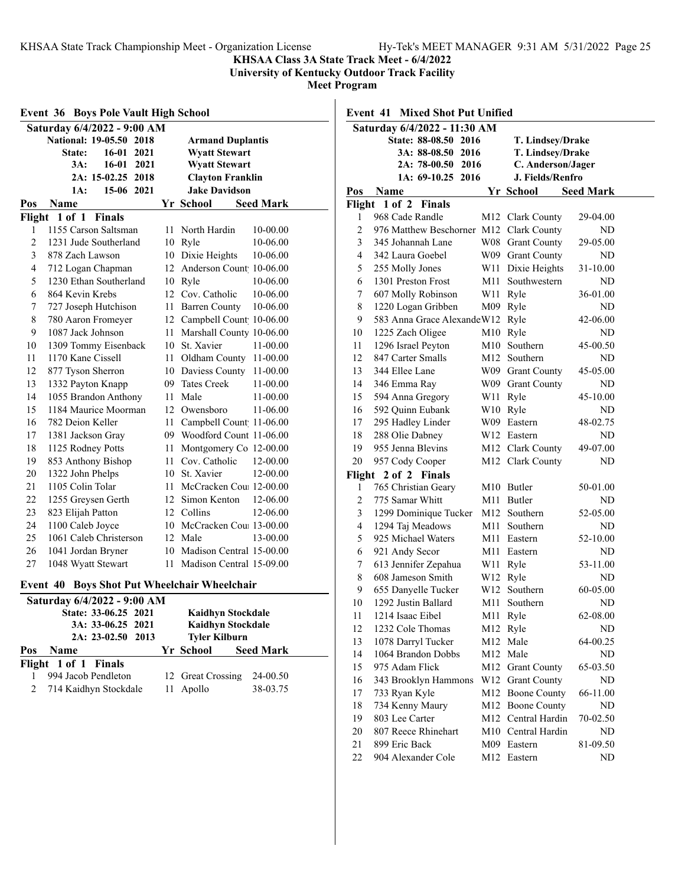**KHSAA Class 3A State Track Meet - 6/4/2022**
**University of Kentucky Outdoor Track Facility**
**Meet Program**

## Event 36 Boys Pole Vault High School

**Saturday 6/4/2022 - 9:00 AM**

| Record | Mark | Year | Holder |
|---|---|---|---|
| National: | 19-05.50 | 2018 | Armand Duplantis |
| State: | 16-01 | 2021 | Wyatt Stewart |
| 3A: | 16-01 | 2021 | Wyatt Stewart |
| 2A: | 15-02.25 | 2018 | Clayton Franklin |
| 1A: | 15-06 | 2021 | Jake Davidson |

**Flight 1 of 1 Finals**

| Pos | Name | Yr | School | Seed Mark |
|---|---|---|---|---|
| 1 | 1155 Carson Saltsman | 11 | North Hardin | 10-00.00 |
| 2 | 1231 Jude Southerland | 10 | Ryle | 10-06.00 |
| 3 | 878 Zach Lawson | 10 | Dixie Heights | 10-06.00 |
| 4 | 712 Logan Chapman | 12 | Anderson Count | 10-06.00 |
| 5 | 1230 Ethan Southerland | 10 | Ryle | 10-06.00 |
| 6 | 864 Kevin Krebs | 12 | Cov. Catholic | 10-06.00 |
| 7 | 727 Joseph Hutchison | 11 | Barren County | 10-06.00 |
| 8 | 780 Aaron Fromeyer | 12 | Campbell Count | 10-06.00 |
| 9 | 1087 Jack Johnson | 11 | Marshall County | 10-06.00 |
| 10 | 1309 Tommy Eisenback | 10 | St. Xavier | 11-00.00 |
| 11 | 1170 Kane Cissell | 11 | Oldham County | 11-00.00 |
| 12 | 877 Tyson Sherron | 10 | Daviess County | 11-00.00 |
| 13 | 1332 Payton Knapp | 09 | Tates Creek | 11-00.00 |
| 14 | 1055 Brandon Anthony | 11 | Male | 11-00.00 |
| 15 | 1184 Maurice Moorman | 12 | Owensboro | 11-06.00 |
| 16 | 782 Deion Keller | 11 | Campbell Count | 11-06.00 |
| 17 | 1381 Jackson Gray | 09 | Woodford Count | 11-06.00 |
| 18 | 1125 Rodney Potts | 11 | Montgomery Co | 12-00.00 |
| 19 | 853 Anthony Bishop | 11 | Cov. Catholic | 12-00.00 |
| 20 | 1322 John Phelps | 10 | St. Xavier | 12-00.00 |
| 21 | 1105 Colin Tolar | 11 | McCracken Cou | 12-00.00 |
| 22 | 1255 Greysen Gerth | 12 | Simon Kenton | 12-06.00 |
| 23 | 823 Elijah Patton | 12 | Collins | 12-06.00 |
| 24 | 1100 Caleb Joyce | 10 | McCracken Cou | 13-00.00 |
| 25 | 1061 Caleb Christerson | 12 | Male | 13-00.00 |
| 26 | 1041 Jordan Bryner | 10 | Madison Central | 15-00.00 |
| 27 | 1048 Wyatt Stewart | 11 | Madison Central | 15-09.00 |

## Event 40 Boys Shot Put Wheelchair Wheelchair

**Saturday 6/4/2022 - 9:00 AM**

| Record | Mark | Year | Holder |
|---|---|---|---|
| State: | 33-06.25 | 2021 | Kaidhyn Stockdale |
| 3A: | 33-06.25 | 2021 | Kaidhyn Stockdale |
| 2A: | 23-02.50 | 2013 | Tyler Kilburn |

**Flight 1 of 1 Finals**

| Pos | Name | Yr | School | Seed Mark |
|---|---|---|---|---|
| 1 | 994 Jacob Pendleton | 12 | Great Crossing | 24-00.50 |
| 2 | 714 Kaidhyn Stockdale | 11 | Apollo | 38-03.75 |

## Event 41 Mixed Shot Put Unified

**Saturday 6/4/2022 - 11:30 AM**

| Record | Mark | Year | Holder |
|---|---|---|---|
| State: | 88-08.50 | 2016 | T. Lindsey/Drake |
| 3A: | 88-08.50 | 2016 | T. Lindsey/Drake |
| 2A: | 78-00.50 | 2016 | C. Anderson/Jager |
| 1A: | 69-10.25 | 2016 | J. Fields/Renfro |

**Flight 1 of 2 Finals**

| Pos | Name | Yr | School | Seed Mark |
|---|---|---|---|---|
| 1 | 968 Cade Randle | M12 | Clark County | 29-04.00 |
| 2 | 976 Matthew Beschorner | M12 | Clark County | ND |
| 3 | 345 Johannah Lane | W08 | Grant County | 29-05.00 |
| 4 | 342 Laura Goebel | W09 | Grant County | ND |
| 5 | 255 Molly Jones | W11 | Dixie Heights | 31-10.00 |
| 6 | 1301 Preston Frost | M11 | Southwestern | ND |
| 7 | 607 Molly Robinson | W11 | Ryle | 36-01.00 |
| 8 | 1220 Logan Gribben | M09 | Ryle | ND |
| 9 | 583 Anna Grace Alexande | W12 | Ryle | 42-06.00 |
| 10 | 1225 Zach Oligee | M10 | Ryle | ND |
| 11 | 1296 Israel Peyton | M10 | Southern | 45-00.50 |
| 12 | 847 Carter Smalls | M12 | Southern | ND |
| 13 | 344 Ellee Lane | W09 | Grant County | 45-05.00 |
| 14 | 346 Emma Ray | W09 | Grant County | ND |
| 15 | 594 Anna Gregory | W11 | Ryle | 45-10.00 |
| 16 | 592 Quinn Eubank | W10 | Ryle | ND |
| 17 | 295 Hadley Linder | W09 | Eastern | 48-02.75 |
| 18 | 288 Olie Dabney | W12 | Eastern | ND |
| 19 | 955 Jenna Blevins | M12 | Clark County | 49-07.00 |
| 20 | 957 Cody Cooper | M12 | Clark County | ND |

**Flight 2 of 2 Finals**

| Pos | Name | Yr | School | Seed Mark |
|---|---|---|---|---|
| 1 | 765 Christian Geary | M10 | Butler | 50-01.00 |
| 2 | 775 Samar Whitt | M11 | Butler | ND |
| 3 | 1299 Dominique Tucker | M12 | Southern | 52-05.00 |
| 4 | 1294 Taj Meadows | M11 | Southern | ND |
| 5 | 925 Michael Waters | M11 | Eastern | 52-10.00 |
| 6 | 921 Andy Secor | M11 | Eastern | ND |
| 7 | 613 Jennifer Zepahua | W11 | Ryle | 53-11.00 |
| 8 | 608 Jameson Smith | W12 | Ryle | ND |
| 9 | 655 Danyelle Tucker | W12 | Southern | 60-05.00 |
| 10 | 1292 Justin Ballard | M11 | Southern | ND |
| 11 | 1214 Isaac Eibel | M11 | Ryle | 62-08.00 |
| 12 | 1232 Cole Thomas | M12 | Ryle | ND |
| 13 | 1078 Darryl Tucker | M12 | Male | 64-00.25 |
| 14 | 1064 Brandon Dobbs | M12 | Male | ND |
| 15 | 975 Adam Flick | M12 | Grant County | 65-03.50 |
| 16 | 343 Brooklyn Hammons | W12 | Grant County | ND |
| 17 | 733 Ryan Kyle | M12 | Boone County | 66-11.00 |
| 18 | 734 Kenny Maury | M12 | Boone County | ND |
| 19 | 803 Lee Carter | M12 | Central Hardin | 70-02.50 |
| 20 | 807 Reece Rhinehart | M10 | Central Hardin | ND |
| 21 | 899 Eric Back | M09 | Eastern | 81-09.50 |
| 22 | 904 Alexander Cole | M12 | Eastern | ND |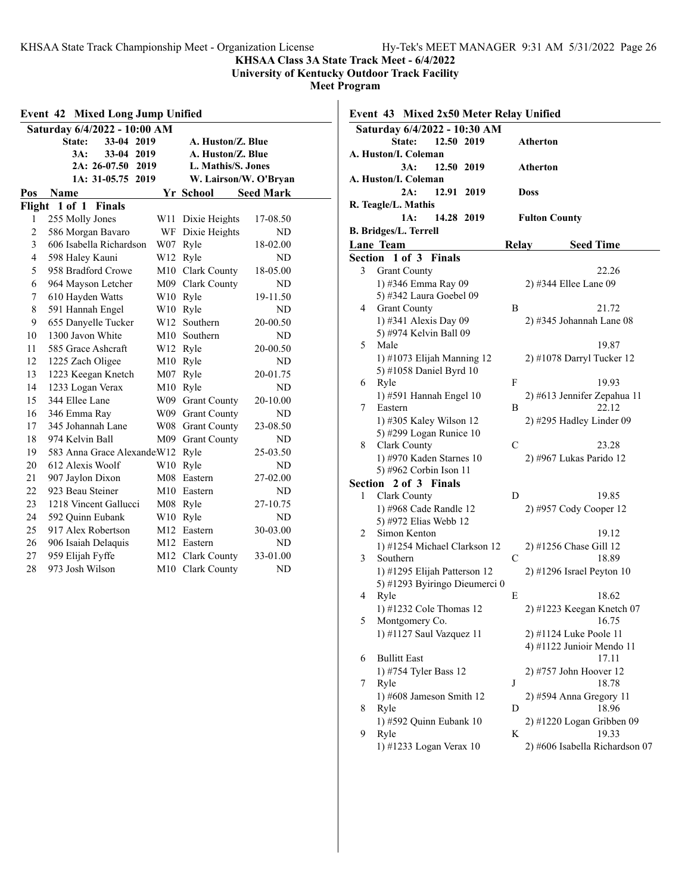**KHSAA Class 3A State Track Meet - 6/4/2022**
**University of Kentucky Outdoor Track Facility**
**Meet Program**

## Event 42 Mixed Long Jump Unified

**Saturday 6/4/2022 - 10:00 AM**

| Record | Mark | Year | Holder |
|---|---|---|---|
| State: | 33-04 | 2019 | A. Huston/Z. Blue |
| 3A: | 33-04 | 2019 | A. Huston/Z. Blue |
| 2A: | 26-07.50 | 2019 | L. Mathis/S. Jones |
| 1A: | 31-05.75 | 2019 | W. Lairson/W. O'Bryan |

**Flight 1 of 1 Finals**

| Pos | Name | Yr | School | Seed Mark |
|---|---|---|---|---|
| 1 | 255 Molly Jones | W11 | Dixie Heights | 17-08.50 |
| 2 | 586 Morgan Bavaro | WF | Dixie Heights | ND |
| 3 | 606 Isabella Richardson | W07 | Ryle | 18-02.00 |
| 4 | 598 Haley Kauni | W12 | Ryle | ND |
| 5 | 958 Bradford Crowe | M10 | Clark County | 18-05.00 |
| 6 | 964 Mayson Letcher | M09 | Clark County | ND |
| 7 | 610 Hayden Watts | W10 | Ryle | 19-11.50 |
| 8 | 591 Hannah Engel | W10 | Ryle | ND |
| 9 | 655 Danyelle Tucker | W12 | Southern | 20-00.50 |
| 10 | 1300 Javon White | M10 | Southern | ND |
| 11 | 585 Grace Ashcraft | W12 | Ryle | 20-00.50 |
| 12 | 1225 Zach Oligee | M10 | Ryle | ND |
| 13 | 1223 Keegan Knetch | M07 | Ryle | 20-01.75 |
| 14 | 1233 Logan Verax | M10 | Ryle | ND |
| 15 | 344 Ellee Lane | W09 | Grant County | 20-10.00 |
| 16 | 346 Emma Ray | W09 | Grant County | ND |
| 17 | 345 Johannah Lane | W08 | Grant County | 23-08.50 |
| 18 | 974 Kelvin Ball | M09 | Grant County | ND |
| 19 | 583 Anna Grace Alexande | W12 | Ryle | 25-03.50 |
| 20 | 612 Alexis Woolf | W10 | Ryle | ND |
| 21 | 907 Jaylon Dixon | M08 | Eastern | 27-02.00 |
| 22 | 923 Beau Steiner | M10 | Eastern | ND |
| 23 | 1218 Vincent Gallucci | M08 | Ryle | 27-10.75 |
| 24 | 592 Quinn Eubank | W10 | Ryle | ND |
| 25 | 917 Alex Robertson | M12 | Eastern | 30-03.00 |
| 26 | 906 Isaiah Delaquis | M12 | Eastern | ND |
| 27 | 959 Elijah Fyffe | M12 | Clark County | 33-01.00 |
| 28 | 973 Josh Wilson | M10 | Clark County | ND |

## Event 43 Mixed 2x50 Meter Relay Unified

**Saturday 6/4/2022 - 10:30 AM**

| Record | Time | Year | Team | Holders |
|---|---|---|---|---|
| State: | 12.50 | 2019 | Atherton | A. Huston/I. Coleman |
| 3A: | 12.50 | 2019 | Atherton | A. Huston/I. Coleman |
| 2A: | 12.91 | 2019 | Doss | R. Teagle/L. Mathis |
| 1A: | 14.28 | 2019 | Fulton County | B. Bridges/L. Terrell |

**Section 1 of 3 Finals**

| Lane | Team | Relay | Seed Time | Members |
|---|---|---|---|---|
| 3 | Grant County | | 22.26 | 1) #346 Emma Ray 09; 2) #344 Ellee Lane 09; 5) #342 Laura Goebel 09 |
| 4 | Grant County | B | 21.72 | 1) #341 Alexis Day 09; 2) #345 Johannah Lane 08; 5) #974 Kelvin Ball 09 |
| 5 | Male | | 19.87 | 1) #1073 Elijah Manning 12; 2) #1078 Darryl Tucker 12; 5) #1058 Daniel Byrd 10 |
| 6 | Ryle | F | 19.93 | 1) #591 Hannah Engel 10; 2) #613 Jennifer Zepahua 11 |
| 7 | Eastern | B | 22.12 | 1) #305 Kaley Wilson 12; 2) #295 Hadley Linder 09; 5) #299 Logan Runice 10 |
| 8 | Clark County | C | 23.28 | 1) #970 Kaden Starnes 10; 2) #967 Lukas Parido 12; 5) #962 Corbin Ison 11 |

**Section 2 of 3 Finals**

| Lane | Team | Relay | Seed Time | Members |
|---|---|---|---|---|
| 1 | Clark County | D | 19.85 | 1) #968 Cade Randle 12; 2) #957 Cody Cooper 12; 5) #972 Elias Webb 12 |
| 2 | Simon Kenton | | 19.12 | 1) #1254 Michael Clarkson 12; 2) #1256 Chase Gill 12 |
| 3 | Southern | C | 18.89 | 1) #1295 Elijah Patterson 12; 2) #1296 Israel Peyton 10; 5) #1293 Byiringo Dieumerci 0 |
| 4 | Ryle | E | 18.62 | 1) #1232 Cole Thomas 12; 2) #1223 Keegan Knetch 07 |
| 5 | Montgomery Co. | | 16.75 | 1) #1127 Saul Vazquez 11; 2) #1124 Luke Poole 11; 4) #1122 Junioir Mendo 11 |
| 6 | Bullitt East | | 17.11 | 1) #754 Tyler Bass 12; 2) #757 John Hoover 12 |
| 7 | Ryle | J | 18.78 | 1) #608 Jameson Smith 12; 2) #594 Anna Gregory 11 |
| 8 | Ryle | D | 18.96 | 1) #592 Quinn Eubank 10; 2) #1220 Logan Gribben 09 |
| 9 | Ryle | K | 19.33 | 1) #1233 Logan Verax 10; 2) #606 Isabella Richardson 07 |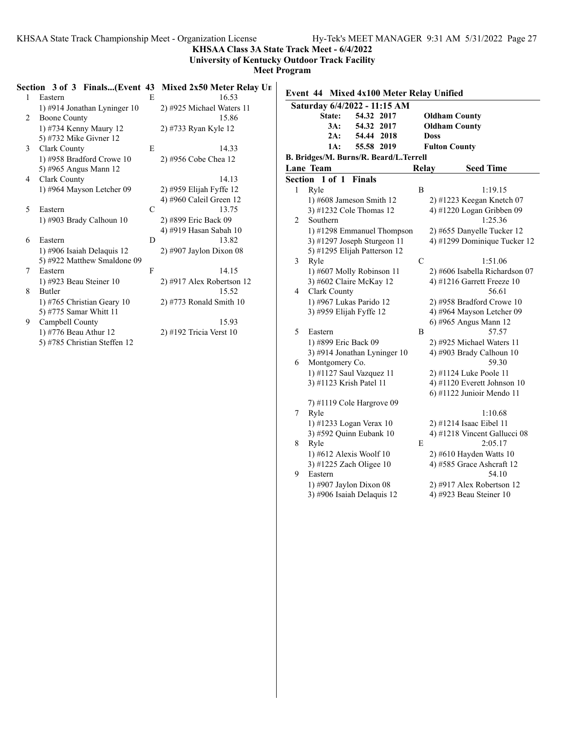KHSAA Class 3A State Track Meet - 6/4/2022
University of Kentucky Outdoor Track Facility
Meet Program

### Section 3 of 3 Finals...(Event 43 Mixed 2x50 Meter Relay Unified)

| Lane | Team | Relay | Seed Time |
|---|---|---|---|
| 1 | Eastern | E | 16.53 |
| | 1) #914 Jonathan Lyninger 10 | 2) #925 Michael Waters 11 | |
| 2 | Boone County | | 15.86 |
| | 1) #734 Kenny Maury 12 | 2) #733 Ryan Kyle 12 | |
| | 5) #732 Mike Givner 12 | | |
| 3 | Clark County | E | 14.33 |
| | 1) #958 Bradford Crowe 10 | 2) #956 Cobe Chea 12 | |
| | 5) #965 Angus Mann 12 | | |
| 4 | Clark County | | 14.13 |
| | 1) #964 Mayson Letcher 09 | 2) #959 Elijah Fyffe 12 | |
| | | 4) #960 Caleil Green 12 | |
| 5 | Eastern | C | 13.75 |
| | 1) #903 Brady Calhoun 10 | 2) #899 Eric Back 09 | |
| | | 4) #919 Hasan Sabah 10 | |
| 6 | Eastern | D | 13.82 |
| | 1) #906 Isaiah Delaquis 12 | 2) #907 Jaylon Dixon 08 | |
| | 5) #922 Matthew Smaldone 09 | | |
| 7 | Eastern | F | 14.15 |
| | 1) #923 Beau Steiner 10 | 2) #917 Alex Robertson 12 | |
| 8 | Butler | | 15.52 |
| | 1) #765 Christian Geary 10 | 2) #773 Ronald Smith 10 | |
| | 5) #775 Samar Whitt 11 | | |
| 9 | Campbell County | | 15.93 |
| | 1) #776 Beau Athur 12 | 2) #192 Tricia Verst 10 | |
| | 5) #785 Christian Steffen 12 | | |

## Event 44 Mixed 4x100 Meter Relay Unified

**Saturday 6/4/2022 - 11:15 AM**

| | | | |
|---|---|---|---|
| **State:** | **54.32** | **2017** | **Oldham County** |
| **3A:** | **54.32** | **2017** | **Oldham County** |
| **2A:** | **54.44** | **2018** | **Doss** |
| **1A:** | **55.58** | **2019** | **Fulton County** |

**B. Bridges/M. Burns/R. Beard/L.Terrell**

### Section 1 of 1 Finals

| Lane | Team | Relay | Seed Time |
|---|---|---|---|
| 1 | Ryle | B | 1:19.15 |
| | 1) #608 Jameson Smith 12 | 2) #1223 Keegan Knetch 07 | |
| | 3) #1232 Cole Thomas 12 | 4) #1220 Logan Gribben 09 | |
| 2 | Southern | | 1:25.36 |
| | 1) #1298 Emmanuel Thompson | 2) #655 Danyelle Tucker 12 | |
| | 3) #1297 Joseph Sturgeon 11 | 4) #1299 Dominique Tucker 12 | |
| | 5) #1295 Elijah Patterson 12 | | |
| 3 | Ryle | C | 1:51.06 |
| | 1) #607 Molly Robinson 11 | 2) #606 Isabella Richardson 07 | |
| | 3) #602 Claire McKay 12 | 4) #1216 Garrett Freeze 10 | |
| 4 | Clark County | | 56.61 |
| | 1) #967 Lukas Parido 12 | 2) #958 Bradford Crowe 10 | |
| | 3) #959 Elijah Fyffe 12 | 4) #964 Mayson Letcher 09 | |
| | | 6) #965 Angus Mann 12 | |
| 5 | Eastern | B | 57.57 |
| | 1) #899 Eric Back 09 | 2) #925 Michael Waters 11 | |
| | 3) #914 Jonathan Lyninger 10 | 4) #903 Brady Calhoun 10 | |
| 6 | Montgomery Co. | | 59.30 |
| | 1) #1127 Saul Vazquez 11 | 2) #1124 Luke Poole 11 | |
| | 3) #1123 Krish Patel 11 | 4) #1120 Everett Johnson 10 | |
| | | 6) #1122 Junioir Mendo 11 | |
| | 7) #1119 Cole Hargrove 09 | | |
| 7 | Ryle | | 1:10.68 |
| | 1) #1233 Logan Verax 10 | 2) #1214 Isaac Eibel 11 | |
| | 3) #592 Quinn Eubank 10 | 4) #1218 Vincent Gallucci 08 | |
| 8 | Ryle | E | 2:05.17 |
| | 1) #612 Alexis Woolf 10 | 2) #610 Hayden Watts 10 | |
| | 3) #1225 Zach Oligee 10 | 4) #585 Grace Ashcraft 12 | |
| 9 | Eastern | | 54.10 |
| | 1) #907 Jaylon Dixon 08 | 2) #917 Alex Robertson 12 | |
| | 3) #906 Isaiah Delaquis 12 | 4) #923 Beau Steiner 10 | |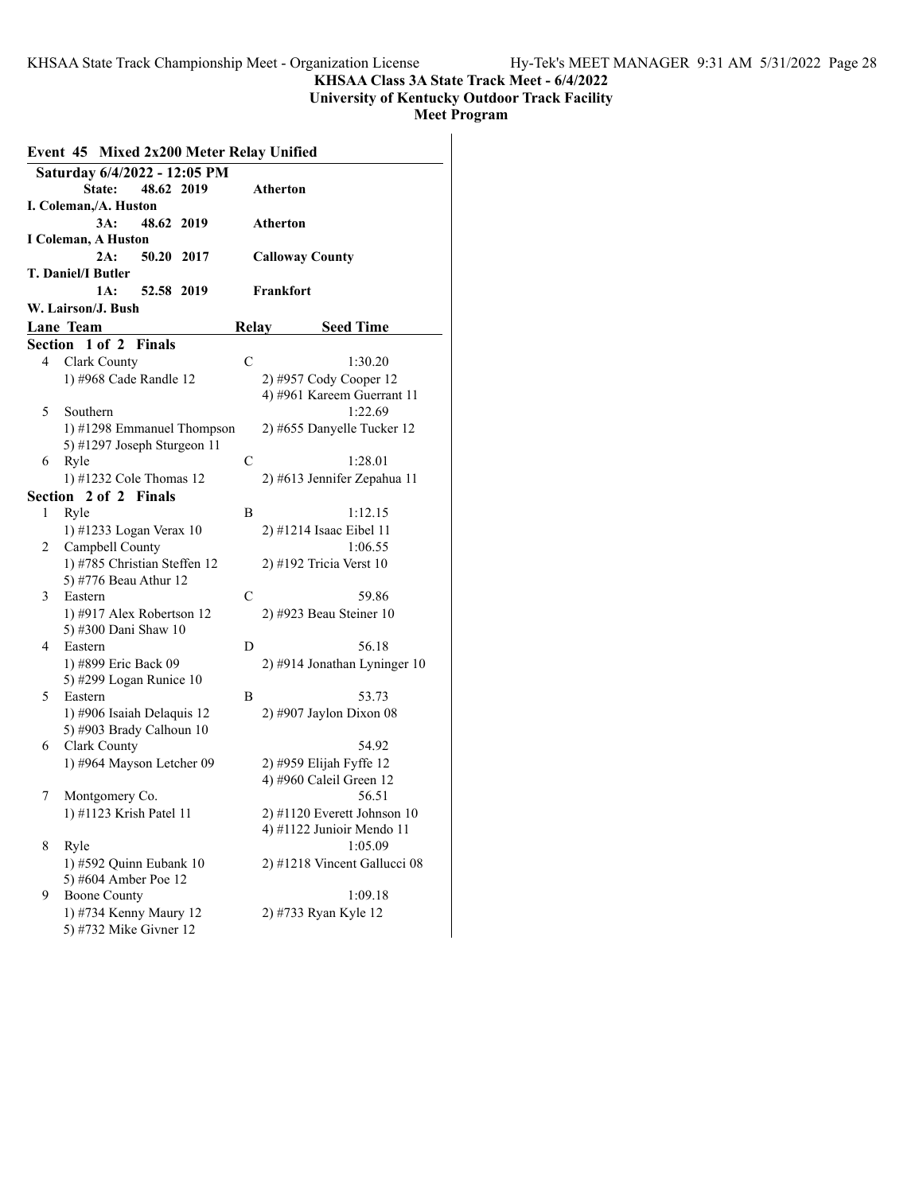**KHSAA Class 3A State Track Meet - 6/4/2022**
**University of Kentucky Outdoor Track Facility**
**Meet Program**

## Event 45 Mixed 2x200 Meter Relay Unified

**Saturday 6/4/2022 - 12:05 PM**

| | | | |
|---|---|---|---|
| State: | 48.62 | 2019 | Atherton |
| I. Coleman,/A. Huston | | | |
| 3A: | 48.62 | 2019 | Atherton |
| I Coleman, A Huston | | | |
| 2A: | 50.20 | 2017 | Calloway County |
| T. Daniel/I Butler | | | |
| 1A: | 52.58 | 2019 | Frankfort |
| W. Lairson/J. Bush | | | |

| Lane | Team | Relay | Seed Time |
|---|---|---|---|
| **Section 1 of 2 Finals** | | | |
| 4 | Clark County | C | 1:30.20 |
| | 1) #968 Cade Randle 12; 2) #957 Cody Cooper 12; 4) #961 Kareem Guerrant 11 | | |
| 5 | Southern | | 1:22.69 |
| | 1) #1298 Emmanuel Thompson; 2) #655 Danyelle Tucker 12; 5) #1297 Joseph Sturgeon 11 | | |
| 6 | Ryle | C | 1:28.01 |
| | 1) #1232 Cole Thomas 12; 2) #613 Jennifer Zepahua 11 | | |
| **Section 2 of 2 Finals** | | | |
| 1 | Ryle | B | 1:12.15 |
| | 1) #1233 Logan Verax 10; 2) #1214 Isaac Eibel 11 | | |
| 2 | Campbell County | | 1:06.55 |
| | 1) #785 Christian Steffen 12; 2) #192 Tricia Verst 10; 5) #776 Beau Athur 12 | | |
| 3 | Eastern | C | 59.86 |
| | 1) #917 Alex Robertson 12; 2) #923 Beau Steiner 10; 5) #300 Dani Shaw 10 | | |
| 4 | Eastern | D | 56.18 |
| | 1) #899 Eric Back 09; 2) #914 Jonathan Lyninger 10; 5) #299 Logan Runice 10 | | |
| 5 | Eastern | B | 53.73 |
| | 1) #906 Isaiah Delaquis 12; 2) #907 Jaylon Dixon 08; 5) #903 Brady Calhoun 10 | | |
| 6 | Clark County | | 54.92 |
| | 1) #964 Mayson Letcher 09; 2) #959 Elijah Fyffe 12; 4) #960 Caleil Green 12 | | |
| 7 | Montgomery Co. | | 56.51 |
| | 1) #1123 Krish Patel 11; 2) #1120 Everett Johnson 10; 4) #1122 Junioir Mendo 11 | | |
| 8 | Ryle | | 1:05.09 |
| | 1) #592 Quinn Eubank 10; 2) #1218 Vincent Gallucci 08; 5) #604 Amber Poe 12 | | |
| 9 | Boone County | | 1:09.18 |
| | 1) #734 Kenny Maury 12; 2) #733 Ryan Kyle 12; 5) #732 Mike Givner 12 | | |